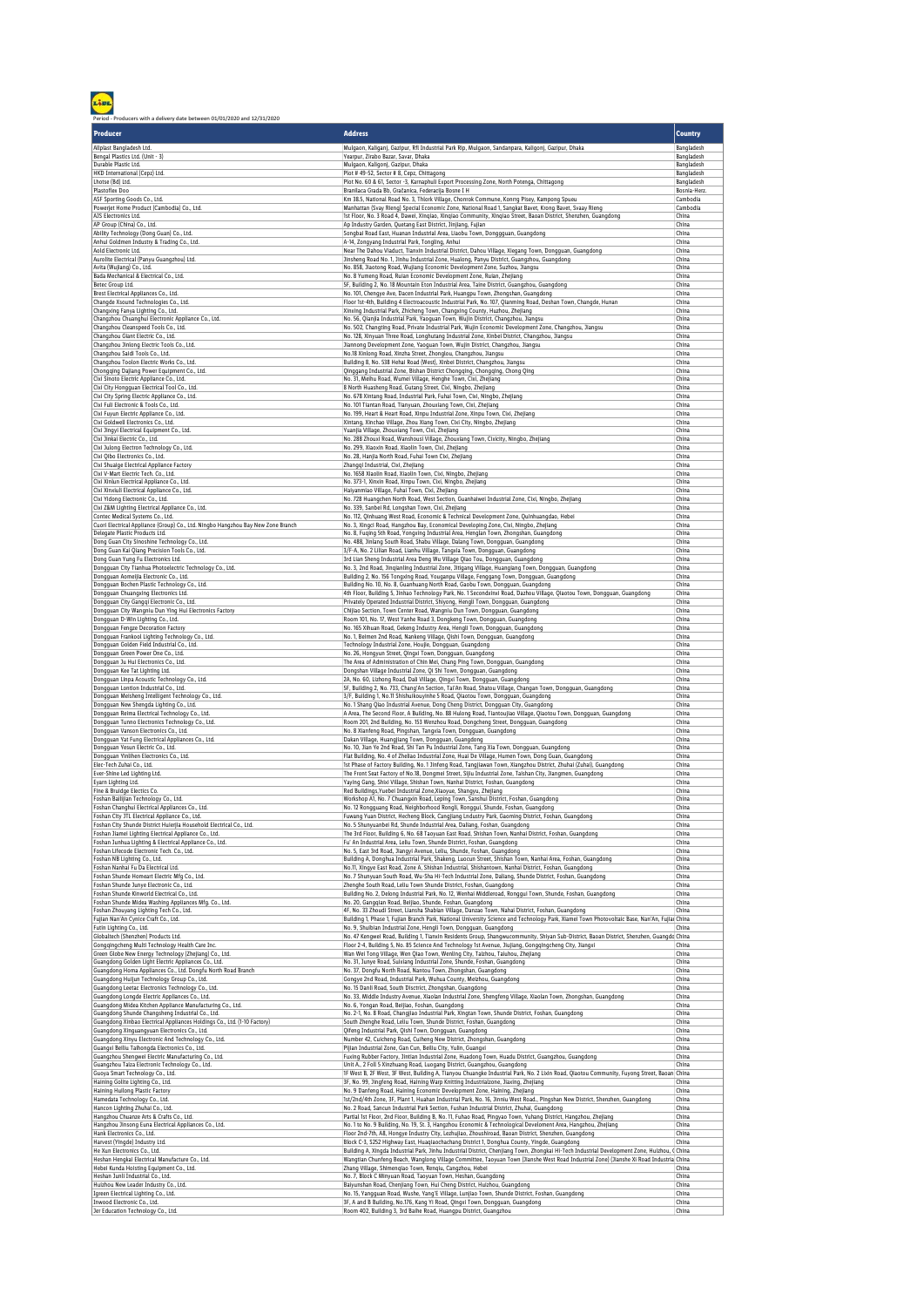Period - Producers with a delivery date between 01/01/2020 and 12/31/2020

| Producer | Address | Country |
|---|---|---|
| Allplast Bangladesh Ltd. | Mulgaon, Kaliganj, Gazipur, Rfl Industrial Park Rip, Mulgaon, Sandanpara, Kaligonj, Gazipur, Dhaka | Bangladesh |
| Bengal Plastics Ltd. (Unit - 3) | Yearpur, Zirabo Bazar, Savar, Dhaka | Bangladesh |
| Durable Plastic Ltd. | Mulgaon, Kaligonj, Gazipur, Dhaka | Bangladesh |
| HKD International (Cepz) Ltd. | Plot # 49-52, Sector # 8, Cepz, Chittagong | Bangladesh |
| Lhotse (Bd) Ltd. | Plot No. 60 & 61, Sector -3, Karnaphuli Export Processing Zone, North Potenga, Chittagong | Bangladesh |
| Plastoflex Doo | Branilaca Grada Bb, Gračanica, Federacija Bosne I H | Bosnia-Herz. |
| ASF Sporting Goods Co., Ltd. | Km 38.5, National Road No. 3, Thlork Village, Chonrok Commune, Konrng Pisey, Kampong Speu | Cambodia |
| Powerjet Home Product (Cambodia) Co., Ltd. | Manhattan (Svay Rieng) Special Economic Zone, National Road 1, Sangkat Bavet, Krong Bavet, Svaay Rieng | Cambodia |
| AJS Electronics Ltd. | 1st Floor, No. 3 Road 4, Dawei, Xinqiao, Xinqiao Community, Xinqiao Street, Baoan District, Shenzhen, Guangdong | China |
| AP Group (China) Co., Ltd. | Ap Industry Garden, Quetang East District, Jinjiang, Fujian | China |
| Ability Technology (Dong Guan) Co., Ltd. | Songbai Road East, Huanan Industrial Area, Liaobu Town, Dongguan, Guangdong | China |
| Anhui Goldmen Industry & Trading Co., Ltd. | A-14, Zongyang Industrial Park, Tongling, Anhui | China |
| Aold Electronic Ltd. | Near The Dahou Viaduct, Tianxin Industrial District, Dahou Village, Xiegang Town, Dongguan, Guangdong | China |
| Aurolite Electrical (Panyu Guangzhou) Ltd. | Jinsheng Road No. 1, Jinhu Industrial Zone, Hualong, Panyu District, Guangzhou, Guangdong | China |
| Avita (Wujiang) Co., Ltd. | No. 858, Jiaotong Road, Wujiang Economic Development Zone, Suzhou, Jiangsu | China |
| Bada Mechanical & Electrical Co., Ltd. | No. 8 Yumeng Road, Ruian Economic Development Zone, Ruian, Zhejiang | China |
| Betec Group Ltd. | 5F, Building 2, No. 18 Mountain Eton Industrial Area, Taihe District, Guangzhou, Guangdong | China |
| Brest Electrical Appliances Co., Ltd. | No. 101, Chengye Ave, Dacen Industrial Park, Huangpu Town, Zhongshan, Guangdong | China |
| Changde Xsound Technologies Co., Ltd. | Floor 1st-4th, Building 4 Electroacoustic Industrial Park, No. 107, Qianming Road, Deshan Town, Changde, Hunan | China |
| Changxing Fanya Lighting Co., Ltd. | Xinxing Industrial Park, Zhicheng Town, Changxing County, Huzhou, Zhejiang | China |
| Changzhou Chuanghui Electronic Appliance Co., Ltd. | No. 56, Qianjia Industrial Park, Yaoguan Town, Wujin District, Changzhou, Jiangsu | China |
| Changzhou Cleanspeed Tools Co., Ltd. | No. 502, Changting Road, Private Industrial Park, Wujin Economic Development Zone, Changzhou, Jiangsu | China |
| Changzhou Giant Electric Co., Ltd. | No. 128, Xinyuan Three Road, Longhutang Industrial Zone, Xinbei District, Changzhou, Jiangsu | China |
| Changzhou Jinlong Electric Tools Co., Ltd. | Jiannong Development Zone, Yaoguan Town, Wujin District, Changzhou, Jiangsu | China |
| Changzhou Saidi Tools Co., Ltd. | No.18 Xinlong Road, Xinzha Street, Zhonglou, Changzhou, Jiangsu | China |
| Changzhou Toolon Electric Works Co., Ltd. | Building 8, No. 538 Hehai Road (West), Xinbei District, Changzhou, Jiangsu | China |
| Chongqing Dajiang Power Equipment Co., Ltd. | Qinggang Industrial Zone, Bishan District Chongqing, Chongqing, Chong Qing | China |
| Cixi Sinoto Electric Appliance Co., Ltd. | No. 31, Meihu Road, Wumei Village, Henghe Town, Cixi, Zhejiang | China |
| Cixi City Hongguan Electrical Tool Co., Ltd. | 8 North Huasheng Road, Gutang Street, Cixi, Ningbo, Zhejiang | China |
| Cixi City Spring Electric Appliance Co., Ltd. | No. 678 Xintang Road, Industrial Park, Fuhai Town, Cixi, Ningbo, Zhejiang | China |
| Cixi Full Electronic & Tools Co., Ltd. | No. 101 Tiantan Road, Tianyuan, Zhouxiang Town, Cixi, Zhejiang | China |
| Cixi Fuyun Electric Appliance Co., Ltd. | No. 199, Heart & Heart Road, Xinpu Industrial Zone, Xinpu Town, Cixi, Zhejiang | China |
| Cixi Goldwell Electronics Co., Ltd. | Xintang, Xinchao Village, Zhou Xiang Town, Cixi City, Ningbo, Zhejiang | China |
| Cixi Jingyi Electrical Equipment Co., Ltd. | Yuanjia Village, Zhouxiang Town, Cixi, Zhejiang | China |
| Cixi Jinkai Electric Co., Ltd. | No. 288 Zhouxi Road, Wanzhousi Village, Zhouxiang Town, Cixicity, Ningbo, Zhejiang | China |
| Cixi Julong Electron Technology Co., Ltd. | No. 299, Xiaoxin Road, Xiaolin Town, Cixi, Zhejiang | China |
| Cixi Qibo Electronics Co., Ltd. | No. 28, Hanjia North Road, Fuhai Town Cixi, Zhejiang | China |
| Cixi Shuaige Electrical Appliance Factory | Zhangqi Industrial, Cixi, Zhejiang | China |
| Cixi V-Mart Electric Tech. Co., Ltd. | No. 1658 Xiaolin Road, Xiaolin Town, Cixi, Ningbo, Zhejiang | China |
| Cixi Xinlun Electrical Appliance Co., Ltd. | No. 373-1, Xinxin Road, Xinpu Town, Cixi, Ningbo, Zhejiang | China |
| Cixi Xinxiuli Electrical Appliance Co., Ltd. | Haiyanmiao Village, Fuhai Town, Cixi, Zhejiang | China |
| Cixi Yidong Electronic Co., Ltd. | No. 728 Huangchen North Road, West Section, Guanhaiwei Industrial Zone, Cixi, Ningbo, Zhejiang | China |
| Cixi Z&M Lighting Electrical Appliance Co., Ltd. | No. 339, Sanbei Rd, Longshan Town, Cixi, Zhejiang | China |
| Contec Medical Systems Co., Ltd. | No. 112, Qinhuang West Road, Economic & Technical Development Zone, Quinhuangdao, Hebei | China |
| Cuori Electrical Appliance (Group) Co., Ltd. Ningbo Hangzhou Bay New Zone Branch | No. 3, Xingci Road, Hangzhou Bay, Economical Developing Zone, Cixi, Ningbo, Zhejiang | China |
| Delegate Plastic Products Ltd. | No. 8, Fuqing 5th Road, Yongxing Industrial Area, Henglan Town, Zhongshan, Guangdong | China |
| Dong Guan City Sinoshine Technology Co., Ltd. | No. 488, Jinlang South Road, Shabu Village, Dalang Town, Dongguan, Guangdong | China |
| Dong Guan Kai Qiang Precision Tools Co., Ltd. | 3/F-A, No. 2 Lilian Road, Lianhu Village, Tangxia Town, Dongguan, Guangdong | China |
| Dong Guan Yung Fu Electronics Ltd. | 3rd Lian Sheng Industrial Area Deng Wu Village Qiao Tou, Dongguan, Guangdong | China |
| Dongguan City Tianhua Photoelectric Technology Co., Ltd. | No. 3, 2nd Road, Jinqianling Industrial Zone, Jitigang Village, Huangjiang Town, Dongguan, Guangdong | China |
| Dongguan Aomeijia Electronic Co., Ltd. | Building 2, No. 156 Tongxing Road, Youganpu Village, Fenggang Town, Dongguan, Guangdong | China |
| Dongguan Bochen Plastic Technology Co., Ltd. | Building No. 10, No. 8, Guanhuang North Road, Gaobu Town, Dongguan, Guangdong | China |
| Dongguan Chuangxing Electronics Ltd. | 4th Floor, Building 5, Jinhao Technology Park, No. 1 Secondxinxi Road, Dazhou Village, Qiaotou Town, Dongguan, Guangdong | China |
| Dongguan City Gangqi Electronic Co., Ltd. | Privately Operated Industrial District, Shiyong, Hengli Town, Dongguan, Guangdong | China |
| Dongguan City Wangniu Dun Ying Hui Electronics Factory | Chijiao Section, Town Center Road, Wangniu Dun Town, Dongguan, Guangdong | China |
| Dongguan D-Win Lighting Co., Ltd. | Room 101, No. 17, West Yanhe Road 3, Dongkeng Town, Dongguan, Guangdong | China |
| Dongguan Fengze Decoration Factory | No. 165 Xihuan Road, Gekeng Industry Area, Hengli Town, Dongguan, Guangdong | China |
| Dongguan Frankool Lighting Technology Co., Ltd. | No. 1, Beimen 2nd Road, Nankeng Village, Qishi Town, Dongguan, Guangdong | China |
| Dongguan Golden Field Industrial Co., Ltd. | Technology Industrial Zone, Houjie, Dongguan, Guangdong | China |
| Dongguan Green Power One Co., Ltd. | No. 26, Hongyun Street, Qingxi Town, Dongguan, Guangdong | China |
| Dongguan Ju Hui Electronics Co., Ltd. | The Area of Administration of Chin Mei, Chang Ping Town, Dongguan, Guangdong | China |
| Dongguan Kee Tat Lighting Ltd. | Dongshan Village Industrial Zone, Qi Shi Town, Dongguan, Guangdong | China |
| Dongguan Linpa Acoustic Technology Co., Ltd. | 2A, No. 60, Lizhong Road, Dali Village, Qingxi Town, Dongguan, Guangdong | China |
| Dongguan Lontion Industrial Co., Ltd. | 5F, Building 2, No. 733, Chang'An Section, Tai'An Road, Shatou Village, Changan Town, Dongguan, Guangdong | China |
| Dongguan Meisheng Intelligent Technology Co., Ltd. | 3/F, Building 1, No.11 Shishuikouyinhe 5 Road, Qiaotou Town, Dongguan, Guangdong | China |
| Dongguan New Shengda Lighting Co., Ltd. | No. 1 Shang Qiao Industrial Avenue, Dong Cheng District, Dongguan City, Guangdong | China |
| Dongguan Reima Electrical Technology Co., Ltd. | A Area, The Second Floor, A Building, No. 88 Hulong Road, Tiantoujiao Village, Qiaotou Town, Dongguan, Guangdong | China |
| Dongguan Tunno Electronics Technology Co., Ltd. | Room 201, 2nd Building, No. 153 Wenzhou Road, Dongcheng Street, Dongguan, Guangdong | China |
| Dongguan Vanson Electronics Co., Ltd. | No. 8 Xianfeng Road, Pingshan, Tangxia Town, Dongguan, Guangdong | China |
| Dongguan Yat Fung Electrical Appliances Co., Ltd. | Dakan Village, Huangjiang Town, Dongguan, Guangdong | China |
| Dongguan Yesun Electric Co., Ltd. | No. 10, Jian Ye 2nd Road, Shi Tan Pu Industrial Zone, Tang Xia Town, Dongguan, Guangdong | China |
| Dongguan Yinlihen Electronics Co., Ltd. | Flat Building, No. 4 of Zhelian Industrial Zone, Huai De Village, Humen Town, Dong Guan, Guangdong | China |
| Elec-Tech Zuhai Co., Ltd. | 1st Phase of Factory Building, No. 1 Jinfeng Road, Tangjiawan Town, Xiangzhou District, Zhuhai (Zuhai), Guangdong | China |
| Ever-Shine Led Lighting Ltd. | The Front Seat Factory of No.18, Dongmei Street, Sijiu Industrial Zone, Taishan City, Jiangmen, Guangdong | China |
| Eyarn Lighting Ltd. | Yaying Gang, Shixi Village, Shishan Town, Nanhai District, Foshan, Guangdong | China |
| Fine & Bruidge Electrics Co. | Red Buildings,Yuebei Industrial Zone,Xiaoyue, Shangyu, Zhejiang | China |
| Foshan Bailijian Technology Co., Ltd. | Workshop A1, No. 7 Chuangxin Road, Leping Town, Sanshui District, Foshan, Guangdong | China |
| Foshan Changhui Electrical Appliances Co., Ltd. | No. 12 Rongguang Road, Neighborhood Rongli, Ronggui, Shunde, Foshan, Guangdong | China |
| Foshan City JTL Electrical Appliance Co., Ltd. | Fuwang Yuan District, Hecheng Block, Cangjiang Lndustry Park, Gaoming District, Foshan, Guangdong | China |
| Foshan City Shunde District Huierjia Household Electrical Co., Ltd. | No. 5 Shunyuanbei Rd, Shunde Industrial Area, Dallang, Foshan, Guangdong | China |
| Foshan Jiamei Lighting Electrical Appliance Co., Ltd. | The 3rd Floor, Building 6, No. 68 Taoyuan East Road, Shishan Town, Nanhai District, Foshan, Guangdong | China |
| Foshan Junhua Lighting & Electrical Appliance Co., Ltd. | Fu' An Industrial Area, Leliu Town, Shunde District, Foshan, Guangdong | China |
| Foshan Lifecode Electronic Tech. Co., Ltd. | No. 5, East 3rd Road, Jiangyi Avenue, Leliu, Shunde, Foshan, Guangdong | China |
| Foshan NB Lighting Co., Ltd. | Building A, Donghua Industrial Park, Shakeng, Luocun Street, Shishan Town, Nanhai Area, Foshan, Guangdong | China |
| Foshan Nanhai Fu Da Electrical Ltd. | No.11, Xingye East Road, Zone A, Shishan Industrial, Shishantown, Nanhai District, Foshan, Guangdong | China |
| Foshan Shunde Homeart Electric Mfg Co., Ltd. | No. 7 Shunyuan South Road, Wu-Sha Hi-Tech Industrial Zone, Daliang, Shunde District, Foshan, Guangdong | China |
| Foshan Shunde Junye Electronic Co., Ltd. | Zhenghe South Road, Leliu Town Shunde District, Foshan, Guangdong | China |
| Foshan Shunde Kinworld Electrical Co., Ltd. | Building No. 2, Delong Industrial Park, No. 12, Wenhai Middleroad, Ronggui Town, Shunde, Foshan, Guangdong | China |
| Foshan Shunde Midea Washing Appliances Mfg. Co., Ltd. | No. 20, Gangqian Road, Beijiao, Shunde, Foshan, Guangdong | China |
| Foshan Zhouyang Lighting Tech Co., Ltd. | 4F, No. 33 Zhoudi Street, Liansha Shabian Village, Danzao Town, Nahai District, Foshan, Guangdong | China |
| Fujian Nan'An Cynice Craft Co., Ltd. | Building 1, Phase 1, Fujian Branch Park, National University Science and Technology Park, Xiamei Town Photovoltaic Base, Nan'An, Fujian | China |
| Futin Lighting Co., Ltd. | No. 9, Shuibian Industrial Zone, Hengli Town, Dongguan, Guangdong | China |
| Globaltech (Shenzhen) Products Ltd. | No. 47 Kengwei Road, Building 1, Tianxin Residents Group, Shangwucommunity, Shiyan Sub-District, Baoan District, Shenzhen, Guangdong | China |
| Gongqingcheng Multi Technology Health Care Inc. | Floor 2-4, Building 5, No. 85 Science And Technology 1st Avenue, Jiujiang, Gongqingcheng City, Jiangxi | China |
| Green Globe New Energy Technology (Zhejiang) Co., Ltd. | Wan Wei Tong Village, Wen Qiao Town, Wenling City, Taizhou, Taizhou, Zhejiang | China |
| Guangdong Golden Light Electric Appliances Co., Ltd. | No. 31, Junye Road, Sulelang Industrial Zone, Shunde, Foshan, Guangdong | China |
| Guangdong Homa Appliances Co., Ltd. Dongfu North Road Branch | No. 37, Dongfu North Road, Nantou Town, Zhongshan, Guangdong | China |
| Guangdong Huijun Technology Group Co., Ltd. | Gongye 2nd Road, Industrial Park, Wuhua County, Meizhou, Guangdong | China |
| Guangdong Leetac Electronics Technology Co., Ltd. | No. 15 Danli Road, South District, Zhongshan, Guangdong | China |
| Guangdong Longde Electric Appliances Co., Ltd. | No. 33, Middle Industry Avenue, Xiaolan Industrial Zone, Shengfeng Village, Xiaolan Town, Zhongshan, Guangdong | China |
| Guangdong Midea Kitchen Appliance Manufacturing Co., Ltd. | No. 6, Yongan Road, Beijiao, Foshan, Guangdong | China |
| Guangdong Shunde Changsheng Industrial Co., Ltd. | No. 2-1, No. 8 Road, Changjiao Industrial Park, Xingtan Town, Shunde District, Foshan, Guangdong | China |
| Guangdong Xinbao Electrical Appliances Holdings Co., Ltd. (T-10 Factory) | South Zhenghe Road, Leliu Town, Shunde District, Foshan, Guangdong | China |
| Guangdong Xinguangyuan Electronics Co., Ltd. | Qifeng Industrial Park, Qishi Town, Dongguan, Guangdong | China |
| Guangdong Xinyu Electronic And Technology Co., Ltd. | Number 42, Cuicheng Road, Cuiheng New District, Zhongshan, Guangdong | China |
| Guangxi Beiliu Taihongda Electronics Co., Ltd. | Pijian Industrial Zone, Gan Cun, Beiliu City, Yulin, Guangxi | China |
| Guangzhou Shengwei Electric Manufacturing Co., Ltd. | Fuxing Rubber Factory, Jintian Industrial Zone, Huadong Town, Huadu District, Guangzhou, Guangdong | China |
| Guangzhou Taiza Electronic Technology Co., Ltd. | Unit A., 2 Foll 5 Xinzhuang Road, Luogang District, Guangzhou, Guangdong | China |
| Guoya Smart Technology Co., Ltd. | 1F West B, 2F West, 3F West, Building A, Tianyou Chuangke Industrial Park, No. 2 Lixin Road, Qiaotou Community, Fuyong Street, Baoan | China |
| Haining Golite Lighting Co., Ltd. | 3F, No. 99, Jingfeng Road, Haining Warp Knitting Industrialzone, Jiaxing, Zhejiang | China |
| Haining Huilong Plastic Factory | No. 9 Danfeng Road, Haining Economic Development Zone, Haining, Zhejiang | China |
| Hamedata Technology Co., Ltd. | 1st/2nd/4th Zone, 3F, Plant 1, Huahan Industrial Park, No. 16, Jinniu West Road., Pingshan New District, Shenzhen, Guangdong | China |
| Hancon Lighting Zhuhai Co., Ltd. | No. 2 Road, Sancun Industrial Park Section, Fushan Industrial District, Zhuhai, Guangdong | China |
| Hangzhou Chuanze Arts & Crafts Co., Ltd. | Partial 1st Floor, 2nd Floor, Building B, No. 11, Fuhao Road, Pingyao Town, Yuhang District, Hangzhou, Zhejiang | China |
| Hangzhou Jinsong Euna Electrical Appliances Co., Ltd. | No. 1 to No. 9 Building, No. 19, St. 3, Hangzhou Economic & Technological Develoment Area, Hangzhou, Zhejiang | China |
| Hank Electronics Co., Ltd. | Floor 2nd-7th, A8, Hongye Industry City, Lezhujiao, Zhoushiroad, Baoan District, Shenzhen, Guangdong | China |
| Harvest (Yingde) Industry Ltd. | Block C-3, S252 Highway East, Huaqiaochachang District 1, Donghua County, Yingde, Guangdong | China |
| He Xun Electronics Co., Ltd. | Building A, Xingda Industrial Park, Jinhu Industrial District, Chenjiang Town, Zhongkai Hi-Tech Industrial Development Zone, Huizhou, G | China |
| Heshan Hengkai Electrical Manufacture Co., Ltd. | Wangtian Chunfeng Beach, Wanglong Village Committee, Taoyuan Town (Jianshe West Road Industrial Zone) (Jianshe Xi Road Industrial | China |
| Hebei Kunda Hoisting Equipment Co., Ltd. | Zhang Village, Shimenqiao Town, Renqiu, Cangzhou, Hebei | China |
| Heshan Junli Industrial Co., Ltd. | No. 7, Block C Minyuan Road, Taoyuan Town, Heshan, Guangdong | China |
| Huizhou New Leader Industry Co., Ltd. | Baiyunshan Road, Chenjiang Town, Hui Cheng District, Huizhou, Guangdong | China |
| Igreen Electrical Lighting Co., Ltd. | No. 15, Yangguan Road, Wushe, Yang'E Village, Lunjiao Town, Shunde District, Foshan, Guangdong | China |
| Inwood Electronic Co., Ltd. | 3F, A and B Building, No.176, Kang Yi Road, Qingxi Town, Dongguan, Guangdong | China |
| Jer Education Technology Co., Ltd. | Room 402, Building 3, 3rd Baihe Road, Huangpu District, Guangzhou | China |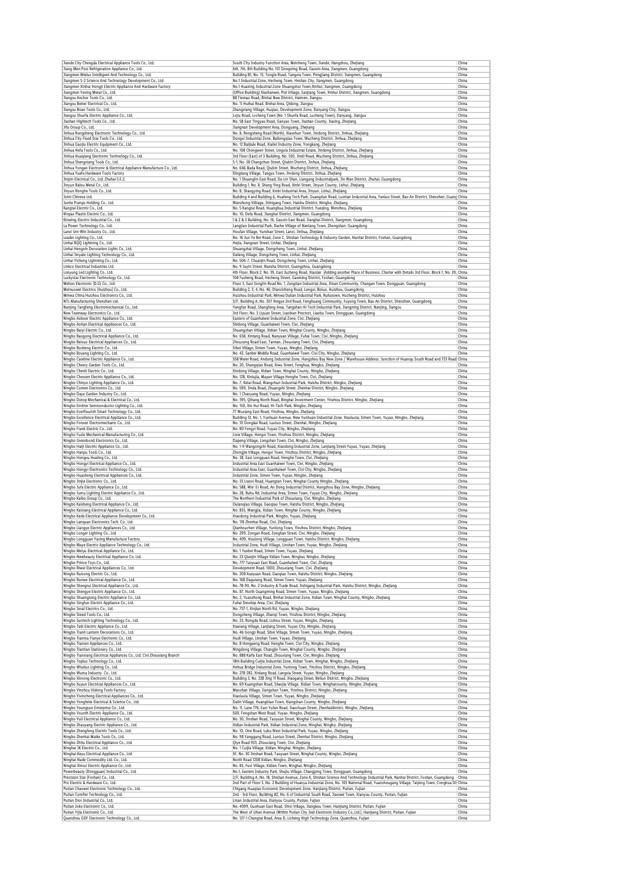| | | |
|---|---|---|
| Jiande City Chengda Electrical Appliance Tools Co., Ltd. | South City Industry Function Area, Meicheng Town, Jiande, Hangzhou, Zhejiang | China |
| Jiang Men Posi Refrigeration Appliance Co., Ltd. | 6th, 7th, 8th Building No.101 Dongning Road, Gaoxin Area, Jiangmen, Guangdong | China |
| Jiangmen Mielux Intelligent And Technology Co., Ltd. | Building B1, No. 13, Tongle Road, Tangxia Town, Pengjiang District, Jiangmen, Guangdong | China |
| Jiangmen S-2 Science And Technology Development Co., Ltd. | No.1 Industrial Zone, Hecheng Town, Heshan City, Jiangmen, Guangdong | China |
| Jiangmen Xinhui Hongji Electric Appliance And Hardware Factory | No.1 Huaxing Industrial Zone Shuangshui Town,Xinhui, Jiangmen, Guangdong | China |
| Jiangmen Yexing Metal Co., Ltd. | (Office Building) Xiashanwei, Pai Village, Sanjiang Town, Xinhui District, Jiangmen, Guangdong | China |
| Jiangsu Anchor Tools Co., Ltd. | 88 Tiemao Road, Binhai New District, Haimen, Jiangsu | China |
| Jiangsu Better Electrical Co., Ltd. | No. 11 Huihai Road, Binhai Area, Qidong, Jiangsu | China |
| Jiangsu Boan Tools Co., Ltd. | Zhangxiang Village, Huqiao, Development Zone, Danyang City, Jiangsu | China |
| Jiangsu Shunfa Electric Appliance Co., Ltd. | Lvjiu Road, Lvcheng Town (No. 1 Shunfa Road, Lucheng Town), Danyang, Jiangsu | China |
| Jiashan Hightech Tools Co., Ltd. | No. 58 East Tingyao Road, Ganyao Town, Jiashan County, Jiaxing, Zhejiang | China |
| Jifa Group Co., Ltd. | Jiangnan Development Area, Dongyang, Zhejiang | China |
| Jinhua Rongsheng Electronic Technology Co., Ltd. | No. 8, Rongsheng Road (North), Xiaoshun Town, Jindong District, Jinhua, Zhejiang | China |
| Jinhua City Fixed Star Tools Co., Ltd. | Dongxi Industrial Zone, Bailongqiao Town, Wucheng District, Jinhua, Zhejiang | China |
| Jinhua Gaojiu Electric Equipment Co., Ltd. | No. 12 Baijiale Road, Xialixi Industry Zone, Yongkang, Zhejiang | China |
| Jinhua Hefa Tools Co., Ltd. | No. 108 Chongwen Street, Lingxia Industrial Estate, Jindong District, Jinhua, Zhejiang | China |
| Jinhua Huaqiang Electronic Technology Co., Ltd. | 3rd Floor (East) of 3 Building, No. 550, Jindi Road, Wucheng District, Jinhua, Zhejiang | China |
| Jinhua Shengxiang Tools Co., Ltd. | 5-1, No. 58 Changchun Street, Qiubin District, Jinhua, Zhejiang | China |
| Jinhua Yongan Electronic & Electrical Appliance Manufacture Co., Ltd. | No. 666 Bada Road, Qiubin Street, Wucheng District, Jinhua, Zhejiang | China |
| Jinhua Yuefa Hardware Tools Factory | Dingtang Village, Tangya Town, Jindong District, Jinhua, Zhejiang | China |
| Jinpin Electrical Co., Ltd. Zhuhai S.E.Z. | No.1 Shuanglin East Road, Da Lin Shan, Liangang Industrialpark, Jin Wan District, Zhuhai, Guangdong | China |
| Jinyun Balou Metal Co., Ltd. | Building 1, No. 8, Shang Ying Road, Xinbi Street, Jinyun County, Lishui, Zhejiang | China |
| Jinyun Ronghe Tools Co., Ltd. | No. 8, Shangying Road, Xinbi Industrial Area, Jinyun, Lishui, Zhejiang | China |
| Joint Chinese Ltd. | Building 4 and Building 6, Huafeng Tech Park, Guangtian Road, Luotian Industrial Area, Yanluo Street, Bao An District, Shenzhen, Guangdong | China |
| Junhe Pumps Holding Co., Ltd. | Wanzhong Villiage, Jishigang Town, Haishu District, Ningbo, Zhejiang | China |
| Kangtai Electric Co., Ltd. | No. 5 Kangtai Road, Huanghua Industrial District, Yueqing, Wenzhou, Zhejiang | China |
| Kinpax Plastic Electric Co., Ltd. | No. 10, Defa Road, Jianghai District, Jiangmen, Guangdong | China |
| Kinwing Electric Industrial Co., Ltd. | 1 & 2 & 3 Building, No. 16, Gaoxin East Road, Jianghai District, Jiangmen, Guangdong | China |
| La Power Technology Co., Ltd. | Langjian Industrial Park, Dache Village of Nanlang Town, Zhongshan, Guangdong | China |
| Lanxi Uni-Win Industry Co., Ltd. | Houfan Village, Yunshan Street, Lanxi, Jinhua, Zhejiang | China |
| Leader Lighting Co., Ltd. | No. 16 Jun Ye Bei Road, Zone C, Shishan Technology & Industry Garden, Nanhai District, Foshan, Guangdong | China |
| Linhai BQQ Lightning Co., Ltd. | Hejia, Jiangnan Street, Linhai, Zhejiang | China |
| Linhai Hengxin Decoration Lights Co., Ltd. | Shuangzhai Village, Dongcheng Town, Linhai, Zhejiang | China |
| Linhai Jinyate Lighting Technology Co., Ltd. | Dafang Village, Dongcheng Town, Linhai, Zhejiang | China |
| Linhai Yicheng Lightning Co., Ltd. | No. 506-7, Chuanjin Road, Dongcheng Town, Linhai, Zhejiang | China |
| Linkco Electrical Industries Ltd. | No. 9 Juyin Street, Nansha District, Guangzhou, Guangdong | China |
| Lonyung Led Lighting Co., Ltd. | 4th Floor, Block 2, No. 39, East Jucheng Road, Xiaolan (Adding another Place of Business, Charter with Details 3rd Floor, Block 1, No. 39, ... | China |
| Luckystar Electronic Technology Co., Ltd. | 10# Fusheng Road, Hecheng Street, Gaoming District, Foshan, Guangdong | China |
| Mehon Electronic (D.G) Co., Ltd. | Floor 3, East Songlin Road No. 1, Zengtian Industrial Area, Xinan Community, Changan Town, Dongguan, Guangdong | China |
| Meinuowei Electrics (Huizhou) Co., Ltd. | Building 2, 3, 4, No. 46, Dianzicheng Road, Longxi, Boluo, Huizhou, Guangdong | China |
| Minwa China Huizhou Electronics Co., Ltd. | Huizhou Industrial Park, Minwa Dalian Industrial Park, Ruhutown, Huicheng District, Huizhou | China |
| NTL Manufacturing Shenzhen Ltd. | 3/F, Building A, No. 207 Xingye 2nd Road, Fenghuang Community, Fuyong Town, Bao An District, Shenzhen, Guangdong | China |
| Nanjing Tangfeng Electromechanical Co., Ltd. | Yangfan Road, Shangfeng Area, Tangshan Hi-Tech Industrial Park, Jiangning District, Nanjing, Jiangsu | China |
| New Teamway Electronics Co., Ltd. | 3rd Floor, No. 3 Liyuan Street, Liaobian Precinct, Liaobu Town, Dongguan, Guangdong | China |
| Ningbo Aoboer Electric Appliance Co., Ltd. | Eastern of Guanhaiwei Industrial Zone, Cixi, Zhejiang | China |
| Ningbo Aotian Electrical Appliances Co., Ltd. | Shidong Village, Guanhaiwei Town, Cixi, Zhejiang | China |
| Ningbo Baiyi Electric Co., Ltd. | Shuangshan Village, Xidian Town, Ninghai County, Ningbo, Zhejiang | China |
| Ningbo Baogong Electrical Appliance Co., Ltd. | No. 658, Xintang Road, Nanyuan Village, Fuhai Town, Cixi, Ningbo, Zhejiang | China |
| Ningbo Beisuo Electrical Appliances Co., Ltd. | Zhouzong Road East, Tannan, Zhouxiang Town, Cixi, Zhejiang | China |
| Ningbo Bosheng Electric Co., Ltd. | Sibei Village, Simen Town, Yuyao, Ningbo, Zhejiang | China |
| Ningbo Boyang Lighting Co., Ltd. | No. 42, Sanbei Middle Road, Guanhaiwei Town, Cixi City, Ningbo, Zhejiang | China |
| Ningbo Careline Electric Appliance Co., Ltd. | 558 Weier Road, Andong Industrial Zone, Hangzhou Bay New Zone / Warehouse Address: Junction of Huanqu South Road and 723 Road | China |
| Ningbo Cheery Garden Tools Co., Ltd. | No. 20, Shangqiao Road, Xiwu Street, Fenghua, Ningbo, Zhejiang | China |
| Ningbo Chenli Electric Co., Ltd. | Xindong Village, Xidian Town, Ninghai County, Ningbo, Zhejiang | China |
| Ningbo Chessen Electric Appliance Co., Ltd. | No. 128, Xinlujia, Mayan Village Henghe Town, Cixi, Zhejiang | China |
| Ningbo Chinyo Lighting Appliance Co., Ltd. | No. 7, Ketai Road, Wangchun Industrial Park, Haishu District, Ningbo, Zhejiang | China |
| Ningbo Comen Electronics Co., Ltd. | No. 599, Jinda Road, Zhuangshi Street, Zhenhai District, Ningbo, Zhejiang | China |
| Ningbo Daye Garden Industry Co., Ltd. | No. 1 Chaoyang Road, Yuyao, Ningbo, Zhejiang | China |
| Ningbo Dotop Mechanical & Electrical Co., Ltd. | No. 395, Qihang North Road, Binghai Investment Center, Yinzhou District, Ningbo, Zhejiang | China |
| Ningbo Emitter Semiconductor Lighting Co., Ltd. | No. 150, Xin Hui Road, Hi-Tech Park, Ningbo, Zhejiang | China |
| Ningbo Everflourish Smart Technology Co., Ltd. | 77 Wuxiang East Road, Yinzhou, Ningbo, Zhejiang | China |
| Ningbo Excellence Electrical Appliance Co., Ltd. | Building 12, No. 1, Yunhuan Avenue, New Yunhuan Industrial Zone, Xiaoluxia, Simen Town, Yuyao, Ningbo, Zhejiang | China |
| Ningbo Fonsen Electromechanic Co., Ltd. | No. 10 Dongkai Road, Luotuo Street, Zhenhai, Ningbo, Zhejiang | China |
| Ningbo Frank Electric Co., Ltd. | No. 80 Fengyi Road, Yuyao City, Ningbo, Zhejiang | China |
| Ningbo Fusle Mechanical Manufacturing Co., Ltd. | Lixie Village, Hengxi Town, Yinzhou District, Ningbo, Zhejiang | China |
| Ningbo Greenbond Electronics Co., Ltd. | Dapeng Village, Longshan Town, Cixi, Ningbo, Zhejiang | China |
| Ningbo Haiji Electric Appliance Co., Ltd. | No. 1-9 Wangongchi Road, Xiaodong Industrial Zone, Lanjiang Street Yuyao, Yuyao, Zhejiang | China |
| Ningbo Hanpu Tools Co., Ltd. | Zhongjie Village, Hengxi Town, Yinzhou District, Ningbo, Zhejiang | China |
| Ningbo Hongxu Heating Co., Ltd. | No. 38, East Longquan Road, Henghe Town, Cixi, Zhejiang | China |
| Ningbo Hongyi Electrical Appliance Co., Ltd. | Industrial Area East Guanhaiwei Town, Cixi, Ningbo, Zhejiang | China |
| Ningbo Hongyi Electronics Technology Co., Ltd. | Industrial Area East, Guanhaiwei Town, Cixi City, Ningbo, Zhejiang | China |
| Ningbo Huasheng Electrical Appliances Co., Ltd. | Industrial Zone, Simen Town, Yuyao, Ningbo, Zhejiang | China |
| Ningbo Jinjie Electronic Co., Ltd. | No. 33 Lianxi Road, Huangtan Town, Ninghai County Ningbo, Zhejiang | China |
| Ningbo Jufa Electric Appliance Co., Ltd. | No. 588, Wie' Er Road, An Dong Industrial District, Hangzhou Bay Zone, Ningbo, Zhejiang | China |
| Ningbo Jumu Lighting Electric Appliance Co., Ltd. | No. 28, Ruhu Rd. Industrial Area, Simen Town, Yuyao City, Ningbo, Zhejiang | China |
| Ningbo Kaibo Group Co., Ltd. | The Northern Industrial Park of Zhouxiang, Cixi, Ningbo, Zhejiang | China |
| Ningbo Kaisheng Electrical Appliance Co., Ltd. | Oulangiao Village, Gaoqiao Town, Haishu District, Ningbo, Zhejiang | China |
| Ningbo Kaixiang Electrical Appliance Co., Ltd. | No. 855, Wangjia, Xidian Town, Ninghai County, Ningbo, Zhejiang | China |
| Ningbo Kede Electrical Appliance Development Co., Ltd. | Xiaodong Industrial Park, Ningbo, Yuyao, Zhejiang | China |
| Ningbo Lanquan Electronics Tech. Co., Ltd. | No. 118 Zhenhai Road, Cixi, Zhejiang | China |
| Ningbo Liangye Electric Appliances Co., Ltd. | Qianhouchen Village, Yunlong Town, Yinzhou District, Ningbo, Zhejiang | China |
| Ningbo Longer Lighting Co., Ltd. | No. 299, Zongan Road, Zonghan Street, Cixi, Ningbo, Zhejiang | China |
| Ningbo Longguan Yaxing Manufacture Factory | No. 409, Houlong Village, Longguan Town, Haishu District, Ningbo, Zhejiang | China |
| Ningbo Maye Electric Appliance Technology Co., Ltd. | Industrial Zone, Hudi Village, Linshan Town, Yuyao, Ningbo, Zhejiang | China |
| Ningbo Meiyu Electrical Appliance Co., Ltd. | No. 1 Yaobei Road, Simen Town, Yuyao, Zhejiang | China |
| Ningbo Newbeauty Electrical Appliance Co., Ltd. | No. 23 Qianjin Village Xidian Town, Ninghai, Ningbo, Zhejiang | China |
| Ningbo Prince Toys Co., Ltd. | No. 777 Taoyuan East Road, Guanhaiwei Town, Cixi, Zhejiang | China |
| Ningbo Riwei Electrical Appliances Co., Ltd. | Development Road, 1000, Zhouxiang Town, Cixi, Zhejiang | China |
| Ningbo Ruicong Electric Co., Ltd. | No. 208 Xueyuan Road, Gaoqiao Town, Haishu District, Ningbo, Zhejiang | China |
| Ningbo Runwe Electrical Appliance Co., Ltd. | No. 168 Dagutang Road, Simen Town, Yuyao, Zhejiang | China |
| Ningbo Shengrui Electrical Appliance Co., Ltd. | No. 78-90, No. 2 Industry & Trade Road, Jishigang Industrial Park, Haishu District, Ningbo, Zhejiang | China |
| Ningbo Shengye Electric Appliance Co., Ltd. | No. 87, North Guangming Road, Simen Town, Yuyao, Ningbo, Zhejiang | China |
| Ningbo Shuangtong Electric Appliance Co., Ltd. | No. 2, Yuanzhong Road, Binhai Industrial Zone, Xidian Town, Ninghai County, Ningbo, Zhejiang | China |
| Ningbo Singfun Electric Appliance Co., Ltd. | Fuhai Develop Area, Cixi, Zhejiang | China |
| Ningbo Smal Electrics Co., Ltd. | No. 737-1, Xinjian North Rd, Yuyao, Ningbo, Zhejiang | China |
| Ningbo Steed Tools Co., Ltd. | Dongcheng Village, Zhanqi Town, Yinzhou District, Ningbo, Zhejiang | China |
| Ningbo Suntech Lighting Technology Co., Ltd. | No. 23, Rongda Road, Lizhou Street, Yuyao, Ningbo, Zhejiang | China |
| Ningbo Taili Electric Appliance Co., Ltd. | Xiaxiang Village, Lanjiang Street, Yuyao City, Ningbo, Zhejiang | China |
| Ningbo Tianli Lantern Decorations Co., Ltd. | No. 46 Gongji Road, Sibei Village, Simen Town, Yuyao, Ningbo, Zhejiang | China |
| Ningbo Tianma Tianye Electronic Co., Ltd. | Hudi Village, Linshan Town, Yuyao, Zhejiang | China |
| Ningbo Tianren Appliances Co., Ltd. | No. 8 Hengpeng Road, Henghe Town, Cixi City, Ningbo, Zhejiang | China |
| Ningbo Tiantian Stationery Co., Ltd. | Ningdong Village, Changjie Town, Ninghai County, Ningbo, Zhejiang | China |
| Ningbo Tianxiang Electrical Appliances Co., Ltd. Cixi Zhouxiang Branch | No. 888 Kaifa East Road, Zhouxiang Town, Cixi, Ningbo, Zhejiang | China |
| Ningbo Toplus Technology Co., Ltd. | 18th Building Cuijia Industrial Zone, Xidian Town, Ninghai, Ningbo, Zhejiang | China |
| Ningbo Wiselux Lighting Co., Ltd. | Hehua Bridge Industrial Zone, Yunlong Town, Yinzhou District, Ningbo, Zhejiang | China |
| Ningbo Wuma Industry Co., Ltd. | No. 278-282, Xinlang Road, Langxia Street, Yuyao, Ningbo, Zhejiang | China |
| Ningbo Xinrong Electronic Co., Ltd. | Building 3, No. 228 Jing 11 Road, Xiaogang Street, Beilun District, Ningbo, Zhejiang | China |
| Ningbo Xuyun Electrical Appliances Co., Ltd. | No. 69 Kuangshan Road, Shaojia Village, Xidian Town, Ninghaicounty, Ningbo, Zhejiang | China |
| Ningbo Yinzhou Visking Tools Factory | Maoshan Village, Jiangshan Town, Yinzhou District, Ningbo, Zhejiang | China |
| Ningbo Yixincheng Electrical Appliances Co., Ltd. | Xiaoluxia Village, Simen Town, Yuyao, Ningbo, Zhejiang | China |
| Ningbo Yongfeite Electrical & Science Co., Ltd. | Dalin Village, Huangbiao Town, Xiangshan County, Ningbo, Zhejiang | China |
| Ningbo Youngsun Enterprise Co., Ltd. | No. 11, Lane 776, East Yufan Road, Jiaochuan Street, Zhenhaidistrict, Ningbo, Zhejiang | China |
| Ningbo Younth Electric Appliance Co., Ltd. | 500, Fengshan West Road, Yuyao, Ningbo, Zhejiang | China |
| Ningbo Yuli Electrical Appliance Co., Ltd. | No. 30, Jinshan Road, Taoyuan Street, Ninghai County, Ningbo, Zhejiang | China |
| Ningbo Zhaoyang Electric Appliance Co., Ltd. | Xidian Industrial Park, Xidian Industrial Zone, Ninghai, Ningbo, Zhejiang | China |
| Ningbo Zhengfeng Electric Tools Co., Ltd. | No. 10, One Road, Lubu West Industrial Park, Yuyao, Ningbo, Zhejiang | China |
| Ningbo Zhenhai Maike Tools Co., Ltd. | No. 98 Yanggang Road, Luotuo Street, Zhenhai District, Ningbo, Zhejiang | China |
| Ningbo Zhitu Electrical Appliance Co., Ltd. | Qiye Road 933, Zhouxiang Town, Cixi, Zhejiang | China |
| Ninghai JK Electric Co., Ltd. | No. 1 Cuijia Village, Xidian, Ninghai, Ningbo, Zhejiang | China |
| Ninghai Keyu Electrical Appliance Co., Ltd. | 5F, No. 30 Jinshan Road, Taoyuan Street, Ninghai County, Ningbo, Zhejiang | China |
| Ninghai Nade Commodity Ltd. Co., Ltd. | North Road 1208 Xidian, Ningbo, Zhejiang | China |
| Ninghai Xinnui Electric Appliance Co., Ltd. | No. 83, Fuxi Village, Xidian Town, Ninghai, Ningbo, Zhejiang | China |
| Powerbeauty (Dongguan) Industrial Co., Ltd. | No.1, Eastern Industry Park, Shujiu Village, Changping Town, Dongguan, Guangdong | China |
| Precision Star (Foshan) Co., Ltd. | 2/F, Building A, No. 18, Shishan Avenue, Zone A, Shishan Science And Technology Industrial Park, Nanhai District, Foshan, Guangdong | China |
| Pro Electric & Hardware Co., Ltd. | 2nd Part of Floor 5, No. 2 Building of Huanya Industrial Zone, No. 105 National Road, Yuanzhougang Village, Taiping Town, Conghua Di... | China |
| Putian Chaowei Electronic Technology Co., Ltd. | Chigang Huaqiao Economic Development Zone, Hanjiang District, Putian, Fujian | China |
| Putian Comfier Technology Co., Ltd. | 2nd - 3rd Floor, Building #2, No. 6 of Industrial South Road, Xiawei Town, Xianyou County, Putian, Fujian | China |
| Putian Dior Industrial Co., Ltd. | Linan Industrial Area, Xianyou County, Putian, Fujian | China |
| Putian Joko Electronic Co., Ltd. | No. 4099, Guohuan East Road, Shixi Village, Jiangkou Town, Hanjiang District, Putian, Fujian | China |
| Putian Yijia Electronic Co., Ltd. | The West of Lihan Avenue (Within Putian City Jiali Electronic Industry Co.,Ltd.), Hanjiang District, Putian, Fujian | China |
| Quanzhou GDF Electronic Technology Co., Ltd. | No. 127-1 Changtai Road, Area D, Licheng High Technology Zone, Quanzhou, Fujian | China |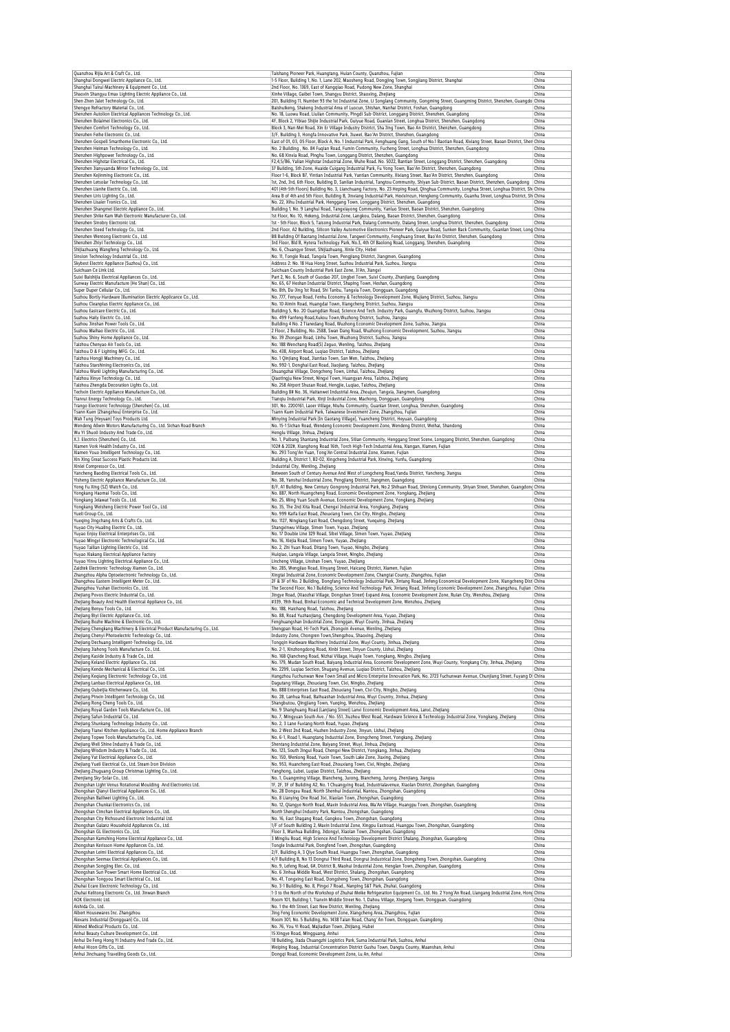| | | |
|---|---|---|
| Quanzhou Rijia Art & Craft Co., Ltd. | Taishang Pioneer Park, Huangtang, Huian County, Quanzhou, Fujian | China |
| Shanghai Dongwei Electric Appliance Co., Ltd. | 1-5 Floor, Building 1, No. 1, Lane 202, Maosheng Road, Dongjing Town, Songjiang District, Shanghai | China |
| Shanghai Tainui Machinery & Equipment Co., Ltd. | 2nd Floor, No. 1369, East of Kangqiao Road, Pudong New Zone, Shanghai | China |
| Shaoxin Shangyu Emax Lighting Electric Appliance Co., Ltd. | Xinhe Village, Gaibei Town, Shangyu District, Shaoxing, Zhejiang | China |
| Shen Zhen Jalet Technology Co., Ltd. | 201, Building 11, Number 93 the 1st Industrial Zone, Li Songlang Community, Gongming Street, Guangming District, Shenzhen, Guangdong | China |
| Shengye Refractory Material Co., Ltd. | Baishuikeng, Shakeng Industrial Area of Luocun, Shishan, Nanhai District, Foshan, Guangdong | China |
| Shenzhen Autolion Electrical Appliances Technology Co., Ltd. | No. 18, Luowu Road, Liulian Community, Pingdi Sub-District, Longgang District, Shenzhen, Guangdong | China |
| Shenzhen Bolaimei Electronics Co., Ltd. | 4F, Block 2, Yibiao Shijie Industrial Park, Guiyue Road, Guanlan Street, Longhua District, Shenzhen, Guangdong | China |
| Shenzhen Comfort Technology Co., Ltd. | Block 3, Nan Mei Road, Xin Er Village Industry District, Sha Jing Town, Bao An District, Shenzhen, Guangdong | China |
| Shenzhen Feihe Electronic Co., Ltd. | 3/F, Building 3, Hongfa Innovative Park, Jiuwei, Bao'An District, Shenzhen, Guangdong | China |
| Shenzhen Gospell Smarthome Electronic Co., Ltd. | East of 01, 03, 05 Floor, Block A, No. 1 Industrial Park, Fenghuang Gang, South of No.1 Baotian Road, Xixiang Street, Baoan District, Shenzhen | China |
| Shenzhen Heiman Technology Co., Ltd. | No. 2 Building , No. 84 Fuqian Road, Fumin Community, Fucheng Street, Longhua District, Shenzhen, Guangdong | China |
| Shenzhen Highpower Technology Co., Ltd. | No. 68 Xinxia Road, Pinghu Town, Longgang District, Shenzhen, Guangdong | China |
| Shenzhen Highstar Electrical Co., Ltd. | F2,4,5/B6, Yalian Highstar Industrial Zone, Wuhe Road. No. 5022, Bantian Street, Longgang District, Shenzhen, Guangdong | China |
| Shenzhen Jianyuanda Mirror Technology Co., Ltd. | 37 Building, 5th Zone, Huaide Cuigang Industrial Park, Fu Yong Town, Bao'An District, Shenzhen, Guangdong | China |
| Shenzhen Kejinming Electronic Co., Ltd. | Floor 1-6, Block B7, Yintian Industrial Park, Yantian Community, Xixiang Street, Bao'An District, Shenzhen, Guangdong | China |
| Shenzhen Letsolar Technology Co., Ltd. | 1st, 2nd, 3rd, 6th Floor, Building D, Sanlian Industrial, Tangtou Community, Shiyan Sub-District, Baoan District, Shenzhen, Guangdong | China |
| Shenzhen Lianhe Electric Co., Ltd. | 401 (4th-5th Floors) Building No. 3, Lianchuang Factory, No. 23 Heping Road, Qinghua Community, Longhua Street, Longhua District, Shenzhen | China |
| Shenzhen Liris Lighting Co., Ltd. | Area B of 4th and 5th Floor, Building B, Jinxiang Industrial Park, Hexixincun, Hengkeng Community, Guanhu Street, Longhua District, Shenzhen | China |
| Shenzhen Lisaier Tronics Co., Ltd. | No. 22, Xihu Industrial Park, Henggang Town, Longgang District, Shenzhen, Guangdong | China |
| Shenzhen Shangmei Electric Appliance Co., Ltd. | Building 1, No. 9 Langhui Road, Tangxiayong Community, Yanluo Street, Baoan District, Shenzhen, Guangdong | China |
| Shenzhen Shike Kam Wah Electronic Manufacturer Co., Ltd. | 1st Floor, No. 10, Hekeng, Industrial Zone, Langkou, Dalang, Baoan District, Shenzhen, Guangdong | China |
| Shenzhen Sinoboy Electronic Ltd. | 1st - 5th Floor, Block 5, Taisong Industrial Park, Dalang Community, Dalang Street, Longhua District, Shenzhen, Guangdong | China |
| Shenzhen Steed Technology Co., Ltd. | 2nd Floor, A2 Building, Silicon Valley Automotive Electronics Pioneer Park, Guiyue Road, Sunken Back Community, Guanlan Street, Longhua | China |
| Shenzhen Wentong Electronic Co., Ltd. | B8 Building Of Baotang Industrial Zone, Tangwei Community, Fenghuang Street, Bao'An District, Shenzhen, Guangdong | China |
| Shenzhen Zhiyi Technology Co., Ltd. | 3rd Floor, Bld B, Hytera Technology Park, No.3, 4th Of Baolong Road, Longgang, Shenzhen, Guangdong | China |
| Shijiazhuang Wangfeng Technology Co., Ltd. | No. 6, Chuangye Street, Shijiazhuang, Xinle City, Hebei | China |
| Sinsion Technology Industrial Co., Ltd. | No. 11, Tongle Road, Tangxia Town, Pengjiang District, Jiangmen, Guangdong | China |
| Skybest Electric Appliance (Suzhou) Co., Ltd. | Address 2: No. 18 Hua Hong Street, Suzhou Industrial Park, Suzhou, Jiangsu | China |
| Suichuan Ce Link Ltd. | Suichuan County Industrial Park East Zone, Ji'An, Jiangxi | China |
| Suixi Baishijia Electrical Appliances Co., Ltd. | Part 2, No. 6, South of Guodao 207, Lingbei Town, Suixi County, Zhanjiang, Guangdong | China |
| Sunway Electric Manufacture (He Shan) Co., Ltd. | No. 65, 67 Heshan Industrial District, Shaping Town, Heshan, Guangdong | China |
| Super Duper Cellular Co., Ltd. | No. 8th, Da-Jing 1st Road, Shi Tanbu, Tangxia Town, Dongguan, Guangdong | China |
| Suzhou Bortly Hardware Illumination Electric Applicance Co., Ltd. | No. 777, Fenyue Road, Fenhu Economy & Technology Development Zone, Wujiang District, Suzhou, Jiangsu | China |
| Suzhou Cleanplus Electric Appliance Co., Ltd. | No. 10 Aimin Road, Huangdai Town, Xiangcheng District, Suzhou, Jiangsu | China |
| Suzhou Eastcare Electric Co., Ltd. | Building 5, No. 20 Guangdian Road, Science And Tech. Industry Park, Guangfu, Wuzhong District, Suzhou, Jiangsu | China |
| Suzhou Haily Electric Co., Ltd. | No. 499 Fanfeng Road,Xukou Town,Wuzhong District, Suzhou, Jiangsu | China |
| Suzhou Jinshan Power Tools Co., Ltd. | Building 4 No. 2 Tianedang Road, Wuzhong Economic Development Zone, Suzhou, Jiangsu | China |
| Suzhou Maihao Electric Co., Ltd. | 2 Floor, 2 Building, No. 2588, Swan Dang Road, Wuzhong Economic Development, Suzhou, Jiangsu | China |
| Suzhou Shiny Home Appliance Co., Ltd. | No. 39 Zhongan Road, Linhu Town, Wuzhong District, Suzhou, Jiangsu | China |
| Taizhou Chenyao Air Tools Co., Ltd. | No. 188 Wenchang Road(S) Zeguo, Wenling, Taizhou, Zhejiang | China |
| Taizhou D & F Lighting MFG. Co., Ltd. | No. 438, Airport Road, Luqiao District, Taizhou, Zhejiang | China |
| Taizhou Hongji Machinery Co., Ltd. | No. 1 Qinjiang Road, Jiantiao Town, San Men, Taizhou, Zhejiang | China |
| Taizhou Starshining Electronics Co., Ltd. | No. 992-1, Donghai East Road, Jiaojiang, Taizhou, Zhejiang | China |
| Taizhou Wanli Lighting Manufacturing Co., Ltd. | Shuangzhai Village, Dongcheng Town, Linhai, Taizhou, Zhejiang | China |
| Taizhou Xinye Technology Co., Ltd. | Qiaotingju New Street, Ningxi Town, Huangyan Area, Taizhou, Zhejiang | China |
| Taizhou Zhengda Decoration Lights Co., Ltd. | No. 258 Airport Shusan Road, Hengjie, Luqiao, Taizhou, Zhejiang | China |
| Techvin Electric Appliance Manufacture Co., Ltd. | Building 8# No. 36, Haitanwei Industrial Area, Zhoujun, Tangxia, Jiangmen, Guangdong | China |
| Tianrui Energy Technology Co., Ltd. | Tianqiu Industrial Park, Xinji Industrial Zone, Machong, Dongguan, Guangdong | China |
| Trango Electronic Technology (Shenzhen) Co., Ltd. | 301, No. 2200161, Laoer Village, Niuhu Community, Guanlan Street, Longhua, Shenzhen, Guangdong | China |
| Tsann Kuen (Zhangzhou) Enterprise Co., Ltd. | Tsann Kuen Industrial Park, Taiwanese Investment Zone, Zhangzhou, Fujian | China |
| Wah Tung (Heyuan) Toys Products Ltd. | Minying Industrial Park (In Gaotang Village), Yuancheng District, Heyuan, Guangdong | China |
| Wendeng Allwin Motors Manufacturing Co., Ltd. Sichan Road Branch | No. 15-1 Sichan Road, Wendeng Economic Development Zone, Wendeng District, Weihai, Shandong | China |
| Wu Yi Shuoli Industry And Trade Co., Ltd. | Henglu Village, Jinhua, Zhejiang | China |
| X.J. Electrics (Shenzhen) Co., Ltd. | No. 1, Paibang Shantang Industrial Zone, Silian Community, Henggang Street Scene, Longgang District, Shenzhen, Guangdong | China |
| Xiamen Vork Health Industry Co., Ltd. | 102# & 202#, Xianghong Road 16th, Torch High-Tech Industrial Area, Xiangan, Xiamen, Fujian | China |
| Xiamen Youo Intelligent Technology Co., Ltd. | No. 293 Tong'An Yuan, Tong'An Central Industrial Zone, Xiamen, Fujian | China |
| Xin Xing Great Success Plastic Products Ltd. | Building A, District 1, B2-02, Xingcheng Industrial Park, Xinxing, Yunfu, Guangdong | China |
| Xinlei Compressor Co., Ltd. | Industrial City, Wenling, Zhejiang | China |
| Yancheng Baoding Electrical Tools Co., Ltd. | Between South of Century Avenue And West of Longcheng Road,Yandu District, Yancheng, Jiangsu | China |
| Yisheng Electric Appliance Manufacture Co., Ltd. | No. 38, Yanshui Industrial Zone, Pengjiang District, Jiangmen, Guangdong | China |
| Yong Fu Xing (SZ) Watch Co., Ltd. | B/F, A1 Building, New Century Gongrong Industrial Park, No.2 Shihuan Road, Shinlong Community, Shiyan Street, Shenzhen, Guangdong | China |
| Yongkang Haomai Tools Co., Ltd. | No. 887, North Huangcheng Road, Economic Development Zone, Yongkang, Zhejiang | China |
| Yongkang Jelawat Tools Co., Ltd. | No. 25, Ming Yuan South Avenue, Economic Development Zone, Yongkang, Zhejiang | China |
| Yongkang Weisheng Electric Power Tool Co., Ltd. | No. 35, The 2nd Xita Road, Chengxi Industrial Area, Yongkang, Zhejiang | China |
| Yueli Group Co., Ltd. | No. 999 Kaifa East Road, Zhouxiang Town, Cixi City, Ningbo, Zhejiang | China |
| Yueqing Jingchang Arts & Crafts Co., Ltd. | No. 1127, Ningkang East Road, Chengdong Street, Yueqing, Zhejiang | China |
| Yuyao City Hualing Electric Co., Ltd. | Shangxinwu Village, Simen Town, Yuyao, Zhejiang | China |
| Yuyao Enjoy Electrical Enterprises Co., Ltd. | No. 17 Double Line 329 Road, Sibei Village, Simen Town, Yuyao, Zhejiang | China |
| Yuyao Mingyi Electronic Technological Co., Ltd. | No. 16, Xiejia Road, Simen Town, Yuyao, Zhejiang | China |
| Yuyao Taillian Lighting Electric Co., Ltd. | No. 2, Zhi Yuan Road, Ditang Town, Yuyao, Ningbo, Zhejiang | China |
| Yuyao Xiakang Electrical Appliance Factory | Huiqiao, Langxia Village, Langxia Street, Ningbo, Zhejiang | China |
| Yuyao Yinnu Lighting Electrical Appliance Co., Ltd. | Lincheng Village, Linshan Town, Yuyao, Zhejiang | China |
| Zaidtek Electronic Technology Xiamen Co., Ltd. | No. 285, Wengjiao Road, Xinyang Street, Haicang District, Xiamen, Fujian | China |
| Zhangzhou Alpha Optoelectronic Technology Co., Ltd. | Xingtai Industrial Zone, Economic Development Zone, Changtai County, Zhangzhou, Fujian | China |
| Zhangzhou Eastern Intelligent Meter Co., Ltd. | 2F & 3F of No. 2 Building, Dongfang Technology Industrial Park, Jintang Road, Jinfeng Economical Development Zone, Xiangcheng District | China |
| Zhangzhou Yushan Electronics Co., Ltd. | The Second Floor, No.1 Building, Science And Technology Park, Jintang Road, Jinfeng Economic Development Zone, Zhangzhou, Fujian | China |
| Zhejiang Povos Electric Industrial Co., Ltd. | Jingye Road, (Xiaozhai Village, Dongshan Street) Expand Area, Economic Development Zone, Ruian City, Wenzhou, Zhejiang | China |
| Zhejiang Beauty And Health Electrical Appliance Co., Ltd. | #339, 19th Road, Binhai Economic and Technical Development Zone, Wenzhou, Zhejiang | China |
| Zhejiang Benyu Tools Co., Ltd. | No. 188, Haichang Road, Taizhou, Zhejiang | China |
| Zhejiang Biyi Electric Appliance Co., Ltd. | No. 88, Road Yuzhaojiang, Chengdong Development Area, Yuyao, Zhejiang | China |
| Zhejiang Bozhe Machine & Electronic Co., Ltd. | Fenghuangshan Industrial Zone, Donggan, Wuyi County, Jinhua, Zhejiang | China |
| Zhejiang Chengkang Machinery & Electrical Product Manufacturing Co., Ltd. | Shengpan Road, Hi-Tech Park, Zhongxin Avenue, Wenling, Zhejiang | China |
| Zhejiang Chenyi Photoelectric Technology Co., Ltd. | Industry Zone, Chongren Town,Shengzhou, Shaoxing, Zhejiang | China |
| Zhejiang Dechuang Intelligent-Technology Co., Ltd. | Tongqin Hardware Machinery Industrial Zone, Wuyi County, Jinhua, Zhejiang | China |
| Zhejiang Jiahong Tools Manufacture Co., Ltd. | No. 2-1, Xinzhongdong Road, Xinbi Street, Jinyun County, Lishui, Zhejiang | China |
| Zhejiang Kaside Industry & Trade Co., Ltd. | No. 168 Qiancheng Road, Nizhai Village, Huajie Town, Yongkang, Ningbo, Zhejiang | China |
| Zhejiang Keland Electric Appliance Co., Ltd. | No. 179, Mudan South Road, Baiyang Industrial Area, Economic Development Zone, Wuyi County, Yongkang City, Jinhua, Zhejiang | China |
| Zhejiang Kende Mechanical & Electrical Co., Ltd. | No. 2299, Luqiao Section, Shugang Avenue, Luqiao District, Taizhou, Zhejiang | China |
| Zhejiang Keqiang Electronic Technology Co., Ltd. | Hangzhou Fuchunwan New Town Small and Micro Enterprise Innovation Park, No. 2723 Fuchunwan Avenue, Chunjiang Street, Fuyang D | China |
| Zhejiang Lanbao Electrical Appliance Co., Ltd. | Daguiang Village, Zhouxiang Town, Cixi, Ningbo, Zhejiang | China |
| Zhejiang Oubeijia Kitchenware Co., Ltd. | No. 888 Enterprises East Road, Zhouxiang Town, Cixi City, Ningbo, Zhejiang | China |
| Zhejiang Pinxin Intelligent Technology Co., Ltd. | No. 28, Lanhua Road, Baihuashan Industrial Area, Wuyi Country, Jinhua, Zhejiang | China |
| Zhejiang Rong Cheng Tools Co., Ltd. | Shangbutou, Qingjiang Town, Yueqing, Wenzhou, Zhejiang | China |
| Zhejiang Royal Garden Tools Manufacture Co., Ltd. | No. 9 Shanghuang Road (Lanjiang Street) Lanxi Economic Development Area, Lanxi, Zhejiang | China |
| Zhejiang Safun Industrial Co., Ltd. | No. 7, Mingyuan South Ave. / No. 551, Jiuzhou West Road, Hardware Science & Technology Industrial Zone, Yongkang, Zhejiang | China |
| Zhejiang Shunkang Technology Industry Co., Ltd. | No. 2, 3 Lane Fuxiang North Road, Yuyao, Zhejiang | China |
| Zhejiang Tianxi Kitchen Appliance Co., Ltd. Home Appliance Branch | No. 2 West 2nd Road, Huzhen Industry Zone, Jinyun, Lishui, Zhejiang | China |
| Zhejiang Topwe Tools Manufacturing Co., Ltd. | No. 6-1, Road 1, Huangtang Industrial Zone, Dongcheng Street, Yongkang, Zhejiang | China |
| Zhejiang Well Shine Industry & Trade Co., Ltd. | Shentang Industrial Zone, Baiyang Street, Wuyi, Jinhua, Zhejiang | China |
| Zhejiang Wisdom Industry & Trade Co., Ltd. | No. 123, South Jingui Road, Chengxi New District, Yongkang, Jinhua, Zhejiang | China |
| Zhejiang Yat Electrical Appliance Co., Ltd. | No. 150, Wenlong Road, Yuxin Town, South Lake Zone, Jiaxing, Zhejiang | China |
| Zhejiang Yueli Electrical Co., Ltd. Steam Iron Division | No. 953, Huancheng East Road, Zhouxiang Town, Cixi, Ningbo, Zhejiang | China |
| Zhejiang Zhuguang Group Christmas Lighting Co., Ltd. | Yanghong, Lubei, Luqiao District, Taizhou, Zhejiang | China |
| Zhenjiang Sky-Solar Co., Ltd. | No. 1, Guangming Village, Biancheng, Jurong, Biancheng, Jurong, Zhenjiang, Jiangsu | China |
| Zhongshan Light Venus Rotational Moulding And Electronics Ltd. | 1F, 2F, 3F of Building A2, No. 1 Chuangying Road, Industrialavenue, Xiaolan District, Zhongshan, Guangdong | China |
| Zhongshan Qianyi Electrical Appliances Co., Ltd. | No. 28 Dongxu Road, North Shenhui Industrial, Nantou, Zhongshan, Guangdong | China |
| Zhongshan Baiwei Lighting Co., Ltd. | No. 8 Lianying One Road 3Xi, Xiaolan Town, Zhongshan, Guangdong | China |
| Zhongshan Chunkai Electronics Co., Ltd. | No. 12, Qiangye North Road, Maxin Industrial Area, Ma'An Village, Huangpu Town, Zhongshan, Guangdong | China |
| Zhongshan Cimchan Electrical Appliances Co., Ltd. | North Shenghui Industry Park, Nantou, Zhongshan, Guangdong | China |
| Zhongshan City Richsound Electronic Industrial Ltd. | No. 16, East Shagang Road, Gangkou Town, Zhongshan, Guangdong | China |
| Zhongshan Galanz Household Appliances Co., Ltd. | 1/F of South Building 2, Maxin Industrial Zone, Xingpu Eastroad, Huangpu Town, Zhongshan, Guangdong | China |
| Zhongshan GL Electronics Co., Ltd. | Floor 3, Wanhua Building, Jidongyi, Xiaolan Town, Zhongshan, Guangdong | China |
| Zhongshan Kamshing Home Electrical Appliance Co., Ltd. | 3 Mingliu Road, High Science And Technology Development District Shalang, Zhongshan, Guangdong | China |
| Zhongshan Kerisson Home Appliances Co., Ltd. | Tongle Industrial Park, Dongfend Town, Zhongshan, Guangdong | China |
| Zhongshan Leimi Electrical Appliances Co., Ltd. | 2/F, Building A, 3 Qiye South Road, Huangpu Town, Zhongshan, Guangdong | China |
| Zhongshan Seemax Electrical Appliances Co., Ltd. | 4/F Building B, No 13 Dongrui Third Road, Dongrui Industrial Zone, Dongsheng Town, Zhongshan, Guangdong | China |
| Zhongshan Songjing Elec. Co., Ltd. | No. 9, Lefeng Road, 6#, District B, Maohui Industrial Zone, Henglan Town, Zhongshan, Guangdong | China |
| Zhongshan Sun Power Smart Home Electrical Co., Ltd. | No. 6 Jinhua Middle Road, West District, Shalang, Zhongshan, Guangdong | China |
| Zhongshan Tongyou Smart Electrical Co., Ltd. | No. 41, Tongxing East Road, Dongsheng Town, Zhongshan, Guangdong | China |
| Zhuhai Ecare Electronic Technology Co., Ltd. | No. 3-1 Building, No. 8, Pingxi 7 Road., Nanping S&T Park, Zhuhai, Guangdong | China |
| Zhuhai Kelitong Electronic Co., Ltd. Jinwan Branch | 1-3 to the North of the Workshop of Zhuhai Meike Refrigeration Equipment Co., Ltd. No. 2 Yong'An Road, Liangang Industrial Zone, Hong | China |
| AOK Electronic Ltd. | Room 101, Building 1, Tianxin Middle Street No. 1, Dahou Village, Xiegang Town, Dongguan, Guangdong | China |
| Aishida Co., Ltd. | No. 1 the 4th Street, East New District, Wenling, Zhejiang | China |
| Albert Housewares Inc. Zhangzhou | Jing Feng Economic Development Zone, Xiangcheng Area, Zhangzhou, Fujian | China |
| Alexans Industrial (Dongguan) Co., Ltd. | Room 301, No. 5 Building, No. 1438 Taian Road, Chang' An Town, Dongguan, Guangdong | China |
| Allmed Medical Products Co., Ltd. | No. 76, You Yi Road, Majiadian Town, Zhijiang, Hubei | China |
| Anhui Beauty Culture Development Co., Ltd. | 15 Xingye Road, Mingguang, Anhui | China |
| Anhui De Feng Hong Yi Industry And Trade Co., Ltd. | 18 Building, Jiada Chuangzhi Logistics Park, Suma Industrial Park, Suzhou, Anhui | China |
| Anhui Hicon Gifts Co., Ltd. | Weiping Road, Industrial Concentration District Gushu Town, Dangtu County, Maanshan, Anhui | China |
| Anhui Jinchuang Travelling Goods Co., Ltd. | Dongqi Road, Economic Development Zone, Lu An, Anhui | China |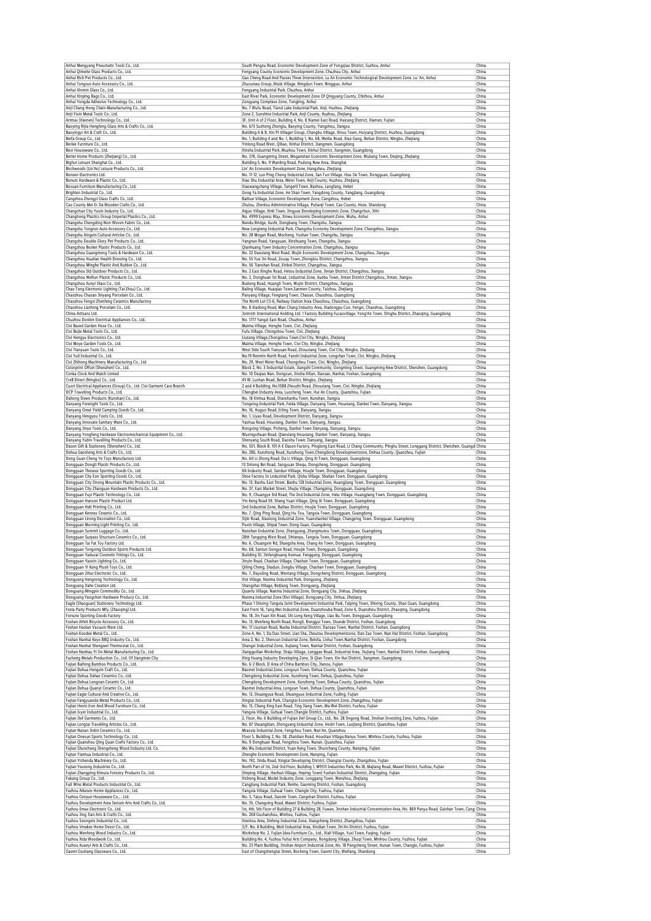| | | |
|---|---|---|
| Anhui Mengyang Pneumatic Tools Co., Ltd. | South Pengzu Road, Economic Development Zone of Yongqiao District, Suzhou, Anhui | China |
| Anhui Qimeite Glass Products Co., Ltd. | Fengyang County Economic Development Zone, Chuzhou City, Anhui | China |
| Anhui Rich Pet Products Co., Ltd. | Gao Cheng Road And Passes Three Intersection, Lu An Economic Technological Development Zone, Lu' An, Anhui | China |
| Anhui Tongrun Auto Accessory Co., Ltd. | Zhucunwu Group, Niule Village, Ningdun Town, Ningguo, Anhui | China |
| Anhui Xinmin Glass Co., Ltd. | Fengyang Industrial Park, Chuzhou, Anhui | China |
| Anhui Xinping Bags Co., Ltd. | East River Park, Economic Development Zone Of Qingyang County, Chizhou, Anhui | China |
| Anhui Yongda Adhesive Technology Co., Ltd. | Zongyang Complexe Zone, Tongling, Anhui | China |
| Anji Chang Hong Chain Manufacturing Co., Ltd. | No. 7 Wufu Road, Tianzi Lake Industrial Park, Anji, Huzhou, Zhejiang | China |
| Anji Yixin Metal Tools Co., Ltd. | Zone 2, Sunshine Industrial Park, Anji County, Huzhou, Zhejiang | China |
| Artmax (Xiamen) Technology Co., Ltd. | 3F, Unit A of 2 Floor, Building 4, No. 8 Xiamei East Road, Haicang District, Xiamen, Fujian | China |
| Baoying Rijia Hengfeng Glass Arts & Crafts Co., Ltd. | No. 673 Suzhong Zhonglu, Baoying County, Yangzhou, Jiangsu | China |
| Baoyingyi Art & Craft Co., Ltd. | Building A & B, Xin Pi Villager Group, Changbu Village, Xinxu Town, Huiyang District, Huizhou, Guangdong | China |
| Beifa Group Co., Ltd. | No. 1, Building 4 and No. 1, Building 1, No. 68, Weiliu Road, Xiao Gang, Beilun District, Ningbo, Zhejiang | China |
| Benlee Furniture Co., Ltd. | Yinlong Road West, Qibao, Xinhui District, Jiangmen, Guangdong | China |
| Best Houseware Co., Ltd. | Xinsha Industrial Park, Muzhou Town, Xinhui District, Jiangmen, Guangdong | China |
| Better Home Products (Zhejiang) Co., Ltd. | No. 378, Guangming Street, Moganshan Economic Development Zone, Wukang Town, Deqing, Zhejiang | China |
| Bigfun Leisure Shanghai Co., Ltd. | Building 5, No. 9 Wanling Road, Pudong New Area, Shanghai | China |
| Birchwoods (Lin'An) Leisure Products Co., Ltd. | Lin' An Economic Development Zone, Hangzhou, Zhejiang | China |
| Bonsen Electronics Ltd. | No. 11-12, Lun Ping Chong Industrial Zone, San Tun Village, Hou Jie Town, Dongguan, Guangdong | China |
| Bonuts Hardware & Plastic Co., Ltd. | Xiao Shu Industrial Area, Meixi Town, Anji County, Huzhou, Zhejiang | China |
| Boxuan Furniture Manufacturing Co., Ltd. | Xiaowangchang Village, Tangerli Town, Bazhou, Langfang, Hebei | China |
| Brighten Industrial Co., Ltd. | Gong Fa Industrial Zone, He Shan Town, Yangdong County, Yangjiang, Guangdong | China |
| Cangzhou Zhongyi Glass Crafts Co., Ltd. | Balitun Village, Economic Development Zone, Cangzhou, Hebei | China |
| Cao County Mei Er Jia Wooden Crafts Co., Ltd. | Zhulou, Zhenlou Administrative Village, Pulianji Town, Cao County, Heze, Shandong | China |
| Changchun City Yuxin Industry Co., Ltd. | Aiguo Village, Xinli Town, Jingyue Developing Economic Zone, Changchun, Jilin | China |
| Changhong Plastics Group Imperial Plastics Co., Ltd. | No. 4999 Express Way, Xinwu Economic Development Zone, Wuhu, Anhui | China |
| Changshu Chengding Non-Woven Fabric Co., Ltd. | Nandu Bridge, Xushi, Dongbang Town, Changshu, Jiangsu | China |
| Changshu Tongrun Auto Accessory Co., Ltd. | New Longteng Industrial Park, Changshu Economy Development Zone, Changzhou, Jiangsu | China |
| Changshu Xingxin Cultural Articles Co., Ltd. | No. 28 Mogan Road, Mocheng, Yushan Town, Changshu, Jiangsu | China |
| Changshu Double Glory Pet Products Co., Ltd. | Yangnan Road, Yangyuan, Xinzhuang Town, Changshu, Jiangsu | China |
| Changzhou Bosket Plastic Products Co., Ltd. | Qianhuang Town Industry Concentration Zone, Changzhou, Jiangsu | China |
| Changzhou Guangmeng Tools & Hardware Co., Ltd. | No. 32 Daoxiang West Road, Wujin Economic Development Zone, Changzhou, Jiangsu | China |
| Changzhou Hualian Health Dressing Co., Ltd. | No. 55 Yue Jin Road, Zouqu Town, Zhonglou District, Changzhou, Jiangsu | China |
| Changzhou Minghe Plastic And Rubber Co., Ltd. | No. 56 Tianshan Road, Xinbei District, Changzhou, Jiangsu | China |
| Changzhou Sld Outdoor Products Co., Ltd. | No. 2 East Xinghe Road, Hetou Industrial Zone, Jintan District, Changzhou, Jiangsu | China |
| Changzhou Welfun Plastic Products Co., Ltd. | No. 3, Donghuan 1st Road, Industrial Zone, Xuebu Town, Jintan District Changzhou, Jintan, Jiangsu | China |
| Changzhou Xunyi Glass Co., Ltd. | Budong Road, Huangli Town, Wujin District, Changzhou, Jiangsu | China |
| Chao Tong Electronic Lighting (Tai Zhou) Co., Ltd. | Baling Village, Huaqiao Town,Sanmen County, Taizhou, Zhejiang | China |
| Chaozhou Chaoan Jinyang Porcelain Co., Ltd. | Panyang Village, Fengtang Town, Chaoan, Chaozhou, Guangdong | China |
| Chaozhou Fengxi Zhenfeng Ceramics Manufactory | The North Lot C5-6, Railway Station Area Chaozhou, Chaozhou, Guangdong | China |
| Chaozhou Lianfeng Porcelain Co., Ltd. | No. 8 Xiadong Road, Man Chang Industry Area, Xiadongpu Cun, Fengxi, Chaozhou, Guangdong | China |
| China Artisans Ltd. | Joinrich International Holding Ltd. 1 Factory Building Fucaovillage, Yong'An Town, Dinghu District, Zhaoqing, Guangdong | China |
| Chuzhou Donlim Electrical Appliances Co., Ltd. | No. 1777 Yangzi East Road, Chuzhou, Anhui | China |
| Cixi Based Garden Hose Co., Ltd. | Maima Village, Henghe Town, Cixi, Zhejiang | China |
| Cixi Bojie Metal Tools Co., Ltd. | Fufu Village, Chongshou Town, Cixi, Zhejiang | China |
| Cixi Hengyu Electronics Co., Ltd. | Liutang Village,Chongshou Town,Cixi City, Ningbo, Zhejiang | China |
| Cixi Moye Garden Tools Co., Ltd. | Maima Village, Henghe Town, Cixi City, Ningbo, Zhejiang | China |
| Cixi Tianyuan Tools Co., Ltd. | West Side South Tianyuan Road, Zhouxiang Town, Cixi City, Ningbo, Zhejiang | China |
| Cixi Yuli Industrial Co., Ltd. | No.19 Renmin North Road, Fanshi Industrial Zone, Longshan Town, Cixi, Ningbo, Zhejiang | China |
| Cixi Zhihong Machinery Manufacturing Co., Ltd. | No. 29, West Weier Road, Chongshou Town, Cixi, Ningbo, Zhejiang | China |
| Colorprint Offset (Shenzhen) Co., Ltd. | Block 2, No. 3 Industrial Estate, Jiangshi Community, Gongming Street, Guangming New District, Shenzhen, Guangdong | China |
| Conka Clock And Watch Limited | No. 10 Daqiao Nan, Dongcun, Jinsha Xilian, Danzao, Nanhai, Foshan, Guangdong | China |
| Cre8 Direct (Ningbo) Co., Ltd. | 45 W, Lushan Road, Beilun District, Ningbo, Zhejiang | China |
| Cuori Electrical Appliances (Group) Co., Ltd. Cixi Garment Care Branch | 2 and 4 Building, No.1088 Zhouzhi Road, Zhouxiang Town, Cixi, Ningbo, Zhejiang | China |
| DCP Travelling Products Co., Ltd. | Chengbei Industry Area, Luocheng Town, Hui An County, Quanzhou, Fujian | China |
| Dahong Down Products (Kunshan) Co., Ltd. | No. 18 Xinhua Road, Dianshanhu Town, Kunshan, Jiangsu | China |
| Danyang Foresight Tools Co., Ltd. | Tongxing Industrial Park, Feida Village, Danyang Town, Houxiang, Danbei Town, Danyang, Jiangsu | China |
| Danyang Great Yield Camping Goods Co., Ltd. | No. 16, Huguo Road, Erling Town, Danyang, Jiangsu | China |
| Danyang Hengyou Tools Co., Ltd. | No. 1, Liyao Road, Development District, Danyang, Jiangsu | China |
| Danyang Innovate Sanitary Ware Co., Ltd. | Yaohua Road, Houxiang, Danbei Town, Danyang, Jiangsu | China |
| Danyang Jinye Tools Co., Ltd. | Rongxing Village, Picheng, Danbei Town Danyang, Danyang, Jiangsu | China |
| Danyang Yongfeng Hardware Electromechanical Equipment Co., Ltd. | Wuxingxihuan Road, Qianxiang Houxiang, Danbei Town, Danyang, Jiangsu | China |
| Danyang Yubin Travelling Products Co., Ltd. | Shenyang South Road, Daoshu Town, Danyang, Jiangsu | China |
| Dason Gift & Stationery (Shenzhen) Co., Ltd. | No. 501, Block B, 101 A-E Dason Factory, Pinglong East Road, Li Chang Community, Pinghu Street, Longgang District, Shenzhen, Guangdong | China |
| Dehua Gaosheng Arts & Crafts Co., Ltd. | No. 286, Xunzhong Road, Xunzhong Town,Chengdong Developmentzone, Dehua County, Quanzhou, Fujian | China |
| Dong Guan Cheng Ye Toys Manufactory Ltd. | No. 60 Li Zhong Road, Da Li Village, Qing Xi Town, Dongguan, Guangdong | China |
| Dongguan Dongli Plastic Products Co., Ltd. | 13 Jinlong Bei Road, Sangyuan Shequ, Dongcheng, Dongguan, Guangdong | China |
| Dongguan Theseus Sporting Goods Co., Ltd. | 66 Industry Road, Sandun Village, Houjie Town, Dongguan, Guangdong | China |
| Dongguan City Eon Sporting Goods Co., Ltd. | Shoe Factory In Industrial Park, Qisha Village, Shatian Town, Dongguan, Guangdong | China |
| Dongguan City Strong Mountain Plastic Products Co., Ltd. | No. 13, Banhu East Street, Banhu 128 Industrial Zone, Huangjiang Town, Dongguan, Guangdong | China |
| Dongguan City Zhanguan Hardware Products Co., Ltd. | No. 37, East Market Street, Shujiu Village, Changping, Dongguan, Guangdong | China |
| Dongguan Fuyi Plastic Technology Co., Ltd. | No. 9, Chuangye 3rd Road, The 2nd Industrial Zone, Helu Village, Huangjiang Town, Dongguan, Guangdong | China |
| Dongguan Hanson Plastic Product Ltd. | Yin Keng Road 59, Shang Yuan Village, Qing Xi Town, Dongguan, Guangdong | China |
| Dongguan Heli Printing Co., Ltd. | 2nd Industrial Zone, Baihao District, Houjie Town, Dongguan, Guangdong | China |
| Dongguan Kennex Ceramic Co., Ltd. | No. 7, Qing Ping Road, Qing Hu Tou, Tangxia Town, Dongguan, Guangdong | China |
| Dongguan Lirong Decoration Co., Ltd. | Sijin Road, Xiaolong Industrial Zone, Yuanshanbei Village, Changping Town, Dongguan, Guangdong | China |
| Dongguan Morning Light Printing Co., Ltd. | Puxin Village, Shipai Town, Dong Guan, Guangdong | China |
| Dongguan Summit Luggage Co., Ltd. | Nanshan Industrial Zone, Zhangyang, Zhangmutou Town, Dongguan, Guangdong | China |
| Dongguan Surpass Structure Ceramics Co., Ltd. | 28th Tangqing West Road, Shitanpu, Tangxia Town, Dongguan, Guangdong | China |
| Dongguan Tai Fat Toy Factory Ltd. | No. 6, Chuangxin Rd, Shangsha Area, Chang An Town, Dongguan, Guangdong | China |
| Dongguan Tongxing Outdoor Sports Products Ltd. | No. 68, Santun Gongye Road, Houjie Town, Dongguan, Guangdong | China |
| Dongguan Yaduzai Cosmetic Fittings Co., Ltd. | Building 10, Jinfenghuang Avenue, Fenggang, Dongguan, Guangdong | China |
| Dongguan Yaoxin Lighting Co., Ltd. | Jinyin Road, Chashan Village, Chashan Town, Dongguan, Guangdong | China |
| Dongguan Yi Kang Plush Toys Co., Ltd. | Qiling Cheng, Shadun, Zengbu Village, Chashan Town, Dongguan, Guangdong | China |
| Dongguan Zihui Electronic Co., Ltd. | No. 7, Dayuling Road, Wentang Village, Dongcheng District, Dongguan, Guangdong | China |
| Dongyang Hengrong Technology Co., Ltd. | Xixi Village, Nanma Industrial Park, Dongyang, Zhejiang | China |
| Dongyang Jiahe Creation Ltd. | Shangzhai Village, Beijiang Town, Dongyang, Zhejiang | China |
| Dongyang Mingpin Commodity Co., Ltd. | Quanfu Village, Nanma Industrial Zone, Dongyang City, Jinhua, Zhejiang | China |
| Dongyang Yangchen Hardware Producy Co., Ltd. | Nanma Industrial Zone (Xixi Village), Dongyang City, Jinhua, Zhejiang | China |
| Eagle (Shaoguan) Stationery Technology Ltd. | Phase 1 Shixing-Tangxia Joint Development Industrial Park, Taiping Town, Shixing County, Shao Guan, Guangdong | China |
| Festa Party Products Mfy. (Zhaoqing) Ltd. | East From 16, Tang Mei Industrial Zone, Duanzhouba Road, Zone 6, Duanzhou District, Zhaoqing, Guangdong | China |
| Fortune Sporting Goods Factory | No. 18, Jin Yuan Xin Road, Shi Long Keng Village, Liao Bu Town, Dongguan, Guangdong | China |
| Foshan Aifeit Bicycle Accessory Co., Ltd. | No. 13, Wenfeng North Road, Rongli, Ronggui Town, Shunde District, Foshan, Guangdong | China |
| Foshan Haolan Vacuum Ware Ltd. | No. 17 Liuyisan Road, Nasha Industrial District, Danzao Town, Nanhai District, Foshan, Guangdong | China |
| Foshan Koodee Metal Co., Ltd. | Zone A, No. 1, Da Dao Street, Lian Sha, Zhoutou Developmentzone, Dan Zao Town, Nan Hai District, Foshan, Guangdong | China |
| Foshan Nanhai Keyo BBQ Industry Co., Ltd. | Area 2, No. 2, Shencun Industrial Zone, Beisha, Lishui Town,Nanhai District, Foshan, Guangdong | China |
| Foshan Nanhai Shengwei Thermostat Co., Ltd. | Shangxi Industrial Zone, Jiujiang Town, Nanhai District, Foshan, Guangdong | China |
| Foshan Nanhau Yi Jin Metal Manufacturing Co., Ltd. | Jiangguilian Workshop, Shaju Village, Longgao Road, Industrial Area, Jiujiang Town, Nanhai District, Foshan, Guangdong | China |
| Fucheng Metals Production Co., Ltd. Of Jiangmen City | Xing Huang Industry Developing Zone, Si Qian Town, Xin Hui District, Jiangmen, Guangdong | China |
| Fujian Baifeng Bamboo Products Co., Ltd. | No. 6-2 Block, D Area of China Bamboo City, Jianou, Fujian | China |
| Fujian Dehua Hengxin Craft Co., Ltd. | Baomei Industrial Zone, Longxun Town, Dehua County, Quanzhou, Fujian | China |
| Fujian Dehua Jiahao Ceramics Co., Ltd. | Chengdong Industrial Zone, Xunzhong Town, Dehua, Quanzhou, Fujian | China |
| Fujian Dehua Longnan Ceramic Co., Ltd. | Chengdong Development Zone, Xunzhong Town, Dehua County, Quanzhou, Fujian | China |
| Fujian Dehua Quanyi Ceramic Co., Ltd. | Baomei Industrial Area, Longxun Town, Dehua County, Quanzhou, Fujian | China |
| Fujian Eagle Cultural And Creative Co., Ltd. | No. 12, Shuangyue Road, Shuangyue Industrial Zone, Fuding, Fujian | China |
| Fujian Fangyuanda Metal Products Co., Ltd. | Xingtai Industrial Park, Changtai Economic Development Zone, Zhangzhou, Fujian | China |
| Fujian Hexin Iron And Wood Furniture Co., Ltd. | No. 15, Chang Xing East Road, Ting Jiang Town, Ma Wei District, Fuzhou, Fujian | China |
| Fujian Jiyer Industrial Co., Ltd. | Yangxia Village, Guhuai Town,Changle District, Fuzhou, Fujian | China |
| Fujian Jief Garments Co., Ltd. | 2. Floor, No. 6 Building of Fujian Jief Group Co., Ltd., No. 28 Jingong Road, Jinshan Investing Zone, Fuzhou, Fujian | China |
| Fujian Longtai Travelling Articles Co., Ltd. | No. 87 Shuangbian, Zhongyang Industrial Zone, Heshi Town, Luojiang District, Quanzhou, Fujian | China |
| Fujian Nanan Jinlin Ceramics Co., Ltd. | Miaoxia Industrial Zone, Fengzhou Town, Nan'An, Quanzhou | China |
| Fujian Onesun Sports Technology Co., Ltd. | Floor 5, Building 2, No. 58, Zhaishan Road, Houshan Village,Nanyu Town, Minhou County, Fuzhou, Fujian | China |
| Fujian Quanzhou Qing Quan Crafts Factory Co., Ltd. | No. 9 Donghuan Road, Fengzhou Town, Nanan, Quanzhou, Fujian | China |
| Fujian Shunchang Shengsheng Wood Industry Ltd. Co. | Mo Wu Industrial District, Yuan Keng Town, Shunchang County, Nanping, Fujian | China |
| Fujian Tianhua Industrial Co., Ltd. | Zhenghe Economic Development Zone, Nanping, Fujian | China |
| Fujian Yichenda Machinery Co., Ltd. | No. 192, Jindu Road, Xingtai Developing District, Changtai County, Zhangzhou, Fujian | China |
| Fujian Youtong Industries Co., Ltd. | North Part of 1st, 2nd-3rd Floor, Building 1, M9511 Industries Park, No.18, Majiang Road, Mawei District, Fuzhou, Fujian | China |
| Fujian Zhangping Kimura Forestry Products Co., Ltd. | (Heping Village, Hechun Village, Heping Town) Fushan Industrial District, Zhangping, Fujian | China |
| Fukang Group Co., Ltd. | Xicheng Road, Model Industry Zone, Longgang Town, Wenzhou, Zhejiang | China |
| Full Wins Metal Products Industrial Co., Ltd. | Cangjiang Industrial Park, Renhe, Gaoming District, Foshan, Guangdong | China |
| Fuzhou Aikesen Home Appliances Co., Ltd. | Yangxia Village, Guhuai Town, Changle City, Fuzhou, Fujian | China |
| Fuzhou Cenyun Houseware Co., . Ltd. | No. 3, Taiyu Road, Jianxin Town, Cangshan District, Fuzhou, Fujian | China |
| Fuzhou Development Area Sensen Arts And Crafts Co., Ltd. | No. 35, Changxing Road, Mawei District, Fuzhou, Fujian | China |
| Fuzhou Emax Electronic Co., Ltd. | 1st, 4th, 5th Floor of Building 27 & Building 28, Fuwan, Jinshan Industrial Concentration Area, No. 869 Panyu Road, Gaishan Town, Cangshan | China |
| Fuzhou Jing Jian Arts & Crafts Co., Ltd. | No. 268 Gushanzhou, Minhou, Fuzhou, Fujian | China |
| Fuzhou Soongets Industrial Co., Ltd. | Xiexitou Area, Jinfeng Industrial Zone, Xiangcheng District, Zhangzhou, Fujian | China |
| Fuzhou Vmakes Home Decor Co., Ltd. | 3/F, No. 8 Building, Moli Industrial Area, Xindian Town, Jin'An District, Fuzhou, Fujian | China |
| Fuzhou Wenfeng Wood Industry Co., Ltd. | Workshop No. 2, Fujian Idea Furniture Co., Ltd., Xiali Village, Yuxi Town, Fuqing, Fujian | China |
| Fuzhou Xida Woodwork Co., Ltd. | Building No. 4, Fuzhou Fuhui Arts Company, Rongdong Village, Zhuqi Town, Minhou County, Fuzhou, Fujian | China |
| Fuzhou Xuanyi Arts & Crafts Co., Ltd. | No. 23 Plant Building, Jinshan Airport Industrial Zone, No. 18 Pengcheng Street, Hunan Town, Changle, Fuzhou, Fujian | China |
| Gaomi Oushang Glassware Co., Ltd. | East of Changshengtai Street, Bocheng Town, Gaomi City, Weifang, Shandong | China |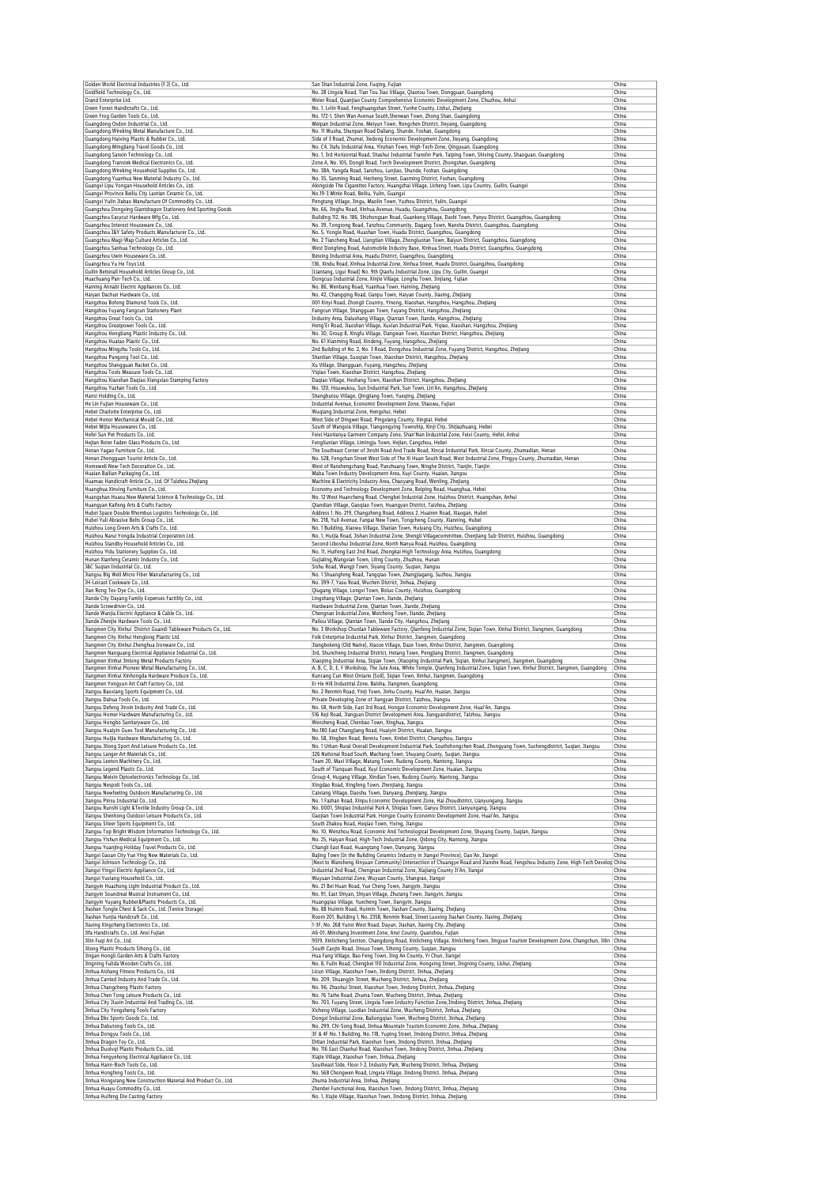| | | |
|---|---|---|
| Golden World Electrical Industries (F.J) Co., Ltd. | San Shan Industrial Zone, Fuqing, Fujian | China |
| Goldfield Technology Co., Ltd. | No. 28 Lingxia Road, Tian Tou Jiao Village, Qiaotou Town, Dongguan, Guangdong | China |
| Grand Enterprise Ltd. | Weiei Road, Quanjiao County Comprehensive Economic Development Zone, Chuzhou, Anhui | China |
| Green Forest Handicrafts Co., Ltd. | No. 1, Lvlin Road, Fenghuangshan Street, Yunhe County, Lishui, Zhejiang | China |
| Green Frog Garden Tools Co., Ltd. | No. 172-1, Shen Wan Avenue South,Shenwan Town, Zhong Shan, Guangdong | China |
| Guangdong Osdon Industrial Co., Ltd. | Meipan Industrial Zone, Meiyun Town, Rongchen District, Jieyang, Guangdong | China |
| Guangdong Wireking Metal Manufacture Co., Ltd. | No. 11 Wusha, Shunpan Road Daliang, Shunde, Foshan, Guangdong | China |
| Guangdong Haixing Plastic & Rubber Co., Ltd. | Side of 3 Road, Zhumei, Jiedong Economic Development Zone, Jieyang, Guangdong | China |
| Guangdong Mingjiang Travel Goods Co., Ltd. | No. C4, Jiafu Industrial Area, Yinzhan Town, High-Tech-Zone, Qingyuan, Guangdong | China |
| Guangdong Sanxin Technology Co., Ltd. | No. 1, 3rd Horizontal Road, Shachui Industrial Transfer Park, Taiping Town, Shixing County, Shaoguan, Guangdong | China |
| Guangdong Transtek Medical Electronics Co., Ltd. | Zone A, No. 105, Dongli Road, Torch Development District, Zhongshan, Guangdong | China |
| Guangdong Wireking Household Supplies Co., Ltd. | No. 38A, Yangda Road, Sanzhou, Lunjiao, Shunde, Foshan, Guangdong | China |
| Guangdong Yuanhua New Material Industry Co., Ltd. | No. 35, Sanming Road, Hecheng Street, Gaoming District, Foshan, Guangdong | China |
| Guangxi Lipu Yongan Household Articles Co., Ltd. | Alongside The Cigarettes Factory, Huangzhai Village, Licheng Town, Lipu Country, Guilin, Guangxi | China |
| Guangxi Province Beiliu City Laotian Ceramic Co., Ltd. | No.19-3 Minle Road, Beiliu, Yulin, Guangxi | China |
| Guangxi Yulin Jiabao Manufacture Of Commodity Co., Ltd. | Pengtang Village, Jingu, Maolin Town, Yuzhou District, Yulin, Guangxi | China |
| Guangzhou Dongxing Gianttdragon Stationery And Sporting Goods | No. 66, Jinghu Road, Xinhua Avenue, Huadu, Guangzhou, Guangdong | China |
| Guangzhou Easycut Hardware Mfg Co., Ltd. | Building 112, No. 186, Shizhongsan Road, Guankeng Village, Dashi Town, Panyu District, Guangzhou, Guangdong | China |
| Guangzhou Interest Houseware Co., Ltd. | No. 39, Tongrong Road, Tanzhou Community, Dagang Town, Nansha District, Guangzhou, Guangdong | China |
| Guangzhou J&Y Safety Products Manufacturer Co., Ltd. | No. 5, Yongle Road, Huashan Town, Huadu District, Guangzhou, Guangdong | China |
| Guangzhou Magi-Wap Culture Articles Co., Ltd. | No. 2 Tiancheng Road, Liangtian Village, Zhongluotan Town, Baiyun District, Guangzhou, Guangdong | China |
| Guangzhou Sanhua Technology Co., Ltd. | West Dongfeng Road, Automobile Industry Base, Xinhua Street, Huadu District, Guangzhou, Guangdong | China |
| Guangzhou Uwin Houseware Co, Ltd. | Beixing Industrial Area, Huadu District, Guangzhou, Guangdong | China |
| Guangzhou Yu He Toys Ltd. | 136, Xindu Road, Xinhua Industrial Zone, Xinhua Street, Huadu District, Guangzhou, Guangdong | China |
| Guilin Betterall Household Articles Group Co., Ltd. | (Liantang, Ligui Road) No. 9th Qiaofu Industrial Zone, Lipu City, Guilin, Guangxi | China |
| Huachuang Pan-Tech Co., Ltd. | Dongcuo Industrial Zone, Xinjie Village, Longhu Town, Jinjiang, Fujian | China |
| Haining Annabi Electric Appliances Co., Ltd. | No. 86, Wenbang Road, Yuanhua Town, Haining, Zhejiang | China |
| Haiyan Dachun Hardware Co., Ltd. | No. 42, Changqing Road, Ganpu Town, Haiyan County, Jiaxing, Zhejiang | China |
| Hangzhou Bofeng Diamond Tools Co., Ltd. | 001 Xinyi Road, Zhongli Country, Yinong, Xiaoshan, Hangzhou, Hangzhou, Zhejiang | China |
| Hangzhou Fuyang Fangcun Stationery Plant | Fangcun Village, Shangguan Town, Fuyang District, Hangzhou, Zhejiang | China |
| Hangzhou Great Tools Co., Ltd. | Industry Area, Daiushang Village, Qiantan Town, Jiande, Hangzhou, Zhejiang | China |
| Hangzhou Greatpower Tools Co., Ltd. | Heng'Er Road, Jiaoshan Village, Xuxian Industrial Park, Yiqiao, Xiaoshan, Hangzhou, Zhejiang | China |
| Hangzhou Hengbang Plastic Industry Co., Ltd. | No. 30, Group 8, Xingfu Village, Dangwan Town, Xiaoshan District, Hangzhou, Zhejiang | China |
| Hangzhou Huatao Plastic Co., Ltd. | No. 61 Xianming Road, Xindeng, Fuyang, Hangzhou, Zhejiang | China |
| Hangzhou Mingzhu Tools Co., Ltd. | 2nd Building of No. 2, No. 3 Road, Dongzhou Industrial Zone, Fuyang District, Hangzhou, Zhejiang | China |
| Hangzhou Pangong Tool Co., Ltd. | Shanlian Village, Suoqian Town, Xiaoshan District, Hangzhou, Zhejiang | China |
| Hangzhou Shangguan Racket Co., Ltd. | Xu Village, Shangguan, Fuyang, Hangzhou, Zhejiang | China |
| Hangzhou Tools Measure Tools Co., Ltd. | Yiqiao Town, Xiaoshan District, Hangzhou, Zhejiang | China |
| Hangzhou Xiaoshan Daqiao Xiangxiao Stamping Factory | Daqiao Village, Heshang Town, Xiaoshan District, Hangzhou, Zhejiang | China |
| Hangzhou Yuzhan Tools Co., Ltd. | No. 120, Houwukou, Sun Industrial Park, Sun Town, Lin'An, Hangzhou, Zhejiang | China |
| Hansi Holding Co., Ltd. | Shangbutou Village, Qingjiang Town, Yueqing, Zhejiang | China |
| He Lin Fujian Houseware Co., Ltd. | Industrial Avenue, Economic Development Zone, Shaowu, Fujian | China |
| Hebei Charlotte Enterprise Co., Ltd. | Wuqiang Industrial Zone, Hengshui, Hebei | China |
| Hebei Honor Mechanical Mould Co., Ltd. | West Side of Dingwei Road, Pingxiang County, Xingtai, Hebei | China |
| Hebei Mijia Housewares Co., Ltd. | South of Wangxia Village, Tiangongying Township, Xinji City, Shijiazhuang, Hebei | China |
| Hefei Sun Pet Products Co., Ltd. | Feixi Haotianya Garment Company Zone, Shan'Nan Industrial Zone, Feixi County, Hefei, Anhui | China |
| Hejian Roter Faden Glass Products Co., Ltd. | Fengliunian Village, Liminglju Town, Hejian, Cangzhou, Hebei | China |
| Henan Yagao Furniture Co., Ltd. | The Southeast Corner of Jinshi Road And Trade Road, Xincai Industrial Park, Xincai County, Zhumadian, Henan | China |
| Henan Zhongguan Tourist Article Co., Ltd. | No. 528, Fengchan Street West Side of The Xi Huan South Road, West Industrial Zone, Pingyu County, Zhumadian, Henan | China |
| Homewell New-Tech Decoration Co., Ltd. | West of Panzhengchang Road, Panzhuang Town, Ninghe District, Tianjin, Tianjin | China |
| Huaian Ballian Packaging Co., Ltd. | Maba Town Industry Development Area, Xuyi County, Huaian, Jiangsu | China |
| Huamao Handicraft Article Co., Ltd. Of Taizhou Zhejiang | Machine & Electricity Industry Area, Chaoyang Road, Wenling, Zhejiang | China |
| Huanghua Xinxing Furniture Co., Ltd. | Economy and Technology Development Zone, Beiping Road, Huanghua, Hebei | China |
| Huangshan Huasu New Material Science & Technology Co., Ltd. | No. 12 West Huancheng Road, Chengbei Industrial Zone, Huizhou District, Huangshan, Anhui | China |
| Huangyan Kaifeng Arts & Crafts Factory | Qiandian Village, Gaoqiao Town, Huangyan District, Taizhou, Zhejiang | China |
| Hubei Space Double Rhombus Logistics Technology Co., Ltd. | Address 1. No. 219, Changzheng Road, Address 2. Huairen Road, Xiaogan, Hubei | China |
| Hubei Yuli Abrasive Belts Group Co., Ltd. | No. 218, Yuli Avenue, Fanpai New Town, Tongcheng County, Xianning, Hubei | China |
| Huizhou Long Green Arts & Crafts Co., Ltd. | No. 1 Building, Xiaowu Village, Shatian Town, Huiyang City, Huizhou, Guangdong | China |
| Huizhou Nanui Yongda Industrial Corporation Ltd. | No. 1, Huijia Road, Jishan Industrial Zone, Shengli Villagecommittee, Chenjiang Sub-District, Huizhou, Guangdong | China |
| Huizhou Standby Household Articles Co., Ltd. | Second Liboshui Industrial Zone, North Nanya Road, Huizhou, Guangdong | China |
| Huizhou Yidu Stationery Supplies Co., Ltd. | No. 11, Huifeng East 2nd Road, Zhongkai High Technology Area, Huizhou, Guangdong | China |
| Hunan Xianfeng Ceramic Industry Co., Ltd. | Gujialing,Wangxian Town, Liling County, Zhuzhou, Hunan | China |
| I&C Suqian Industrial Co., Ltd. | Sishu Road, Wangji Town, Siyang County, Suqian, Jiangsu | China |
| Jiangsu Big Well Micro Fiber Manufacturing Co., Ltd. | No. 1 Shuangfeng Road, Tangqiao Town, Zhangjiagang, Suzhou, Jiangsu | China |
| JH-Leicast Cookware Co., Ltd. | No. 399-7, Yasu Road, Wuchen District, Jinhua, Zhejiang | China |
| Jian Rong Tex-Dye Co., Ltd. | Qiugang Village, Longxi Town, Boluo County, Huizhou, Guangdong | China |
| Jiande City Dayang Family Expenses Factility Co., Ltd. | Lingshang Village, Qiantan Town, Jiande, Zhejiang | China |
| Jiande Screwdriver Co., Ltd. | Hardware Industrial Zone, Qiantan Town, Jiande, Zhejiang | China |
| Jiande Wanjia Electric Appliance & Cable Co., Ltd. | Chengnan Industrial Zone, Meicheng Town, Jiande, Zhejiang | China |
| Jiande Zhenjie Hardware Tools Co., Ltd. | Pailou Village, Qiantan Town, Jiande City, Hangzhou, Zhejiang | China |
| Jiangmen City Xinhui District Guandi Tableware Products Co., Ltd. | No. 3 Workshop Chunlan Tableware Factory, Qianfeng Industrial Zone, Siqian Town, Xinhui District, Jiangmen, Guangdong | China |
| Jiangmen City Xinhui Henglong Plastic Ltd. | Folk Enterprise Industrial Park, Xinhui District, Jiangmen, Guangdong | China |
| Jiangmen City Xinhui Zhenghua Ironware Co., Ltd. | Jiangbokeng (Old Name), Xiaoze Village, Daze Town, Xinhui District, Jiangmen, Guangdong | China |
| Jiangmen Nanguang Electrical Appliance Industrial Co., Ltd. | 3rd, Shuncheng Industrial District, Hetang Town, Pengjiang District, Jiangmen, Guangdong | China |
| Jiangmen Xinhui Jinlong Metal Products Factory | Xiaoping Industrial Area, Siqian Town, (Xiaoping Industrial Park, Siqian, Xinhui Jiangmen), Jiangmen, Guangdong | China |
| Jiangmen Xinhui Pioneer Metal Manufacturing Co., Ltd. | A, B, C, D, E, F Workshop, The Jute Area, White Temple, Qianfeng Industrial Zone, Siqian Town, Xinhui District, Jiangmen, Guangdong | China |
| Jiangmen Xinhui Xinhongda Hardware Produce Co., Ltd. | Kuncang Cun West Ontario (Soil), Siqian Town, Xinhui, Jiangmen, Guangdong | China |
| Jiangmen Yongxun Art Craft Factory Co., Ltd. | Er He Hill Industrial Zone, Baisha, Jiangmen, Guangdong | China |
| Jiangsu Baoxiang Sports Equipment Co., Ltd. | No. 2 Renmin Road, Yinji Town, Jinhu County, Huai'An, Huaian, Jiangsu | China |
| Jiangsu Dahua Tools Co., Ltd. | Private Developing Zone of Jiangyan District, Taizhou, Jiangsu | China |
| Jiangsu Defeng Jinxin Industry And Trade Co., Ltd. | No. 58, North Side, East 3rd Road, Hongze Economic Development Zone, Huai'An, Jiangsu | China |
| Jiangsu Homer Hardware Manufacturing Co., Ltd. | 516 Keji Road, Jiangyan District Development Area, Jiangyandistrict, Taizhou, Jiangsu | China |
| Jiangsu Hongbo Sanitaryware Co., Ltd. | Wenzheng Road, Chenbao Town, Xinghua, Jiangsu | China |
| Jiangsu Huaiyin Guex Tool Manufacturing Co., Ltd. | No.180 East Changjiang Road, Huaiyin District, Huaian, Jiangsu | China |
| Jiangsu Huijia Hardware Manufacturing Co., Ltd. | No. 58, Xingben Road, Benniu Town, Xinbei District, Changzhou, Jiangsu | China |
| Jiangsu Jilong Sport And Leisure Products Co., Ltd. | No. 1 Urban-Rural Overall Development Industrial Park, Southzhongchen Road, Zhongyang Town, Suchengdistrict, Suqian, Jiangsu | China |
| Jiangsu Langer Art Materials Co., Ltd. | 326 National Road South, Machang Town, Shuyang County, Suqian, Jiangsu | China |
| Jiangsu Leeton Machinery Co., Ltd. | Team 20, Maxi Village, Matang Town, Rudong County, Nantong, Jiangsu | China |
| Jiangsu Legend Plastic Co., Ltd. | South of Tianquan Road, Xuyi Economic Development Zone, Huaian, Jiangsu | China |
| Jiangsu Meixin Optoelectronics Technology Co., Ltd. | Group 4, Hugang Village, Xindian Town, Rudong County, Nantong, Jiangsu | China |
| Jiangsu Nespoli Tools Co., Ltd. | Xingdao Road, Xingfeng Town, Zhenjiang, Jiangsu | China |
| Jiangsu Newfeeling Outdoors Manufacturing Co., Ltd. | Caixiang Village, Daoshu Town, Danyang, Zhenjiang, Jiangsu | China |
| Jiangsu Pinsu Industrial Co., Ltd. | No. 1 Fazhan Road, Xinpu Economic Development Zone, Hai Zhoudistrict, Lianyungang, Jiangsu | China |
| Jiangsu Runshi Light &Textile Industry Group Co., Ltd. | No. 0001, Shiqiao Industrial Park A, Shiqiao Town, Ganyu District, Lianyungang, Jiangsu | China |
| Jiangsu Shenhong Outdoor Leisure Products Co., Ltd. | Gaojian Town Industrial Park, Hongze County Economic Development Zone, Huai'An, Jiangsu | China |
| Jiangsu Siteer Sports Equipment Co., Ltd. | South Zhakou Road, Heqiao Town, Yixing, Jiangsu | China |
| Jiangsu Top Bright Wisdom Information Technology Co., Ltd. | No. 10, Wenzhou Road, Economic And Technological Development Zone, Shuyang County, Suqian, Jiangsu | China |
| Jiangsu Yishun Medical Equipment Co., Ltd. | No. 25, Haiyan Road, High-Tech Industrial Zone, Qidong City, Nantong, Jiangsu | China |
| Jiangsu Yuanjing Holiday Travel Products Co., Ltd. | Changli East Road, Huangtang Town, Danyang, Jiangsu | China |
| Jiangxi Gaoan City Yue Ying New Materials Co., Ltd. | Bajing Town (In the Building Ceramics Industry In Jiangxi Province), Gao'An, Jiangxi | China |
| Jiangxi Johnson Technology Co., Ltd. | (Next to Wansheng Xinyuan Community) Intersection of Chuangye Road and Jianshe Road, Fengshou Industry Zone, High-Tech Develop | China |
| Jiangxi Yingxi Electric Appliance Co., Ltd. | Industrial 2nd Road, Chengnan Industrial Zone, Xiajiang County Ji'An, Jiangxi | China |
| Jiangxi Yuxiang Household Co., Ltd. | Wuyuan Industrial Zone, Wuyuan County, Shangrao, Jiangxi | China |
| Jiangyin Huazhong Light Industrial Product Co., Ltd. | No. 21 Bei Huan Road, Yue Cheng Town, Jiangyin, Jiangsu | China |
| Jiangyin Soundreal Musical Instrument Co., Ltd. | No. 91, East Shiyan, Shiyan Village, Zhutang Town, Jiangyin, Jiangsu | China |
| Jiangyin Yuyang Rubber&Plastic Products Co., Ltd. | Huangqiao Village, Yuecheng Town, Jiangyin, Jiangsu | China |
| Jiashan Tongle Chest & Sack Co., Ltd. (Tenice Storage) | No. 88 Huimin Road, Huimin Town, Jiashan County, Jiaxing, Zhejiang | China |
| Jiashan Yunjia Handcraft Co., Ltd. | Room 201, Building 1, No. 2358, Renmin Road, Street Luoxing Jiashan County, Jiaxing, Zhejiang | China |
| Jiaxing Xingcheng Electronics Co., Ltd. | 1-3F, No. 268 Yunxi West Road, Dayun, Jiashan, Jiaxing City, Zhejiang | China |
| Jifa Handicrafts Co., Ltd. Anxi Fujian | A6-01, Minshang Investment Zone, Anxi County, Quanzhou, Fujian | China |
| Jilin Fuqi Art Co., Ltd. | 9519, Xinlicheng Section, Changdong Road, Xinlicheng Village, Xinlicheng Town, Jingyue Tourism Development Zone, Changchun, Jilin | China |
| Jilong Plastic Products Sihong Co., Ltd. | South Caojin Road, Jinsuo Town, Sihong County, Suqian, Jiangsu | China |
| Jingan Hongli Garden Arts & Crafts Factory | Hua Fang Village, Bao Feng Town, Jing An County, Yi Chun, Jiangxi | China |
| Jingning Fulida Wooden Crafts Co., Ltd. | No. 8, Fulin Road, Chengbei 110 Industrial Zone, Hongxing Street, Jingning County, Lishui, Zhejiang | China |
| Jinhua Aishang Fitness Products Co., Ltd. | Licun Village, Xiaoshun Town, Jindong District, Jinhua, Zhejiang | China |
| Jinhua Carried Industry And Trade Co., Ltd. | No. 209, Shuangjin Street, Wucheng District, Jinhua, Zhejiang | China |
| Jinhua Changcheng Plastic Factory | No. 96, Zhaohui Street, Xiaoshun Town, Jindong District, Jinhua, Zhejiang | China |
| Jinhua Chen Tong Leisure Products Co., Ltd. | No. 76 Taihe Road, Zhuma Town, Wucheng District, Jinhua, Zhejiang | China |
| Jinhua City Jiuxin Industrial And Trading Co., Ltd. | No. 703, Fuyang Street, Lingxia Town Industry Function Zone,Jindong District, Jinhua, Zhejiang | China |
| Jinhua City Yongsheng Tools Factory | Xicheng Village, Luodian Industrial Zone, Wucheng District, Jinhua, Zhejiang | China |
| Jinhua Dks Sports Goods Co., Ltd. | Dongxi Industrial Zone, Bailongqiao Town, Wucheng District, Jinhua, Zhejiang | China |
| Jinhua Dabutong Tools Co., Ltd. | No. 299, Chi-Song Road, Jinhua Mountain Tourism Economic Zone, Jinhua, Zhejiang | China |
| Jinhua Dongyu Tools Co., Ltd. | 3F & 4F No. 1 Building, No. 118, Yuping Street, Jindong District, Jinhua, Zhejiang | China |
| Jinhua Dragon Toy Co., Ltd. | Ditian Industrial Park, Xiaoshun Town, Jindong District, Jinhua, Zhejiang | China |
| Jinhua Duolvqi Plastic Products Co., Ltd. | No. 116 East Chaohui Road, Xiaoshun Town, Jindong District, Jinhua, Zhejiang | China |
| Jinhua Fengyehong Electrical Appliance Co., Ltd. | Xiajie Village, Xiaoshun Town, Jinhua, Zhejiang | China |
| Jinhua Hann-Boch Tools Co., Ltd. | Southeast Side, Floor 1-2, Industry Park, Wucheng District, Jinhua, Zhejiang | China |
| Jinhua Hongfeng Tools Co., Ltd. | No. 568 Chongwen Road, Lingxia Village, Jindong District, Jinhua, Zhejiang | China |
| Jinhua Hongxiang New Construction Material And Product Co., Ltd. | Zhuma Industrial Area, Jinhua, Zhejiang | China |
| Jinhua Huayu Commodity Co., Ltd. | Zhenbei Functional Area, Xiaoshun Town, Jindong District, Jinhua, Zhejiang | China |
| Jinhua Huifeng Die Casting Factory | No. 1, Xiajie Village, Xiaoshun Town, Jindong District, Jinhua, Zhejiang | China |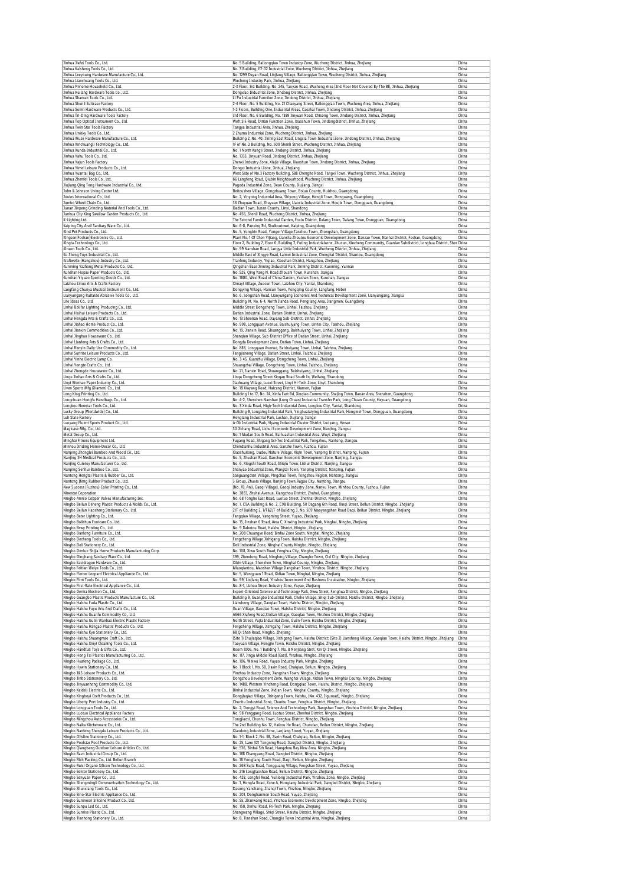| | | |
|---|---|---|
| Jinhua Jiafei Tools Co., Ltd. | No. 5 Building, Bailongqiao Town Industry Zone, Wucheng District, Jinhua, Zhejiang | China |
| Jinhua Kaisheng Tools Co., Ltd. | No. 3 Building, E2-02 Industrial Zone, Wucheng District, Jinhua, Zhejiang | China |
| Jinhua Leeyoung Hardware Manufacture Co., Ltd. | No. 1299 Dayan Road, Linjiang Village, Bailongqiao Town, Wucheng District, Jinhua, Zhejiang | China |
| Jinhua Lianchuang Tools Co., Ltd. | Wucheng Industry Park, Jinhua, Zhejiang | China |
| Jinhua Prihome Household Co., Ltd. | 2-3 Floor, 3rd Building, No. 245, Taoyan Road, Wucheng Area (2nd Floor Not Covered By The Bl), Jinhua, Zhejiang | China |
| Jinhua Ruilang Hardware Tools Co., Ltd. | Dongxiao Industrial Zone, Jindong District, Jinhua, Zhejiang | China |
| Jinhua Shanran Tools Co., Ltd. | Li Pu Industrial Function Zone, Jindong District, Jinhua, Zhejiang | China |
| Jinhua Shunli Suitcase Factory | 2-4 Floor, No. 5 Building, No. 21 Chaoyang Street, Bailongqiao Town, Wucheng Area, Jinhua, Zhejiang | China |
| Jinhua Sonin Hardware Products Co., Ltd. | 1-2 Floors, Building One, Industrial Areas, Caozhai Town, Jindong District, Jinhua, Zhejiang | China |
| Jinhua Tri-Ding Hardware Tools Factory | 3rd Floor, No. 6 Building, No. 1389 Jinyuan Road, Chisong Town, Jindong District, Jinhua, Zhejiang | China |
| Jinhua Top Optical Instrument Co., Ltd. | Weft Six-Road, Ditian Function Zone, Xiaoshun Town, Jindongdistrict, Jinhua, Zhejiang | China |
| Jinhua Twin Star Tools Factory | Tangya Industrial Area, Jinhua, Zhejiang | China |
| Jinhua Unisky Tools Co., Ltd. | 2 Zhuma Industrial Zone, Wucheng District, Jinhua, Zhejiang | China |
| Jinhua Wuze Hardware Manufacture Co., Ltd. | Building 2, No. 40, Jinling East Road, Lingxia Town Industrial Zone, Jindong District, Jinhua, Zhejiang | China |
| Jinhua Xinchuangli Technology Co., Ltd. | 1F of No. 2 Building, No. 500 Shenli Street, Wucheng District, Jinhua, Zhejiang | China |
| Jinhua Xunda Industrial Co., Ltd. | No. 1 North Kangji Street, Jindong District, Jinhua, Zhejiang | China |
| Jinhua Yahu Tools Co., Ltd. | No. 1333, Jinyuan Road, Jindong District, Jinhua, Zhejiang | China |
| Jinhua Yajun Tools Factory | Zhenxi Industry Zone, Xiajie Village, Xiaoshun Town, Jindong District, Jinhua, Zhejiang | China |
| Jinhua Yimei Leisure Products Co., Ltd. | Dongxi Industrial Zone, Jinhua, Zhejiang | China |
| Jinhua Yuantai Bag Co., Ltd. | West Side of No.3 Factory Building, 588 Chenghe Road, Tangxi Town, Wucheng District, Jinhua, Zhejiang | China |
| Jinhua Zhenfei Tools Co., Ltd. | 66 Langfeng Road, Qiubin Neighbourhood, Wucheng District, Jinhua, Zhejiang | China |
| Jiujiang Qing Teng Hardware Industrial Co., Ltd. | Pagoda Industrial Zone, Dean County, Jiujiang, Jiangxi | China |
| John & Johnson Living Center Ltd. | Beitoushen Village, Gongzhuang Town, Boluo County, Huizhou, Guangdong | China |
| Joules International Co., Ltd. | No. 2, Yinyong Industrial Area, Shiyong Village, Hengli Town, Dongguan, Guangdong | China |
| Jumbo Wheel Chain Co., Ltd. | 36 Zhuyuan Road, Zhuyuan Village, Liaoxia Industrial Zone, Houjie Town, Dongguan, Guangdong | China |
| Junan Jinpeng Grinding Material And Tools Co., Ltd. | Dadian Town, Junan County, Linyi, Shandong | China |
| Junhua City King Swallow Garden Products Co., Ltd. | No. 456, Shenli Road, Wucheng District, Jinhua, Zhejiang | China |
| K-Lighting Ltd. | The Second Fumin Industrial Garden, Foxin District, Dalang Town, Dalang Town, Dongguan, Guangdong | China |
| Kaiping City Andi Sanitary Ware Co., Ltd. | No. 6-8, Panxing Rd, Shuikoutown, Kaiping, Guangdong | China |
| Kind Pet Products Co., Ltd. | No. 5, Yongbin Road, Yonger Village,Tanzhou Town, Zhongshan, Guangdong | China |
| Kingsen(Foshan)Electronics Co., Ltd. | Plant No. 1 Of Chen Yijiang, Lianshа Zhoutou Economic Development Zone, Danzao Town, Nanhai District, Foshan, Guangdong | China |
| Kingta Technology Co., Ltd. | Floor 2, Building 7, Floor 6, Building 2, Futing Industrialzone, Zhucun, Xincheng Community, Guanlan Subdistrict, Longhua District, Shen | China |
| Kinzon Tools Co., Ltd. | No. 99 Nanshan Road, Langya Little Industrial Park, Wucheng District, Jinhua, Zhejiang | China |
| Ko Sheng Toys Industrial Co., Ltd. | Middle East of Xingye Road, Laimei Industrial Zone, Chenghai District, Shantou, Guangdong | China |
| Kraftwelle (Hangzhou) Industry Co., Ltd. | Tianfeng Industry, Yiqiao, Xiaoshan District, Hangzhou, Zhejiang | China |
| Kunming Yazhong Metal Products Co., Ltd. | Qingshan Base Jinning Industrial Park, Jinning District, Kunming, Yunnan | China |
| Kunshan Hopax Paper Products Co., Ltd. | No. 525, Qing Yang N. Road Zhoushi Town, Kunshan, Jiangsu | China |
| Kunshan Yiyuan Sporting Goods Co., Ltd. | No. 1800, West Road of China Garden, Yushan Town, Kunshan, Jiangsu | China |
| Laizhou Linuo Arts & Crafts Factory | Ximayi Village, Zuocun Town, Laizhou City, Yantai, Shandong | China |
| Langfang Chunya Musical Instrument Co., Ltd. | Dongying Village, Hancun Town, Yongqing County, Langfang, Hebei | China |
| Lianyungang Ruitaide Abrasive Tools Co., Ltd. | No. 6, Songshan Road, Lianyungang Economic And Technical Development Zone, Lianyungang, Jiangsu | China |
| Life Ideas Co., Ltd. | Building 1#, No. 6-4, North Jianda Road, Pengjiang Area, Jiangmen, Guangdong | China |
| Linhai Bollfar Lighting Producing Co., Ltd. | Middle Street Dongcheng Town, Linhai, Taizhou, Zhejiang | China |
| Linhai Haihui Leisure Products Co., Ltd. | Datian Industrial Zone, Datian District, Linhai, Zhejiang | China |
| Linhai Hengda Arts & Crafts Co., Ltd. | No. 13 Shennan Road, Dayang Sub-District, Linhai, Zhejiang | China |
| Linhai Jiahao Home Product Co., Ltd. | No. 998, Longquan Avenue, Baishuiyang Town, Linhai City, Taizhou, Zhejiang | China |
| Linhai Jianxin Commodities Co., Ltd. | No. 19, Jianxin Road, Shuanggang, Baishuiyang Town, Linhai, Zhejiang | China |
| Linhai Jinghao Houseware Co., Ltd. | Shangian Village, Sub-District Office of Datian Street, Linhai, Zhejiang | China |
| Linhai Lianfeng Arts & Crafts Co., Ltd. | Dongda Development Zone, Datian Town, Linhai, Zhejiang | China |
| Linhai Renyin Daily-Use Commodity Co., Ltd. | No. 888, Longquan Avenue, Baishuiyang Town, Linhai, Taizhou, Zhejiang | China |
| Linhai Sunrise Leisure Products Co., Ltd. | Fangjianong Village, Datian Street, Linhai, Taizhou, Zhejiang | China |
| Linhai Yinhe Electric Lamp Co. | No. 3-45, Xuanzhu Village, Dongcheng Town, Linhai, Zhejiang | China |
| Linhai Yongte Crafts Co., Ltd. | Shuangzhai Village, Dongcheng Town, Linhai, Taizhou, Zhejiang | China |
| Linhai Zhengde Houseware Co., Ltd. | No. 21, Jianxin Road, Shuanggang, Baishuiyang, Linhai, Zhejiang | China |
| Linqu Jinhao Arts & Crafts Co., Ltd. | Linqu Dongcheng Street Xingan Road South In, Weifang, Shandong | China |
| Linyi Wenhao Paper Industry Co., Ltd. | Jiazhuang Village, Luoxi Street, Linyi Hi-Tech Zone, Linyi, Shandong | China |
| Liven Sports Mfg (Xiamen) Co., Ltd. | No. 18 Xiayang Road, Haicang District, Xiamen, Fujian | China |
| Long King Printing Co., Ltd. | Building 1 to 12, No. 24, Xinfa East Rd, Xinqiao Community, Shajing Town, Baoan Area, Shenzhen, Guangdong | China |
| Longchuan Hongfu Handbags Co., Ltd. | No. 4-2, Shenzhen Nanshan (Long Chuan) Industrial Transfer Park, Long Chuan County, Heyuan, Guangdong | China |
| Longkou Newstar Tools Co., Ltd. | No. 3 Xinda Road, High-Tech Industrial Zone, Longkou City, Yantai, Shandong | China |
| Lucky Group (Worldwide) Co., Ltd. | Building B, Longxing Industrial Park, Yinghuataiying Industrial Park, Hongmei Town, Dongguan, Guangdong | China |
| Luli Slate Factory | Hengtang Industrial Park, Lushan, Jiujiang, Jiangxi | China |
| Luoyang Fluent Sports Product Co., Ltd. | A-06 Industrial Park, Yiyang Industrial Cluster District, Luoyang, Henan | China |
| Magicase Mfg. Co., Ltd. | 30 Jichang Road, Lishui Economic Development Zone, Nanjing, Jiangsu | China |
| Metal Group Co., Ltd. | No. 1 Mudan South Road, Baihuashan Industrial Area, Wuyi, Zhejiang | China |
| Minghai Fitness Equipment Ltd. | Fugang Road, Shigang Sci-Tec Industrial Park, Tongzhou, Nantong, Jiangsu | China |
| Minhou Jinding Home-Decor Co., Ltd. | Chendianhu Industrial Area, Ganzhe Town, Fuzhou, Fujian | China |
| Nanping Zhonglei Bamboo And Wood Co., Ltd. | Xiaoshuilong, Dudou Nature Village, Xiqin Town, Yanping District, Nanping, Fujian | China |
| Nanjing 3H Medical Products Co., Ltd. | No. 5, Zhushan Road, Gaochun Economic Development Zone, Nanjing, Jiangsu | China |
| Nanjing Cutetoy Manufacturer Co., Ltd. | No. 6, Xingshi South Road, Shiqiu Town, Lishui District, Nanjing, Jiangsu | China |
| Nanping Senhui Bamboo Co., Ltd. | Shanyao Industrial Zone, Wangtai Town, Yanping District, Nanping, Fujian | China |
| Nantong Hengtai Plastic & Rubber Co., Ltd. | Sanguangdian Village, Pingchao Town, Tongzhou Region, Nantong, Jiangsu | China |
| Nantong Ifeng Rubber Product Co., Ltd. | 3 Group, Zhuxia Village, Banjing Town,Rugao City, Nantong, Jiangsu | China |
| New Success (Fuzhou) Color Printing Co., Ltd. | (No. 78, Anli, Gaoqi Village), Gaoqi Industry Zone, Nanyu Town, Minhou County, Fuzhou, Fujian | China |
| Ninestar Coporation | No. 3883, Zhuhai Avenue, Xiangzhou District, Zhuhai, Guangdong | China |
| Ningbo Amico Copper Valves Manufacturing Inc. | No. 68 Tonghe East Road, Luotuo Street, Zhenhai District, Ningbo, Zhejiang | China |
| Ningbo Beilun Deheng Plastic Products & Molds Co., Ltd. | No. 1, C9A Building & No. 2, C9B Building, 50 Dagang 6th Road, Xinqi Street, Beilun District, Ningbo, Zhejiang | China |
| Ningbo Beilun Haosheng Stationary Co., Ltd. | 2/F of Building 2, 1/F&2/F of Building 3, No. 509 Maoyangshan Road Daqi, Beilun District, Ningbo, Zhejiang | China |
| Ningbo Beter Lighting Co., Ltd. | Fangqiao Village, Yangming Street, Yuyao, Zhejiang | China |
| Ningbo Bolishun Footcare Co., Ltd. | No. 15, Jinshan 6 Road, Area C, Xinxing Industrial Park, Ninghai, Ningbo, Zhejiang | China |
| Ningbo Boxy Printing Co., Ltd. | No. 9 Dahetou Road, Haishu District, Ningbo, Zhejiang | China |
| Ningbo Danlong Furniture Co., Ltd. | No. 208 Chuangye Road, Binhai Zone South, Ninghai, Ningbo, Zhejiang | China |
| Ningbo Decheng Tools Co., Ltd. | Fengcheng Village Jishigang Town, Haishu District, Ningbo, Zhejiang | China |
| Ningbo Deli Stationery Co., Ltd. | Deli Industrial Zone, Ninghai County Ningbo, Ningbo, Zhejiang | China |
| Ningbo Denlux-Shijia Home Products Manufacturing Corp. | No. 108, Xiwu South Road, Fenghua City, Ningbo, Zhejiang | China |
| Ningbo Dinghang Sanitary Ware Co., Ltd. | 399, Zhendong Road, Ningfeng Village, Changhe Town, Cixi City, Ningbo, Zhejiang | China |
| Ningbo Eastdragon Hardware Co., Ltd. | Xibin Village, Shenzhen Town, Ninghai County, Ningbo, Zhejiang | China |
| Ningbo Feitian Weiye Tools Co., Ltd. | Miaoqiantou, Maoshan Village Jiangshan Town, Yinzhou District, Ningbo, Zhejiang | China |
| Ningbo Fiercer Leopard Electrical Appliance Co., Ltd. | No. 5, Wangyuan 1 Road, Xidian Town, Ninghai, Ningbo, Zhejiang | China |
| Ningbo Firm Tools Co., Ltd. | No. 99, Linjiang Road, Yinzhou Investment And Business Incubation, Ningbo, Zhejiang | China |
| Ningbo First-Rate Electrical Appliance Co., Ltd. | No. 8-1, Lizhou Street Industry Zone, Yuyao, Zhejiang | China |
| Ningbo Germa Electron Co., Ltd. | Export-Oriented Science and Technology Park, Xiwu Street, Fenghua District, Ningbo, Zhejiang | China |
| Ningbo Guangbo Plastic Products Manufacture Co., Ltd. | Building 9, Guangbo Industrial Park, Chehe Village, Shiqi Sub-District, Haishu District, Ningbo, Zhejiang | China |
| Ningbo Haishu Fuda Plastic Co., Ltd. | Liansheng Village, Gaoqiao Town, Haishu District, Ningbo, Zhejiang | China |
| Ningbo Haishu Fuyu Arts And Crafts Co., Ltd. | Guan Village, Gaoqiao Town, Haishu District, Ningbo, Zhejiang | China |
| Ningbo Haishu Guanfu Commodity Co., Ltd. | A666 Xiufeng Road,Xinlian Village, Gaoqiao Town, Yinzhou District, Ningbo, Zhejiang | China |
| Ningbo Haishu Gulin Wanhao Electric Plastic Factory | North Street, Yujia Industrial Zone, Gulin Town, Haishu District, Ningbo, Zhejiang | China |
| Ningbo Haishu Hangao Plastic Products Co., Ltd. | Fengcheng Village, Jishigang Town, Haishu District, Ningbo, Zhejiang | China |
| Ningbo Haishu Kyo Stationery Co., Ltd. | 68 Qi Shan Road, Ningbo, Zhejiang | China |
| Ningbo Haishu Shuangmao Craft Co., Ltd. | (Site 1) Zhujiaqiao Village, Jishigang Town, Haishu District; (Site 2) Liansheng Village, Gaoqiao Town, Haishu District, Ningbo, Zhejiang | China |
| Ningbo Haishu Xinyi Cleaning Tools Co., Ltd. | Taoyuan Village, Hengjie Town, Haishu District, Ningbo, Zhejiang | China |
| Ningbo Handfull Toys & Gifts Co., Ltd. | Room 1006, No. 1 Building 7, No. 8 Renjiang Stret, Xin Qi Street, Ningbo, Zhejiang | China |
| Ningbo Hong Tai Plastics Manufacturing Co., Ltd. | No. 117, Jingu Middle Road (East), Yinzhou, Ningbo, Zhejiang | China |
| Ningbo Huafeng Package Co., Ltd. | No. 106, Weiwu Road, Yuyao Industry Park, Ningbo, Zhejiang | China |
| Ningbo Hywin Stationery Co., Ltd. | No. 1 Block 1, No. 58, Jiaxin Road, Chaiqiao, Beilun, Ningbo, Zhejiang | China |
| Ningbo J&S Leisure Products Co., Ltd. | Yinzhou Industry Zone, Jiangshan Town, Ningbo, Zhejiang | China |
| Ningbo Jinbo Stationery Co., Ltd. | Dongshou Development Zone, Wanghai Village, Xidian Town, Ninghai County, Ningbo, Zhejiang | China |
| Ningbo Jinyuanhong Commodity Co., Ltd. | No. 1488, Western Yincheng Road, Dongqiao Town, Haishu District, Ningbo, Zhejiang | China |
| Ningbo Kaideli Electric Co., Ltd. | Binhai Industrial Zone, Xidian Town, Ninghai County, Ningbo, Zhejiang | China |
| Ningbo Kingboyl Craft Products Co., Ltd. | Dongjiaqiao Village, Jishigang Town, Haishu, (No. 432, Jiguroad), Ningbo, Zhejiang | China |
| Ningbo Liberty Port Industry Co., Ltd. | Chunhu Industrial Zone, Chunhu Town, Fenghua District, Ningbo, Zhejiang | China |
| Ningbo Longyuan Tools Co., Ltd. | No. 2, Dongyi Road, Science And Technology Park, Jiangshan Town, Yinzhou District, Ningbo, Zhejiang | China |
| Ningbo Luotuo Electrical Appliance Factory | No. 98 Yanggang Road, Luotuo Street, Zhenhai District, Ningbo, Zhejiang | China |
| Ningbo Mingzhou Auto Accessories Co., Ltd. | Tongjiaoxi, Chunhu Town, Fenghua District, Ningbo, Zhejiang | China |
| Ningbo Naika Kitchenware Co., Ltd. | The 2nd Building No. 12, Haikou He Road, Chunxiao, Beilun District, Ningbo, Zhejiang | China |
| Ningbo Nanfeng Shengdu Leisure Products Co., Ltd. | Xiaodong Industrial Zone, Lanjiang Street, Yuyao, Zhejiang | China |
| Ningbo Ofisline Stationery Co., Ltd. | No. 1-1, Block 2, No. 58, Jiaxin Road, Chaiqiao, Beilun, Ningbo, Zhejiang | China |
| Ningbo Poolstar Pool Products Co., Ltd. | No. 25, Lane 321 Tongning Road, Jiangbei District, Ningbo, Zhejiang | China |
| Ningbo Qiangbang Outdoor Leisure Articles Co., Ltd. | No. 536, Binhai 5th Road, Hangzhou Bay New Area, Ningbo, Zhejiang | China |
| Ningbo Ravo Industrial Group Co., Ltd. | No. 188 Changyang Road, Jiangbei District, Ningbo, Zhejiang | China |
| Ningbo Rich Packing Co., Ltd. Beilun Branch | No. 18 Yongjiang South Road, Daqi, Beilun, Ningbo, Zhejiang | China |
| Ningbo Ruixi Organo Silicon Technology Co., Ltd. | No. 268 Sujia Road, Tongguang Village, Fengshan Street, Yuyao, Zhejiang | China |
| Ningbo Senior Stationery Co., Ltd. | No. 216 Longjiaoshan Road, Beilun District, Ningbo, Zhejiang | China |
| Ningbo Senyuan Paper Co., Ltd. | No. 428, Longfei Road, Yunlong Industrial Park, Yinzhou Zone, Ningbo, Zhejiang | China |
| Ningbo Shengmingli Communication Technology Co., Ltd. | No. 1, Hongfa Road, Zone A, Hongtang Industrial Park, Jiangbei District, Ningbo, Zhejiang | China |
| Ningbo Shunxiang Tools Co., Ltd. | Dasong Yanchang, Zhangi Town, Yinzhou, Ningbo, Zhejiang | China |
| Ningbo Sino-Star Electric Appliance Co., Ltd. | No. 201, Donghanmen South Road, Yuyao, Zhejiang | China |
| Ningbo Sunmoon Silicone Product Co., Ltd. | No. 55, Zhanwang Road, Yinzhou Economic Development Zone, Ningbo, Zhejiang | China |
| Ningbo Sunpu Led Co., Ltd. | No. 150, Xinhui Road, Hi-Tech Park, Ningbo, Zhejiang | China |
| Ningbo Sunrise Plastic Co., Ltd. | Shangwang Village, Shiqi Street, Haishu District, Ningbo, Zhejiang | China |
| Ningbo Tianhong Stationery Co., Ltd. | No. 8, Tianshan Road, Changjie Town Industrial Area, Ninghai, Zhejiang | China |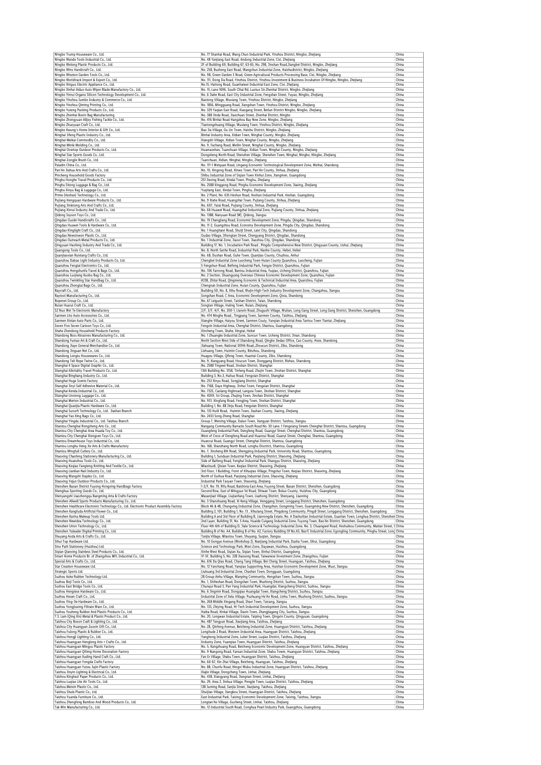| | | |
|---|---|---|
| Ningbo Trump Houseware Co., Ltd. | No. 77 Shanhai Road, Wang Chun Industrial Park, Yinzhou District, Ningbo, Zhejiang | China |
| Ningbo Wande Tools Industrial Co., Ltd. | No. 48 Yanjiang East Road, Andong Industrial Zone, Cixi, Zhejiang | China |
| Ningbo Welong Plastic Products Co., Ltd. | 2F of Building 69, Building 67, 63-65, No. 298, Jinshan Road,Jiangbei District, Ningbo, Zhejiang | China |
| Ningbo Wins Handicraft Co., Ltd. | No. 258, Buzheng East Road, Wangchun Industrial Zone, Haishudistrict, Ningbo, Zhejiang | China |
| Ningbo Wiseton Garden Tools Co., Ltd. | No. 98, Green Garden 3 Road, Green Agricultural Products Processing Base, Cixi, Ningbo, Zhejiang | China |
| Ningbo Worldtrack Import & Export Co., Ltd. | No. 111, Dong Da Road, Yinzhou District, Yinzhou Investment & Business Incubation Of Ningbo, Ningbo, Zhejiang | China |
| Ningbo Xinguo Electric Appliance Co., Ltd. | No.15, Haitong Road, Guanhaiwei Industrial East Zone, Cixi, Zhejiang | China |
| Ningbo Xinhai Aiduo Auto Wiper Blade Manufactory Co., Ltd. | No. 15, Lane 1696, South Cihai Rd, Luotuo Str.Zhenhai District, Ningbo, Zhejiang | China |
| Ningbo Yinrui Organo Silicon Technology Development Co., Ltd. | No. 6 Jiahe Road, East City Industrial Zone, Fengshan Street, Yuyao, Ningbo, Zhejiang | China |
| Ningbo Yinzhou Jumbo Industry & Commerce Co., Ltd. | Baotong Village, Wuxiang Town, Yinzhou District, Ningbo, Zhejiang | China |
| Ningbo Yinzhou Qiming Printing Co., Ltd. | No. 1856, Mingguang Road, Jiangshan Town, Yinzhou District, Ningbo, Zhejiang | China |
| Ningbo Yuteng Packing Products Co., Ltd. | No. 329 Yaqian East Road, Xiaogang Street, Beilun District NIngbo, Ningbo, Zhejiang | China |
| Ningbo Zhenhai Boxin Bag Manufacturing | No. 388 Jinda Road, Jiaochuan Street, Zhenhai District, Ningbo | China |
| Ningbo Zhongyuan Alljoy Fishing Tackle Co., Ltd. | No. 416 Binhai Road Hangzhou Bay New Zone, Ningbo, Zhejiang | China |
| Ningbo Zhuoyuan Craft Co., Ltd. | Tiantongzhuang Village, Wuxiang Town, Yinzhou District, Ningbo, Zhejiang | China |
| Ningbo Kwung's Home Interior & Gift Co., Ltd. | Bao Jia Village, Gu Lin Town, Haishu District, Ningbo, Zhejiang | China |
| Ninghai Jifeng Plastic Industry Co., Ltd. | Binhai Industry Area, Xidian Town, Ninghai County, Ningbo, Zhejiang | China |
| Ninghai Meikai Commodity Co., Ltd. | Xiangshi Village, Xidian Town, Ninghai County, Ningbo, Zhejiang | China |
| Ninghai Minle Molding Co., Ltd. | No. 9, Fachang Road, Meilin Street, Ninghai County, Ningbo, Zhejiang | China |
| Ninghai Overtop Outdoor Products Co., Ltd. | Huamaoshan, Tuanchuan Village, Xidian Town, Ninghai County, Ningbo, Zhejiang | China |
| Ninghai Star Sports Goods Co., Ltd. | Dongsheng North Road, Shenzhen Village, Shenzhen Town, Ninghai, Ningbo, Ningbo, Zhejiang | China |
| Ninghai Zongjie Brush Co., Ltd. | Tuanchuan, Xidian, Ninghai, Ningbo, Zhejiang | China |
| Paladin China Co., Ltd. | No. 111-1 Weiquan Road, Lingang Economic Technological Development Zone, Weihai, Shandong | China |
| Pan'An Jiahua Arts And Crafts Co., Ltd. | No. 10, Xingong Road, Xinwo Town, Pan'An County, Jinhua, Zhejiang | China |
| Pincheng Household Goods Factory | Shibu Industrial Zone of Siqian Town Xinhui Zone, Jiangmen, Guangdong | China |
| Pinghu Honghe Travel Products Co., Ltd. | 251 Jiexing Road, Xindai Town, Pinghu, Zhejiang | China |
| Pinghu Sitong Luggage & Bag Co., Ltd. | No. 2588 Xinggong Road, Pinghu Economic Development Zone, Jiaxing, Zhejiang | China |
| Pinghu Xinyu Bag & Luggage Co., Ltd. | Yuqitang East, Xindai Town, Pinghu, Zhejiang | China |
| Prime (Heshan) Technology Co., Ltd. | No. 2 Plant, No. 635 Heshun Road, Heshan Industrial Park, Heshan, Guangdong | China |
| Pujiang Hengquan Hardware Products Co., Ltd. | No. 9 Xiahe Road, Huangzhai Town, Pujiang County, Jinhua, Zhejiang | China |
| Pujiang Jinletong Arts And Crafts Co., Ltd. | No. 607, Yatai Road, Pujiang County, Jinhua, Zhejiang | China |
| Pujiang Xinrui Industry And Trade Co., Ltd. | No. 66 Huawei Road, Huangzhai Industrial Zone, Pujiang County, Jinhua, Zhejiang | China |
| Qidong Joyson Toys Co., Ltd. | No. 1388, Nanyuan Road (W), Qidong, Jiangsu | China |
| Qingdao Guoki Handicrafts Co., Ltd. | No. 19 Changjiang Road, Economic Development Zone, Pingdu, Qingdao, Shandong | China |
| Qingdao Huawei Tools & Hardware Co., Ltd. | No. 11-2, Guangzhou Road, Economy Development Zone, Pingdu City, Qingdao, Shandong | China |
| Qingdao Kinglight Craft Co., Ltd. | No. 1 Huanghaixi Road, Shuiji Street, Laixi City, Qingdao, Shandong | China |
| Qingdao Newsilwon Plastic Co., Ltd. | Gudao Village, Jihongtan Street, Chengyang District, Qingdao, Shandong | China |
| Qingdao Outreach Metal Products Co., Ltd. | No. 1 Industrial Zone, Jiaoxi Town, Jiaozhou City, Qingdao, Shandong | China |
| Qingyuan Haofeng Industry And Trade Co., Ltd. | Building 17, No. 1, Incubation Park Road , Pingdu Comprehensive New District, Qingyuan County, Lishui, Zhejiang | China |
| Quangong Tools Co., Ltd. | No. 8, North Sanhe Road, Industrial Park, Nanhe County, Hebei, Hebei | China |
| Quanjiaoxian Ruixiang Crafts Co., Ltd. | No. 68, Dushan Road, Guhe Town, Quanjiao County, Chuzhou, Anhui | China |
| Quanzhou Dabao Light Industry Products Co, Ltd. | Chengbei Industrial Zone Luocheng Town Huian County Quanzhou, Luocheng, Fujian | China |
| Quanzhou Fengtai Electronics Co., Ltd. | 5 Fengshun Road, Beifeng Industrial Park, Fengze District, Quanzhou, Fujian | China |
| Quanzhou Hengshunfa Travel & Bags Co., Ltd. | No. 106 Fanrong Road, Bantou Industrial Area, Fuqiao, Licheng District, Quanzhou, Fujian | China |
| Quanzhou Luojiang Kuobu Bag Co., Ltd. | No. 2 Section, Shuangyang Overseas Chinese Economic Development Zone, Quanzhou, Fujian | China |
| Quanzhou Twinkling Star Handbag Co., Ltd. | #238, Zhitai Road, Qingmeng Economic & Technical Industrial Area, Quanzhou, Fujian | China |
| Quanzhou Zhongtai Bags Co., Ltd. | Chengnan Industrial Zone, Huian County, Quanzhou, Fujian | China |
| Raycraft Co., Ltd. | Building 5D, No. 8, Xihu Road, Wujin High-Tech Industry Development Zone, Changzhou, Jiangsu | China |
| Raytool Manufacturing Co., Ltd. | Songshan Road, C Area, Economic Development Zone, Qixia, Shandong | China |
| Ropenet Group Co., Ltd. | No. 67 Leigushi Street, Taishan District, Taian, Shandong | China |
| Ruian Huarui Craft Co., Ltd. | Songtan Village, Huling Town, Ruian, Zhejiang | China |
| SZ Nuo Wei Te Electronic Manufactory | 2/F, 3/F, 4/F, No. 200-1, Lianxin Road, Zhugushi Village, Wulian, Long Gang Street, Long Gang District, Shenzhen, Guangdong | China |
| Sanmen Lito Auto Accessories Co., Ltd. | No. 474 Ninghe Road,, Tingpang Town, Sanmen County, Taizhou, Zhejiang | China |
| Sanmen Xinlan Auto Parts Co., Ltd. | Xianghe Village, Haiyou Street, Sanmen County, Yanqian Industrial Area Tantou Town Tiantai, Zhejiang | China |
| Seven Five Seven Cartoon Toys Co., Ltd. | Fengxin Industrial Area, Chenghai District, Shantou, Guangdong | China |
| Shahe Zhendong Household Products Factory | Xincheng Town, Shahe, Xingtai, Hebei | China |
| Shandong Boss Abrasives Manufacturing Co., Ltd. | No. 1 Zhuangke Industrial Zone, Suncun Town, Licheng District, Jinan, Shandong | China |
| Shandong Fumao Art & Craft Co., Ltd. | North Section West Side of Shandong Road, Qinghe Jiedao Office, Cao County, Heze, Shandong | China |
| Shandong Jiaye General Merchandise Co., Ltd. | Jiahuang Town, National 309th Road,,Zhoucun District, Zibo, Shandong | China |
| Shandong Jinguan Net Co., Ltd. | Lizhuang Town, Huimin County, Binzhou, Shandong | China |
| Shandong Longtu Housewares Co., Ltd. | Huagou Village, Qifeng Town, Huantai County, Zibo, Shandong | China |
| Shandong Teli Rope Twine Co., Ltd. | No. 9, Xiangyang Road, Houcun Town, Donggang District, Rizhao, Shandong | China |
| Shanghai 4 Space Digital Graphic Co., Ltd. | No. 2588 Tingwei Road, Jinshan District, Shanghai | China |
| Shanghai Allvitality Travel Products Co., Ltd. | 13th Building No. 3158, Tinfeng Road, Zhujin Town, Jinshan District, Shanghai | China |
| Shanghai Binghang Industry Co., Ltd. | Building 3, No.3, Haituo Road, Fengxian District, Shanghai | China |
| Shanghai Huge Scents Factory | No. 253 Xinyu Road, Songjiang District, Shanghai | China |
| Shanghai Jinyi Self Adhesive Material Co., Ltd. | No. 7168, Daye Highway, Jinhui Town, Fengxian District, Shanghai | China |
| Shanghai Kenda Industrial Co., Ltd. | No. 7325, Caolang Highroad, Langxia Town, Jinshan District, Shanghai | China |
| Shanghai Linxiong Luggage Co., Ltd. | No. 4059, 1st Group, Zhujing Town, Jinshan District, Shanghai | China |
| Shanghai Merion Industrial Co., Ltd. | No. 931, Xingfang Road, Fengjing Town, Jinshan District, Shanghai | China |
| Shanghai Quanjia Plastic Hardware Co., Ltd. | Building 1, No. 88 Jinju Road, Fengxian District, Shanghai | China |
| Shanghai Sursoft Technology Co., Ltd. Jiashan Branch | No. 133 Huili Road, Huimin Town, Jiashan County, Jiaxing, Zhejiang | China |
| Shanghai Yao Xing Bags Co., Ltd. | No. 2433 Song Zheng Road, Shanghai | China |
| Shanghai Yingdu Industrial Co., Ltd. Taizhou Branch | Group 7, Weixing Village, Daiun Town, Jiangyan District, Taizhou, Jiangsu | China |
| Shantou Chenghai Rongsheng Arts Co., Ltd. | Nangang Community Barracks South Road No. 30 Lane. 1 Fengxiang Streets Chenghai District, Shantou, Guangdong | China |
| Shantou City Chenghai Area Huada Toy Co., Ltd. | Guangfeng Industrial Park, Dengfeng Road, Guangyi Street, Chenghai District, Shantou, Guangdong | China |
| Shantou City Chenghai Xiongsen Toys Co., Ltd. | West of Cross of Dengfeng Road and Huanrui Road, Guanyi Street, Chenghai, Shantou, Guangdong | China |
| Shantou Dreamhouse Toys Industrial Co., Ltd. | Huanrui Road, Guangyi Street, Chenghai District, Shantou, Guangdong | China |
| Shantou Longhu Heng Jie Arts & Crafts Manufactory | No. 168, Shanzhang North Road, Longhu Disctrict, Shantou, Guangdong | China |
| Shantou Wingfull Cutlery Co., Ltd. | No. 7, Jinsheng 8th Road, Shengping Industrial Park, University Road, Shantou, Guangdong | China |
| Shaoxing Chaofeng Stationery Manufacturing Co., Ltd. | Building 1, Sunduan Industrial Park, Paojiang District, Shaoxing, Zhejiang | China |
| Shaoxing Huanzhou Tools Co., Ltd. | Side of Baifeng Road, Fenghui Industrial Park, Shangyu District, Shaoxing, Zhejiang | China |
| Shaoxing Keqiao Fangteng Knitting And Textile Co., Ltd. | Miaoloudi, Qixian Town, Keqiao District, Shaoxing, Zhejiang | China |
| Shaoxing Lianlian Nail Industry Co., Ltd. | 3rd Floor, 1 Building, Front of Xihuqiao Village, Pingshui Town, Keqiao District, Shaoxing, Zhejiang | China |
| Shaoxing Wangshi Staples Co., Ltd. | North of Guihua Road, Paojiang Industrial Zone, Shaoxing, Zhejiang | China |
| Shaoxing Yejun Outdoor Products Co., Ltd. | Industrial Park Taoyan Town, Shaoxing, Zhejiang | China |
| Shenzhen Baoan District Fuyong Hongxing Handbags Factory | 1-2/F, No. 19, Rifu Road, Baishixia East Area, Fuyong Street, Baoan District, Shenzhen, Guangdong | China |
| Shenghua Sporting Goods Co., Ltd. | Second Row, East of Mingyue 1st Road, Shiwan Town, Boluo County, Huizhou City, Guangdong | China |
| Shenyangshi Liaozhongqu Bangming Arts & Crafts Factory | Masanjiazi Village, Liujianfang Town, Liazhong District, Shenyang, Liaoning | China |
| Shenzhen Allwell Sports Products Manufacturing Co., Ltd. | No. 3 Shanzhuang Road, Xi Keng Village, Henggang Street, Longgang District, Shenzhen, Guangdong | China |
| Shenzhen Healthcare Electronic Technology Co., Ltd. Electronic Product Assembly Factory | Block 46 & 48, Changxing Industrial Zone, Changzhen, Gongming Town, Guangming New District, Shenzhen, Guangdong | China |
| Shenzhen Kangfuda Artificial Flower Co., Ltd. | Building 2, 101, Building 1, No.13 , Xihutang Street, Pingdong Community, Pingdi Street, Longgang District, Shenzhen, Guangdong | China |
| Shenzhen Karina Makeup Tools Ltd. | Building A and 3rd Floor of Building B, Lianrongda Estate, No. A Dashuitian Industrial Estate, Guanlan Town, Longhua District, Shenzhen | China |
| Shenzhen Newidea Technology Co., Ltd. | 2nd Layer, Building 31, No. 5 Area, Huaide Cuigang Industrial Zone, Fuyong Town, Bao'An District, Shenzhen, Guangdong | China |
| Shenzhen Union Technology Co., Ltd. | Floor 4th-6th of Building D, Jiale Science & Technology Industrial Zone, No. 3, Chuangwei Road, Heshuikou Community, Matian Street, G | China |
| Shenzhen Yaleader Digital Printing Co., Ltd. | Building B of No. A4, Building B of No. A2, Factory Building Of No.A3, Bao'E Industrial Zone, Egongling Community, Pinghu Street, Long | China |
| Shuyang Aoda Arts & Crafts Co., Ltd. | Tanjia Village, Miaotou Town, Shuyang, Suqian, Jiangsu | China |
| Sihui Top Hardware Ltd. | No. 10 Gongye Avenue (Workshop 2), Nanjiang Industrial Park, Dasha Town, Sihui, Guangdong | China |
| Sino Path Stationery (Huizhou) Ltd. | Science and Technology Park, West Zone, Dayawan, Huizhou, Guangdong | China |
| Siqian Qianxing Stainless Steel Products Co., Ltd. | Xinhe West Road, Siqian Xu, Siqian Town, Xinhui District, Guangdong | China |
| Smart Home Products Br. of Zhangzhou MFL Industrial Co., Ltd. | 1F-5F, Building 5, No. 228 Jiaosong Road, Taiwanese Investment Zone, Zhangzhou, Fujian | China |
| Special Arts & Crafts Co., Ltd. | No. 616 Da Qiao Road, Chang Tang Village, Bei Cheng Street, Huangyan, Taizhou, Zhejiang | China |
| Star Creation Houseware Ltd. | No. 12 Yanchang Road, Yanqiao Supporting Area, Huishan Economic Development Zone, Wuxi, Jiangsu | China |
| Strategic Sports Ltd. | Liuhuang 3rd Industrial Zone, Chashan Town, Dongguan, Guangdong | China |
| Suzhou Aoke Rubber Technology Ltd. | 28 Group Anhu Village, Wanping Community, Hengshan Town, Suzhou, Jiangsu | China |
| Suzhou Boji Tools Co., Ltd. | No. 1, Shiheshan Road, Dongshan Town, Wuzhong District, Suzhou, Jiangsu | China |
| Suzhou East Bridge Tools Co., Ltd. | Chunqui Road 3, Pan Yang Industrial Park, Huangdai, Xiangcheng District, Suzhou, Jiangsu | China |
| Suzhou Hengtese Hardware Co., Ltd. | No. 6 Jingmin Road, Dongqiao Huangdai Town, Xiangcheng District, Suzhou, Jiangsu | China |
| Suzhou Hesen Craft Co., Ltd. | Industrial Zone of Jielu Village, Puzhuang He'An Road, Linhu Town, Wuzhong District, Suzhou, Jiangsu | China |
| Suzhou Ying-Jie Hardware Co., Ltd. | No. 268 Middle Xingang Road, Shaxi Town, Taicang, Jiangsu | China |
| Suzhou Yongjiuxing Filtrate Ware Co., Ltd. | No. 133, Zhiying Road, Hi-Tech Industrial Development Zone, Suzhou, Jiangsu | China |
| Suzhou Youheng Rubber And Plastic Products Co., Ltd. | Haiba Road, Xinkai Village, Daxin Town, Zhangjiagang City, Suzhou, Jiangsu | China |
| T.S. Lam (Qing Xin) Metal & Plastic Product Co., Ltd. | No. 20, Longwan Industrial Estate, Taiping Town, Qingxin County, Qingyuan, Guangdong | China |
| Taizhou City Boson Craft & Lighting Co., Ltd. | No. 487 Tengyun Road, Jiaojiang Area, Taizhou, Zhejiang | China |
| Taizhou City Huangyan Zuoxin Gift Co., Ltd. | No. 28, Qinfeng Avenue, Beicheng Industrial Zone, Huangyan District, Taizhou, Zhejiang | China |
| Taizhou Fulong Plastic & Rubber Co., Ltd. | Longitude 2 Road, Western Industrial Area, Huangyan District, Taizhou, Zhejiang | China |
| Taizhou Hongji Lighting Co., Ltd. | Yanghong Industrial Zone, Lubei Street, Luqiao District, Taizhou, Zhejiang | China |
| Taizhou Huangyan Henglong Arts + Crafts Co., Ltd. | Industry Zone, Yuanqiao Town, Huangyan District, Taizhou, Zhejiang | China |
| Taizhou Huangyan Mingyu Plastic Factory | No. 5, Kangzhuang Road, Beicheng Economic Development Zone, Huangyan District, Taizhou, Zhejiang | China |
| Taizhou Huangyan Qifeng Home Decoration Factory | No. 9 Nangong Road, Fansan Industrial Zone, Shabu Town, Huangyan District, Taizhou, Zhejiang | China |
| Taizhou Huangyan Xudling Hand Craft Co., Ltd. | Fan Er Village, Shabu Town, Huangyan District, Taizhou, Zhejiang | China |
| Taizhou Huangyan Yongda Crafts Factory | No. 66-67, Xin Zhai Village, Beicheng, Huangyan, Taizhou, Zhejiang | China |
| Taizhou Huangyan Yutou Jujin Plastic Factory | No. 88, Chunfu Road, Ningxi Wubu Industrial Zone, Huangyan District, Taizhou, Zhejiang | China |
| Taizhou Jinyin Lighting & Electrical Co., Ltd. | Xiajie Village, Dongcheng Town, Linhai, Zhejiang | China |
| Taizhou Kinghezi Paper Products Co., Ltd. | No. 438, Xiangyang Road, Jiangnan Street, Linhai, Zhejiang | China |
| Taizhou Luqiao Lite Air Tools Co., Ltd. | No. 29, Area 2, Jinhua Village, Pengjie Town, Luqiao District, Taizhou, Zhejiang | China |
| Taizhou Meixin Plastic Co., Ltd. | 128 Juming Road, Sanjia Street, Jiaojiang, Taizhou, Zhejiang | China |
| Taizhou Shule Plastic Co., Ltd. | Shuijiao Village, Jiangkou Street, Huangyan District, Taizhou, Zhejiang | China |
| Taizhou Yuanda Furniture Co., Ltd. | East Industrial Park, Taixing Economic Development Zone, Taixing, Taizhou, Jiangsu | China |
| Taizhou Zhengfeng Bamboo And Wood Products Co., Ltd. | Longtan'Ao Village, Gucheng Street, Linhai, Taizhou, Zhejiang | China |
| Tak Win Manufacturing Co., Ltd. | No. 12 Industrial South Road, Conghua Pearl Industry Park, Guangzhou, Guangdong | China |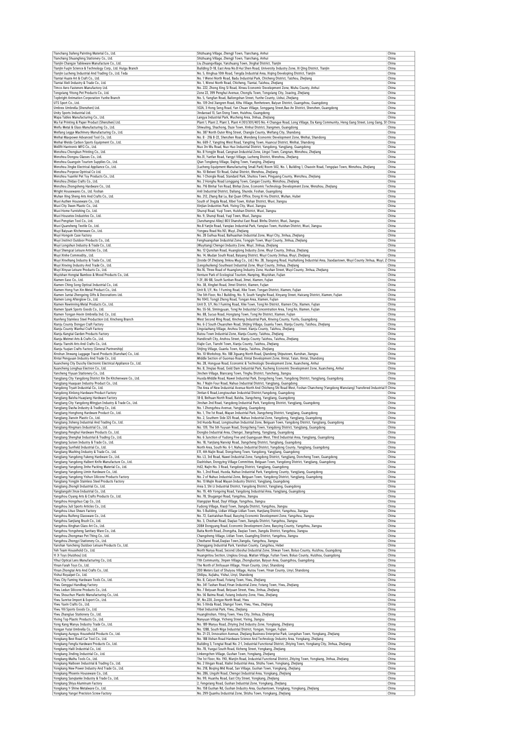| | | |
|---|---|---|
| Tianchang Jiafeng Painting Material Co., Ltd. | Shizhuang Village, Zhengji Town, Tianchang, Anhui | China |
| Tianchang Shuangfeng Stationery Co., Ltd. | Shizhuang Village, Zhengji Town, Tianchang, Anhui | China |
| Tianjin Changze Tableware Manufacture Co., Ltd. | Liu Zhuangvillage, Yanzhuang Town, Jinghai District, Tianjin | China |
| Tianjin Fuqin Science & Technology Corp., Ltd. Huiguo Branch | Building D-18, East Area No.8 Hui Shen Road, University Industry Zone, Xi Qing District, Tianjin | China |
| Tianjin Lucheng Industrial And Trading Co., Ltd. Teda | No. 5, Xinghua 10th Road, Tengda Industrial Area, Xiqing Developing District, Tianjin | China |
| Tiantai Huate Art & Craft Co., Ltd. | No. 1 Wenxi North Road, Badu Industrial Park, Chicheng District, Taizhou, Zhejiang | China |
| Tiantai Xieli Industry & Trade Co., Ltd. | No. 1, Wenxi North Road, Chicheng, Tiantai, Taizhou, Zhejiang | China |
| Timco Aero Fasteners Manufactory Ltd. | No. 222, Zhong Xing Si Road, Xinwu Economic Development Zone, Wuhu County, Anhui | China |
| Tongxiang Yitong Pet Products Co., Ltd. | Zone 22, 399 Penghui Avenue, Chongfu Town, Tongxiang City, Jiaxing, Zhejiang | China |
| Topbright Animation Corporation Yunhe Branch | No. 5, Yangfan Road, Bailongshan Street, Yunhe County, Lishui, Zhejiang | China |
| UTS Sport Co., Ltd. | No. 139 2nd Jiangren Road, Xihu Village, Renhetown, Baiyun District, Guangzhou, Guangdong | China |
| Umbrex Umbrella (Shenzhen) Ltd. | 102A, 3 Hong Seng Road, Yan Chuan Village, Songgang Street,Bao An District, Shenzhen, Guangdong | China |
| Unity Sports Industrial Ltd. | Jindaroad 13, San Dong Town, Huizhou, Guangdong | China |
| Wapa Tables Manufacturing Co., Ltd. | Langya Industrial Park, Wucheng Area, Jinhua, Zhejiang | China |
| Wa Fai Printing & Paper Product (Shenzhen) Ltd. | Plant 1, Plant 2, Plant 3, Plant 4 (101/301/401) No. 4 Changye Road, Long Village, Da Kang Community, Heng Gang Street, Long Gang, Sh | China |
| Weifu Metal & Glass Manufacturing Co., Ltd. | Shiwuling, Shachong, Daze Town, Xinhui District, Jiangmen, Guangdong | China |
| Weifang Legge Machinery Manufacturing Co., Ltd. | No. 387 North Outer Ring Street, Changle County, Weifang City, Shandong | China |
| Weihai Maxpower Advanced Tool Co., Ltd. | No. 8 - 2 & 8-22, Shenzhen Road, Wendeng Economic Development Zone, Weihai, Shandong | China |
| Weihai Weldo Carbon Sports Equipment Co., Ltd. | No. 669-7, Yangting West Road, Yangting Town, Huancui District, Weihai, Shandong | China |
| Wellfit Hardware MFG Co., Ltd. | Nuo Jin Wu Road, Nuo Huo Industrial District, Yangdong, Yangjiang, Guangdong | China |
| Wenzhou Chongkun Printing Co., Ltd. | No. 8 Yongjin Road, Cangnan Industrial Zone, Lingxi Town, Cangnan, Wenzhou, Zhejiang | China |
| Wenzhou Dongou Glasses Co., Ltd. | No.31, Yanfan Road, Yangyi Village, Lucheng District, Wenzhou, Zhejiang | China |
| Wenzhou Guangxin Tourism Supplies Co., Ltd. | Qian Tongkeng Village, Dajing Town, Yueqing, Zhejiang | China |
| Wenzhou Jingke Electrical Appliance Co., Ltd. | (Lucheng Equipment Manufacturing Small Park) Room 502, No. 1, Building 1, Chaoxin Road, Tengqiao Town, Wenzhou, Zhejiang | China |
| Wenzhou Porpose Optical Co Ltd. | No. 10 Beiwei 1St Road, Ouhai District, Wenzhou, Zhejiang | China |
| Wenzhou Yuanfei Pet Toy Products Co., Ltd. | No. 1 Chongle Road, Standard Park, Shuitou Town, Pingyang County, Wenzhou, Zhejiang | China |
| Wenzhou Zhidao Crafts Co., Ltd. | No. 2 Honghu Road Longgang Town, Cangan County, Wenzhou, Zhejiang | China |
| Wenzhou Zhongsheng Hardware Co., Ltd. | No. 716 Binhai Ten Road, Binhai Zone, Economic Technology Development Zone, Wenzhou, Zhejiang | China |
| Wright Housewares Co. Ltd. Foshan | Anli Industrial District, Daliang, Shunde, Foshan, Guangdong | China |
| Wuhan Xing Sheng Arts And Crafts Co., Ltd. | No. 212, Zhang Bai Lu, Bai Quan Office, Dong Xi Hu District, Wuhan, Hubei | China |
| Wuxi Authen Houseware Co., Ltd. | South of Jingda Road, Xibei Town, Xishan District, Wuxi, Jiangsu | China |
| Wuxi City Jiwen Plastic Co., Ltd. | Xinjian Industries Park, Yixing City, Wuxi, Jiangsu | China |
| Wuxi Home Furnishing Co., Ltd. | Shunqi Road, Yuqi Town, Huishan District, Wuxi, Jiangsu | China |
| Wuxi Housetex Industries Co., Ltd. | No. 9, Shunqi Road, Yuqi Town, Wuxi, Jiangsu | China |
| Wuxi Pengtian Tool Co., Ltd. | (Junzhangrui Alley) 803 Shanshui East Road. Binhu District, Wuxi, Jiangsu | China |
| Wuxi Quansheng Textile Co., Ltd. | No.8 Yanjie Road, Yanqiao Industrial Park, Yanqiao Town, Huishan District, Wuxi, Jiangsu | China |
| Wuyi Baiyuan Kitchenware Co., Ltd. | Yongwu Road No.161, Wuyi, Zhejiang | China |
| Wuyi Hongxin Case Factory | No. 28 Guihua Road, Baihuashan Industrial Zone, Wuyi City, Jinhua, Zhejiang | China |
| Wuyi Instinct Outdoor Products Co., Ltd. | Fenghuangshan Industrial Zone, Tongqin Town, Wuyi County, Jinhua, Zhejiang | China |
| Wuyi Longshun Industry & Trade Co., Ltd. | (Wuyitang) Chengxi Industry Zone, Wuyi, Jinhua, Zhejiang | China |
| Wuyi Shengcai Leisure Articles Co., Ltd. | No. 12 Qunshan Road, Huanglong Industry Zone, Wuyi County, Jinhua, Zhejiang | China |
| Wuyi Xinhe Commodity., Ltd. | No. 14, Mudan South Road, Baiyang District, Wuyi County Jinhua, Wuyi, Zhejiang | China |
| Wuyi Xinxihang Industry & Trade Co., Ltd. | (Inside Of Zhejiang Jinkou Mug Co., Ltd.) No. 28, Jiaogong Road, Huzhailong Industrial Area, Jiaodaotown, Wuyi County Jinhua, Wuyi, Z | China |
| Wuyi Xinxing Industry And Trade Co., Ltd. | (Lengshuikeng) Southeast Industrial Zone, Wuyi County, Jinhua, Zhejiang | China |
| Wuyi Nice Leisure Products Co., Ltd. | No.16, Three Road of Huanglong Industry Zone, Hushan Street, Wuyi County, Jinhua, Zhejiang | China |
| Wuyishan Hongtai Bamboo & Wood Products Co., Ltd. | Venture Park of Ecological Tourism, Nanping, Wuyishan, Fujian | China |
| Xiamen Easo Co., Ltd. | 1-2F, 86-88, South Sunban Road, Jimei, Xiamen, Fujian | China |
| Xiamen Ching Song Optical Industrial Co., Ltd. | No. 38, Xingbei Road, Jimei District, Xiamen, Fujian | China |
| Xiamen Hong Yun Xin Metal Product Co., Ltd. | Unit B, 1/F, No. 1 Fuming Road, Xike Town, Tongan District, Xiamen, Fujian | China |
| Xiamen Juntai Zhengxing Gifts & Decorations Ltd. | The 5th Floor, No.1 Building, No. 9, South Yanghe Road, Xinyang Street, Haicang District, Xiamen, Fujian | China |
| Xiamen Long Afterglow Co., Ltd. | No 1043, Tongji Zhong Road, Tongan Area, Xiamen, Fujian | China |
| Xiamen Rewinning Metal Products Co., Ltd. | Unit D, 1/F, No.1 Fuming Road, Xike Town, Tong'An District, Xiamen City, Xiamen, Fujian | China |
| Xiamen Spark Sports Goods Co., Ltd. | No. 55-56, Simingyuan, Tong'An Industrial Concentration Area, Tong'An, Xiamen, Fujian | China |
| Xiamen Tongan Hexin Umbrella Ind. Co., Ltd. | No. 88, Sucuo Road, Hongtang Town, Tong'An District, Xiamen, Fujian | China |
| Xianfeng Stainless Steel Production Ltd. Xincheng Branch | West Second Ring Road, Xincheng Industrial Park, Xinxing County, Yunfu, Guangdong | China |
| Xianju County Dongye Craft Factory | No. 6-2 South Chuanzhen Road, Shijing Village, Guanlu Town, Xianju County, Taizhou, Zhejiang | China |
| Xianju County Wanhui Craft Factory | Lingxiazhang Village, Anzhou Street, Xianju County, Taizhou, Zhejiang | China |
| Xianju Kangtai Garden Products Factory | Butou Town Industrial Zone, Xianju County, Taizhou, Zhejiang | China |
| Xianju Meimei Arts & Crafts Co., Ltd. | Handicraft City, Anzhou Street, Xianju County Taizhou, Taizhou, Zhejiang | China |
| Xianju Tianshi Arts And Crafts Co., Ltd. | Xiajie Cun, Tianshi Town, Xianju County, Taizhou, Zhejiang | China |
| Xianju Yuqian Crafts Factory (General Partnership) | Shijing Village, Guanlu Town, Xianju, Taizhou, Zhejiang | China |
| Xinshun Jinwang Luggage Travel Products (Kunshan) Co., Ltd. | No. 10 Workshop, No. 188 Jiguang North Road, Qiandeng Shipuotown, Kunshan, Jiangsu | China |
| Xintai Pengyuan Industry And Trade Co., Ltd. | Middle Section of Guomao Road, Xintai Development Zone, Xintai, Taian, Xintai, Shandong | China |
| Xuancheng City Duochy Electronic Electrical Appliance Co., Ltd. | No. 28, Hongyue Road, Economic & Technologic Development Zone, Xuancheng, Anhui | China |
| Xuancheng Longhua Electron Co., Ltd. | No. 8, Jinqiao Road, Gold Dam Industrial Park, Xucheng Economic Development Zone, Xuancheng, Anhui | China |
| Yancheng Yiyuan Stationery Co., Ltd. | Jinchen Village, Biancang Town, Tinghu District, Yancheng, Jiangsu | China |
| Yangjiang City Yangdong District Xin De Kitchenware Co., Ltd. | Huoda Middle Road, Nawei Industrial Park, Dongcheng Town, Yangdong District, Yangjiang, Guangdong | China |
| Yangjiang Huaquan Industry Product Co., Ltd. | No. 7 Najin Four Road, Nahuo Industrial District, Yangjiang, Guangdong | China |
| Yangdong Tryait Industrial Co., Ltd. | The Area of New Industrial Avenue North And Chicheng Shi Road West, Foshan Chancheng (Yangdong Wanxiang) Transfered Industrial P | China |
| Yangdong Xinlong Hardware Product Factory | Jintian 6 Road,Longtoushan Industrial District,Yangdong, Guangdong | China |
| Yangjiang Baisha Huaqiang Hardware Factory | 18-8, Beihuan North Road, Baisha, Jiangcheng, Yangjiang, Guangdong | China |
| Yangjiang City Yangdong Mingjun Industry & Trade Co., Ltd. | Jinshan 2nd Road, Yangdong Industrial Park, Yangdong District, Yangjiang, Guangdong | China |
| Yangjiang Dasha Industry & Trading Co., Ltd. | No. 1 Zhongzhou Avenue, Yangjiang, Guangdong | China |
| Yangjiang Honghong Hardware Product Co., Ltd. | No. 1, The 1st Road, Mayan Industrial Park, Jiangcheng District, Yangjiang, Guangdong | China |
| Yangjiang Jianxin Plastic Co., Ltd. | No. 2, Southern Side 325 Road, Nahuo Industrial Zone, Yangdong, Yangjiang, Guangdong | China |
| Yangjiang Jisheng Industrial And Trading Co., Ltd. | 3rd Huoda Road, Longtoushan Industrial Zone, Beiguan Town, Yangdong District, Yangjiang, Guangdong | China |
| Yangjiang Kingmars Industrial Co., Ltd. | No. 139, The 5th Yuyuan Road, Dongcheng Town, Yangdong District, Yangjiang, Guangdong | China |
| Yangjiang Penghui Hardware Products Co., Ltd. | Dongbo Industrial Area, Chengxi, Jiangcheng, Yangjiang, Guangdong | China |
| Yangjiang Shenghai Industrial & Trading Co., Ltd. | No. 6 Junction of Yudong Five and Guangyuan West, Third Industrial Area, Yangjiang, Guangdong | China |
| Yangjiang Suisen Industry & Trade Co., Ltd. | No. 18, Yanjiang Nanxiqi Road, Jiangcheng District, Yangjiang, Guangdong | China |
| Yangjiang Sunfield Industrial Co., Ltd. | North Area, South No. 6-1, Nahuo Industrial District, Yangdong County, Yangjiang, Guangdong | China |
| Yangjiang Washing Industry & Trade Co., Ltd. | E11, 4th Najin Road, Dongcheng Town, Yangdong, Yangjiang, Guangdong | China |
| Yangjiang Yangdong Fukeng Hardware Co., Ltd. | No. L3, 3rd Road, Nawei Industrial Zone, Yangdong District, Yangjiang, Dongcheng Town, Guangdong | China |
| Yangjiang Yangdong Halbert Knife Manufacture Co., Ltd. | Dashishan, Dongying Village Committee, Beiguan Town, Yangdong District, Yangjiang, Guangdong | China |
| Yangjiang Yangdong Jinhe Packing Material Co., Ltd. | Hd2, Najin No. 3 Road, Yangdong District, Yangjiang, Guangdong | China |
| Yangjiang Yangdong Limin Hardware Co., Ltd. | No. 1, 2nd Road, Huoda, Nahuo Industrial Park, Yangdong County, Yangjiang, Guangdong | China |
| Yangjiang Yangdong Yishun Silicone Products Factory | No. 2 of Nahuo Industrial Zone, Beiguan Town, Yangdong District, Yangjiang, Guangdong | China |
| Yangjiang Yongjin Stainless Steel Products Factory | No. 13 Majin Road Mayan Industry District, Yangjiang, Guangdong | China |
| Yangjiang Zhongli Industrial Co., Ltd. | Area 3, Shi Li Industrial District, Yangdong District, Yangjiang, Guangdong | China |
| Yangjiangshi Jinze Industrial Co., Ltd. | No. 19, 4th Yongxing Road, Yangdong Industrial Area, Yangjiang, Guangdong | China |
| Yangzhou Ciyang Arts & Crafts Products Co., Ltd. | No. 78, Shuganyi Road, Yangzhou, Jiangsu | China |
| Yangzhou Hongshuo Cap Co., Ltd. | Xiangqian Road, Dayi Village, Yangzhou, Jiangsu | China |
| Yangzhou Juli Sports Articles Co., Ltd. | Fudong Village, Xiaoji Town, Jiangdu District, Yangzhou, Jiangsu | China |
| Yangzhou Lituo Shears Factory | No. 5 Building, Lidian Village Lidian Town, Hanjiang District, Yangzhou, Jiangsu | China |
| Yangzhou Ruifeng Glassware Co., Ltd. | No. 72, Easttaishan Road, Baoying Economic Development Zone, Yangzhou, Jiangsu | China |
| Yangzhou Sanjiang Brush Co., Ltd. | No. 3, Chezhan Road, Daqiao Town, Jiangdu District, Yangzhou, Jiangsu | China |
| Yangzhou Xinghan Glass Art Co., Ltd. | 208# Dongyang Road, Economic Development Zone, Baoying County, Yangzhou, Jiangsu | China |
| Yangzhou Yongsheng Sanitary Ware Co., Ltd. | Baita North Road, Zhongzha, Daqiao Town, Jiangdu District, Yangzhou, Jiangsu | China |
| Yangzhou Zhongmao Pet Thing Co., Ltd. | Changsheng Village, Lidian Town, Guangling District, Yangzhou, Jiangsu | China |
| Yangzhou Zhongyi Stationery Co., Ltd. | Chezhanxi Road,Daqiao Town,Jiangdu, Yangzhou, Jiangsu | China |
| Yanshan Yancheng Outdoor Leisure Products Co., Ltd. | Zhenggang Industrial Park, Yanshan County, Cangzhou, Hebei | China |
| Yeh Team Household Co., Ltd. | North Nanya Road, Second Liboshui Industrial Zone, Shiwan Town, Boluo County, Huizhou, Guangdong | China |
| Yi Ji Toys (Huizhou) Ltd. | Huangnitou Section, Lingkou Group, Matian Village, Futian Town, Boluo County, Huizhou, Guangdong | China |
| Yihui Optical Lens Manufacturing Co., Ltd. | 11th Community, Jinpen Village, Zhongluotan, Baiyun Area, Guangzhou, Guangdong | China |
| Yinan Fasah Toys Co., Ltd. | The North of Jinfoyuan Village, Yinan County, Linyi, Shandong | China |
| Yinan Zhongtai Arts And Crafts Co., Ltd. | 200 Meters East of Shuiyou Village, Hutou Town, Yinan County, Linyi, Shandong | China |
| Yishui Royalpet Co., Ltd. | Shilipu, Xujiahu, Yishui, Linyi, Shandong | China |
| Yiwu City Faming Hardware Tools Co., Ltd. | No. 8, Caiyun Road, Fotang Town, Yiwu, Zhejiang | China |
| Yiwu Genggui Handbag Factory | No. 341 Tashan Road,Yinan Industrial Zone, Fotang Town, Yiwu, Zhejiang | China |
| Yiwu Ledun Silicone Products Co., Ltd. | No. 7 Beiyuan Road, Beiyuan Street, Yiwu, Jinhua, Zhejiang | China |
| Yiwu Shouchun Plastic Manufacturing Co., Ltd. | No. 56 Baima Road, Futang Industry Zone, Yiwu, Zhejiang | China |
| Yiwu Sunrise Import & Export Co., Ltd. | 3F, No.220, Zongze North Road, Yiwu | China |
| Yiwu Yaxin Crafts Co., Ltd. | No. 5 Xinda Road, Shangxi Town, Yiwu, Yiwu, Zhejiang | China |
| Yiwu Yili Sports Goods Co., Ltd. | Yibei Industrial Park, Yiwu, Zhejiang | China |
| Yiwu Zhangluo Stationery Co., Ltd. | Huangjinshan, Yiting Town, Yiwu City, Jinhua, Zhejiang | China |
| Yixing Top Plastic Products Co., Ltd. | Nanyuan Village, Yicheng Street, Yixing, Jiangsu | China |
| Yong Kang Wanyu Industry Trade Co., Ltd. | No. 189 Wanyu Road, Zhiying 2nd Industry Zone, Yongkang, Zhejiang | China |
| Yongan Yutai Umbrella Co., Ltd. | No. 1288, South Nige Industrial District, Yongan, Yongan, Fujian | China |
| Yongkang Aungyu Household Products Co., Ltd. | No. 21-23, Innovation Avenue, Zhejiang Business Enterprise Park, Longshan Town, Yongkang, Zhejiang | China |
| Yongkang Best Road Car Tool Co., Ltd. | No. 188 Xishan Road Hardware Science And Technology Industry Area, Yongkang, Zhejiang | China |
| Yongkang Fengfa Hardware Products Co., Ltd. | Building 3, Tongtai Road No. 2-1, Industrial Functional District, Zhiying Town, Yongkang City, Jinhua, Zhejiang | China |
| Yongkang Haili Industrial Co., Ltd. | No. 78, Yuegui South Road, Xicheng Street, Yongkang, Zhejiang | China |
| Yongkang Jinding Industrial Co., Ltd. | Linkengchen Village, Gushan Town, Yongkang, Zhejiang | China |
| Yongkang Maihu Tools Co., Ltd. | The 1st Floor, No. 190, Wanjin Road, Industrial Functional District, Zhiying Town, Yongkang, Jinhua, Zhejiang | China |
| Yongkang Naiboen Industrial & Trading Co., Ltd. | No. 2 Xingan Road, Xiaileи Industrial Area, Shizhu Town, Yongkang, Zhejiang | China |
| Yongkang New Power Industry And Trade Co., Ltd. | No. 218, Boqing Mid Road, San Village, Gushan Town, Yongkang, Zhejiang | China |
| Yongkang Phoenix Houseware Co., Ltd. | No. 286, Lingshi Road, Chengxi Industrial Area, Yongkang, Zhejiang | China |
| Yongkang Sanqianke Industry & Trade Co., Ltd. | No. 99, Huanhu Road, East City Street, Yongkang, Zhejiang | China |
| Yongkang Shiya Aluminum Factory | 2, Fengxiang Road, Gushan Industrial Zone, Yongkang, Zhejiang | China |
| Yongkang Y-Shine Metalware Co., Ltd. | No. 158 Gushan Rd, Gushan Industry Area, Gushantown, Yongkang, Yongkang, Zhejiang | China |
| Yongkang Yangxi Precision Screw Factory | No. 299 Quanhu Industrial Zone, Shizhu Town, Yongkang, Zhejiang | China |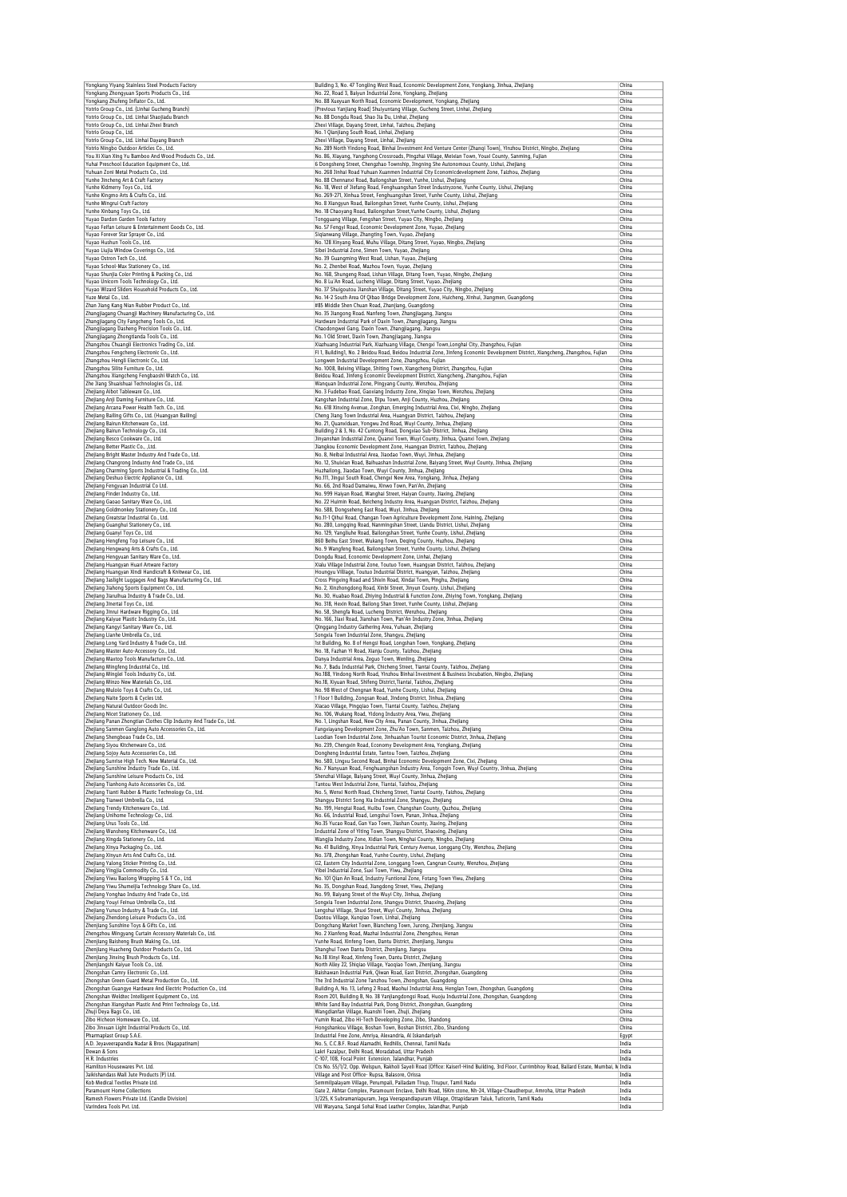| | | |
|---|---|---|
| Yongkang Yiyang Stainless Steel Products Factory | Building 3, No. 47 Tongling West Road, Economic Development Zone, Yongkang, Jinhua, Zhejiang | China |
| Yongkang Zhongyuan Sports Products Co., Ltd. | No. 22, Road 3, Baiyun Industrial Zone, Yongkang, Zhejiang | China |
| Yongkang Zhufeng Inflator Co., Ltd. | No. 88 Xueyuan North Road, Economic Development, Yongkang, Zhejiang | China |
| Yotrio Group Co., Ltd. (Linhai Gucheng Branch) | (Previous Yanjiang Road) Shuiyuntang Village, Gucheng Street, Linhai, Zhejiang | China |
| Yotrio Group Co., Ltd. Linhai Shaojiadu Branch | No. 88 Dongdu Road, Shao Jia Du, Linhai, Zhejiang | China |
| Yotrio Group Co., Ltd. Linhai Zhexi Branch | Zhexi Village, Dayang Street, Linhai, Taizhou, Zhejiang | China |
| Yotrio Group Co., Ltd. | No. 1 Qianjiang South Road, Linhai, Zhejiang | China |
| Yotrio Group Co., Ltd. Linhai Dayang Branch | Zhexi Village, Dayang Street, Linhai, Zhejiang | China |
| Yotrio Ningbo Outdoor Articles Co., Ltd. | No. 289 North Yindong Road, Binhai Investment And Venture Center (Zhanqi Town), Yinzhou District, Ningbo, Zhejiang | China |
| You Xi Xian Xing Yu Bamboo And Wood Products Co., Ltd. | No. 86, Xiayang, Yangzhong Crossroads, Pingzhai Village, Meixian Town, Youxi County, Sanming, Fujian | China |
| Yuhai Preschool Education Equipment Co., Ltd. | 6 Dongsheng Street, Chengzhao Township, Jingning She Autonomous County, Lishui, Zhejiang | China |
| Yuhuan Zoni Metal Products Co., Ltd. | No. 268 Jinhai Road Yuhuan Xuanmen Industrial City Economicdevelopment Zone, Taizhou, Zhejiang | China |
| Yunhe Jincheng Art & Craft Factory | No. 88 Chennanxi Road, Baitongshan Street, Yunhe, Lishui, Zhejiang | China |
| Yunhe Kidmerry Toys Co., Ltd. | No. 18, West of Jiefang Road, Fenghuangshan Street Industryzone, Yunhe County, Lishui, Zhejiang | China |
| Yunhe Kingmo Arts & Crafts Co., Ltd. | No. 269-271, Xinhua Street, Fenghuangshan Street, Yunhe County, Lishui, Zhejiang | China |
| Yunhe Mingrui Craft Factory | No. 8 Xiangyun Road, Baitongshan Street, Yunhe County, Lishui, Zhejiang | China |
| Yunhe Xinbang Toys Co., Ltd. | No. 18 Chaoyang Road, Baitongshan Street,Yunhe County, Lishui, Zhejiang | China |
| Yuyao Dardon Garden Tools Factory | Tongguang Village, Fengshan Street, Yuyao City, Ningbo, Zhejiang | China |
| Yuyao Feifan Leisure & Entertainment Goods Co., Ltd. | No. 57 Fengyi Road, Economic Development Zone, Yuyao, Zhejiang | China |
| Yuyao Forever Star Sprayer Co., Ltd. | Siqianwang Village, Zhangting Town, Yuyao, Zhejiang | China |
| Yuyao Hushun Tools Co., Ltd. | No. 128 Xinyang Road, Muhu Village, Ditang Street, Yuyao, Ningbo, Zhejiang | China |
| Yuyao Liujia Window Coverings Co., Ltd. | Sibei Industrial Zone, Simen Town, Yuyao, Zhejiang | China |
| Yuyao Ostron Tech Co., Ltd. | No. 39 Guangming West Road, Lishan, Yuyao, Zhejiang | China |
| Yuyao School-Max Stationery Co., Ltd. | No. 2, Zhenbei Road, Mazhou Town, Yuyao, Zhejiang | China |
| Yuyao Shunjia Color Printing & Packing Co., Ltd. | No. 168, Shungeng Road, Lishan Village, Ditang Town, Yuyao, Ningbo, Zhejiang | China |
| Yuyao Unicorn Tools Technology Co., Ltd. | No. 8 Lu'An Road, Lucheng Village, Ditang Street, Yuyao, Zhejiang | China |
| Yuyao Wizard Sliders Household Products Co., Ltd. | No. 37 Shuiqoutou Jianshan Village, Ditang Street, Yuyao City, Ningbo, Zhejiang | China |
| Yuze Metal Co., Ltd. | No. 14-2 South Area Of Qibao Bridge Development Zone, Huicheng, Xinhui, Jiangmen, Guangdong | China |
| Zhan Jiang Kang Nian Rubber Product Co., Ltd. | #85 Middle Shen Chuan Road, Zhanjiang, Guangdong | China |
| Zhangjiagang Chuangji Machinery Manufacturing Co., Ltd. | No. 35 Jiangong Road, Nanfeng Town, Zhangjiagang, Jiangsu | China |
| Zhangjiagang City Fangcheng Tools Co., Ltd. | Hardware Industrial Park of Daxin Town, Zhangjiagang, Jiangsu | China |
| Zhangjiagang Dasheng Precision Tools Co., Ltd. | Chaodongwei Gang, Daxin Town, Zhangjiagang, Jiangsu | China |
| Zhangjiagang Zhongtianda Tools Co., Ltd. | No. 1 Old Street, Daxin Town, Zhangjiagang, Jiangsu | China |
| Zhangzhou Chuangli Electronics Trading Co., Ltd. | Xiazhuang Industrial Park, Xiazhuang Village, Chengxi Town,Longhai City, Zhangzhou, Fujian | China |
| Zhangzhou Fengcheng Electronic Co., Ltd. | Fl 1, Building1, No. 2 Beidou Road, Beidou Industrial Zone, Jinfeng Economic Development District, Xiangcheng, Zhangzhou, Fujian | China |
| Zhangzhou Hengli Electronic Co., Ltd. | Longwen Industrial Development Zone, Zhangzhou, Fujian | China |
| Zhangzhou Sitite Furniture Co., Ltd. | No. 1008, Beixing Village, Shiting Town, Xiangcheng District, Zhangzhou, Fujian | China |
| Zhangzhou Xiangcheng Fengbaoshi Watch Co., Ltd. | Beidou Road, Jinfeng Economic Development District, Xiangcheng, Zhangzhou, Fujian | China |
| Zhe Jiang Shuaishuai Technologies Co., Ltd. | Wanquan Industrial Zone, Pingyang County, Wenzhou, Zhejiang | China |
| Zhejiang Aibot Tableware Co., Ltd. | No. 3 Fudebao Road, Gaoxiang Industry Zone, Xinqiao Town, Wenzhou, Zhejiang | China |
| Zhejiang Anji Daming Furniture Co., Ltd. | Kangshan Industrial Zone, Dipu Town, Anji County, Huzhou, Zhejiang | China |
| Zhejiang Arcana Power Health Tech. Co., Ltd. | No. 618 Xinxing Avenue, Zonghan, Emerging Industrial Area, Cixi, Ningbo, Zhejiang | China |
| Zhejiang Baifing Gifts Co., Ltd. (Huangyan Baifing) | Cheng Jiang Town Industrial Area, Huangyan District, Taizhou, Zhejiang | China |
| Zhejiang Bairun Kitchenware Co., Ltd. | No. 21, Quanxiduan, Yongwu 2nd Road, Wuyi County, Jinhua, Zhejiang | China |
| Zhejiang Bairun Technology Co., Ltd. | Building 2 & 3, No. 42 Cuntong Road, Dongxiao Sub-District, Jinhua, Zhejiang | China |
| Zhejiang Besco Cookware Co., Ltd. | Jinyanshan Industrial Zone, Quanxi Town, Wuyi County, Jinhua, Quanxi Town, Zhejiang | China |
| Zhejiang Better Plastic Co., .Ltd. | Jiangkou Economic Development Zone, Huangyan District, Taizhou, Zhejiang | China |
| Zhejiang Bright Master Industry And Trade Co., Ltd. | No. 8, Neibai Industrial Area, Jiaodao Town, Wuyi, Jinhua, Zhejiang | China |
| Zhejiang Changrong Industry And Trade Co., Ltd. | No. 12, Shuixian Road, Baihuashan Industrial Zone, Baiyang Street, Wuyi County, Jinhua, Zhejiang | China |
| Zhejiang Charming Sports Industrial & Trading Co., Ltd. | Huzhailong, Jiaodao Town, Wuyi County, Jinhua, Zhejiang | China |
| Zhejiang Deshuo Electric Appliance Co., Ltd. | No.111, Jingui South Road, Chengxi New Area, Yongkang, Jinhua, Zhejiang | China |
| Zhejiang Fengyuan Industrial Co Ltd. | No. 66, 2nd Road Damaiwu, Xinwo Town, Pan'An, Zhejiang | China |
| Zhejiang Finder Industry Co., Ltd. | No. 999 Haiyan Road, Wanghai Street, Haiyan County, Jiaxing, Zhejiang | China |
| Zhejiang Gaoao Sanitary Ware Co., Ltd. | No. 22 Huimin Road, Beicheng Industry Area, Huangyan District, Taizhou, Zhejiang | China |
| Zhejiang Goldmonkey Stationery Co., Ltd. | No. 588, Dongseheng East Road, Wuyi, Jinhua, Zhejiang | China |
| Zhejiang Greatstar Industrial Co., Ltd. | No.11-1 Qihui Road, Changan Town Agriculture Development Zone, Haining, Zhejiang | China |
| Zhejiang Guanghui Stationery Co., Ltd. | No. 280, Longqing Road, Nanmingshan Street, Liandu District, Lishui, Zhejiang | China |
| Zhejiang Guanyi Toys Co., Ltd. | No. 129, Yangliuhe Road, Baitongshan Street, Yunhe County, Lishui, Zhejiang | China |
| Zhejiang Hengfeng Top Leisure Co., Ltd. | 860 Beihu East Street, Wukang Town, Deqing County, Huzhou, Zhejiang | China |
| Zhejiang Hengwang Arts & Crafts Co., Ltd. | No. 9 Wangfeng Road, Baitongshan Street, Yunhe County, Lishui, Zhejiang | China |
| Zhejiang Hengyuan Sanitary Ware Co., Ltd. | Dongdu Road, Economic Development Zone, Linhai, Zhejiang | China |
| Zhejiang Huangyan Huari Artware Factory | Xialu Village Industrial Zone, Toutuo Town, Huangyan District, Taizhou, Zhejiang | China |
| Zhejiang Huangyan Xindi Handicraft & Knitwear Co., Ltd. | Houngyu Villiage, Toutuo Industrial District, Huangyan, Taizhou, Zhejiang | China |
| Zhejiang Jaslight Luggages And Bags Manufacturing Co., Ltd. | Cross Pingxing Road and Shixin Road, Xindai Town, Pinghu, Zhejiang | China |
| Zhejiang Jiahong Sports Equipment Co., Ltd. | No. 2, Xinzhongdong Road, Xinbi Street, Jinyun County, Lishui, Zhejiang | China |
| Zhejiang Jianuihua Industry & Trade Co., Ltd. | No. 30, Huabao Road, Zhiying Industrial & Function Zone, Zhiying Town, Yongkang, Zhejiang | China |
| Zhejiang Jinertai Toys Co., Ltd. | No. 318, Hexin Road, Baitong Shan Street, Yunhe County, Lishui, Zhejiang | China |
| Zhejiang Jinrui Hardware Rigging Co., Ltd. | No. 58, Shengfa Road, Lucheng District, Wenzhou, Zhejiang | China |
| Zhejiang Kaiyue Plastic Industry Co., Ltd. | No. 166, Jiaxi Road, Jianshan Town, Pan'An Industry Zone, Jinhua, Zhejiang | China |
| Zhejiang Kangyi Sanitary Ware Co., Ltd. | Qinggang Industry Gathering Area, Yuhuan, Zhejiang | China |
| Zhejiang Lianhe Umbrella Co., Ltd. | Songxia Town Industrial Zone, Shangyu, Zhejiang | China |
| Zhejiang Long Yard Industry & Trade Co., Ltd. | 1st Building, No. 8 of Hengui Road, Longshan Town, Yongkang, Zhejiang | China |
| Zhejiang Master Auto-Accessory Co., Ltd. | No. 18, Fazhan Yi Road, Xianju County, Taizhou, Zhejiang | China |
| Zhejiang Maxtop Tools Manufacture Co., Ltd. | Danya Industrial Area, Zeguo Town, Wenling, Zhejiang | China |
| Zhejiang Mingfeng Industrial Co., Ltd. | No. 7, Badu Industrial Park, Chicheng Street, Tiantai County, Taizhou, Zhejiang | China |
| Zhejiang Minglei Tools Industry Co., Ltd. | No.188, Yindong North Road, Yinzhou Binhai Investment & Business Incubation, Ningbo, Zhejiang | China |
| Zhejiang Minzo New Materials Co., Ltd. | No.18, Xiyuan Road, Shifeng District,Tiantai, Taizhou, Zhejiang | China |
| Zhejiang Mulolo Toys & Crafts Co., Ltd. | No. 98 West of Chengnan Road, Yunhe County, Lishui, Zhejiang | China |
| Zhejiang Naite Sports & Cycles Ltd. | 1 Floor 1 Building, Zongsan Road, Jindong District, Jinhua, Zhejiang | China |
| Zhejiang Natural Outdoor Goods Inc. | Xiacao Village, Pingqiao Town, Tiantai County, Taizhou, Zhejiang | China |
| Zhejiang Nicot Stationery Co., Ltd. | No. 106, Wukang Road, Yidong Industry Area, Yiwu, Zhejiang | China |
| Zhejiang Panan Zhongtian Clothes Clip Industry And Trade Co., Ltd. | No. 1, Lingshan Road, New City Area, Panan County, Jinhua, Zhejiang | China |
| Zhejiang Sanmen Ganglong Auto Accessories Co., Ltd. | Fangxiayang Development Zone, Zhu'Ao Town, Sanmen, Taizhou, Zhejiang | China |
| Zhejiang Shengbao Trade Co., Ltd. | Luodian Town Industrial Zone, Jinhuashan Tourist Economic District, Jinhua, Zhejiang | China |
| Zhejiang Siyou Kitchenware Co., Ltd. | No. 239, Chengxin Road, Economy Development Area, Yongkang, Zhejiang | China |
| Zhejiang Sojoy Auto Accessories Co., Ltd. | Dongheng Industrial Estate, Tantou Town, Taizhou, Zhejiang | China |
| Zhejiang Sunrise High Tech. New Material Co., Ltd. | No. 580, Lingxu Second Road, Binhai Economic Development Zone, Cixi, Zhejiang | China |
| Zhejiang Sunshine Industry Trade Co., Ltd. | No. 7 Nanyuan Road, Fenghuangshan Industry Area, Tongqin Town, Wuyi Country, Jinhua, Zhejiang | China |
| Zhejiang Sunshine Leisure Products Co., Ltd. | Shenzhai Village, Baiyang Street, Wuyi County, Jinhua, Zhejiang | China |
| Zhejiang Tianhong Auto Accessories Co., Ltd. | Tantou West Industrial Zone, Tiantai, Taizhou, Zhejiang | China |
| Zhejiang Tianti Rubber & Plastic Technology Co., Ltd. | No. 5, Wenxi North Road, Chicheng Street, Tiantai County, Taizhou, Zhejiang | China |
| Zhejiang Tianwei Umbrella Co., Ltd. | Shangyu District Song Xia Industrial Zone, Shangyu, Zhejiang | China |
| Zhejiang Trendy Kitchenware Co., Ltd. | No. 199, Hengtai Road, Huibu Town, Changshan County, Quzhou, Zhejiang | China |
| Zhejiang Unihome Technology Co., Ltd. | No. 66, Industrial Road, Lengshui Town, Panan, Jinhua, Zhejiang | China |
| Zhejiang Unus Tools Co., Ltd. | No.35 Yucao Road, Gan Yao Town, Jiashan County, Jiaxing, Zhejiang | China |
| Zhejiang Wansheng Kitchenware Co., Ltd. | Industrial Zone of Yiting Town, Shangyu District, Shaoxing, Zhejiang | China |
| Zhejiang Xingda Stationery Co., Ltd. | Wangjia Industry Zone, Xidian Town, Ninghai County, Ningbo, Zhejiang | China |
| Zhejiang Xinya Packaging Co., Ltd. | No. 41 Building, Xinya Industrial Park, Century Avenue, Longgang City, Wenzhou, Zhejiang | China |
| Zhejiang Xinyun Arts And Crafts Co., Ltd. | No. 378, Zhongshan Road, Yunhe Country, Lishui, Zhejiang | China |
| Zhejiang Yalong Sticker Printing Co., Ltd. | G2, Eastern City Industrial Zone, Longgang Town, Cangnan County, Wenzhou, Zhejiang | China |
| Zhejiang Yingjia Commodity Co., Ltd. | Yibei Industrial Zone, Suxi Town, Yiwu, Zhejiang | China |
| Zhejiang Yiwu Baolong Wrapping S & T Co., Ltd. | No. 101 Qian An Road, Industry Funtional Zone, Fotang Town Yiwu, Zhejiang | China |
| Zhejiang Yiwu Shumeijia Technology Share Co., Ltd. | No. 35, Dongshan Road, Jiangdong Street, Yiwu, Zhejiang | China |
| Zhejiang Yonghao Industry And Trade Co., Ltd. | No. 99, Baiyang Street of the Wuyi City, Jinhua, Zhejiang | China |
| Zhejiang Youyi Feinuo Umbrella Co., Ltd. | Songxia Town Industrial Zone, Shangyu District, Shaoxing, Zhejiang | China |
| Zhejiang Yunuo Industry & Trade Co., Ltd. | Lengshui Village, Shuxi Street, Wuyi County, Jinhua, Zhejiang | China |
| Zhejiang Zhendong Leisure Products Co., Ltd. | Daotou Village, Xunqiao Town, Linhai, Zhejiang | China |
| Zhenjiang Sunshine Toys & Gifts Co., Ltd. | Dongchang Market Town, Biancheng Town, Jurong, Zhenjiang, Jiangsu | China |
| Zhengzhou Mingyang Curtain Accessory Materials Co., Ltd. | No. 2 Xianfeng Road, Mazhai Industrial Zone, Zhengzhou, Henan | China |
| Zhenjiang Baisheng Brush Making Co., Ltd. | Yunhe Road, Xinfeng Town, Dantu District, Zhenjiang, Jiangsu | China |
| Zhenjiang Huacheng Outdoor Products Co., Ltd. | Shanghui Town Dantu District, Zhenjiang, Jiangsu | China |
| Zhenjiang Jinxing Brush Products Co., Ltd. | No.18 Xinyi Road, Xinfeng Town, Dantu District, Zhejiang | China |
| Zhenjiangshi Kaiyue Tools Co., Ltd. | North Alley 22, Shiqiao Village, Yaoqiao Town, Zhenjiang, Jiangsu | China |
| Zhongshan Camry Electronic Co., Ltd. | Baishawan Industrial Park, Qiwan Road, East District, Zhongshan, Guangdong | China |
| Zhongshan Green Guard Metal Production Co., Ltd. | The 3rd Industrial Zone Tanzhou Town, Zhongshan, Guangdong | China |
| Zhongshan Guangye Hardware And Electric Production Co., Ltd. | Building A, No. 13, Lefeng 2 Road, Maohui Industrial Area, Henglan Town, Zhongshan, Guangdong | China |
| Zhongshan Weldtec Intelligent Equipment Co., Ltd. | Room 201, Building B, No. 38 Yanjiangdongsi Road, Huoju Industrial Zone, Zhongshan, Guangdong | China |
| Zhongshan Xiangshan Plastic And Print Technology Co., Ltd. | White Sand Bay Industrial Park, Dong District, Zhongshan, Guangdong | China |
| Zhuji Deya Bags Co., Ltd. | Wangdianfan Village, Ruanshi Town, Zhuji, Zhejiang | China |
| Zibo Hicheon Homeware Co., Ltd. | Yumin Road, Zibo Hi-Tech Developing Zone, Zibo, Shandong | China |
| Zibo Jinxuan Light Industrial Products Co., Ltd. | Hongshankou Village, Boshan Town, Boshan District, Zibo, Shandong | China |
| Pharmaplast Group S.A.E. | Industrial Free Zone, Amriya, Alexandria, Al Iskandariyah | Egypt |
| A.D. Jeyaveerapandia Nadar & Bros. (Nagapatinam) | No. 5, C.C.B.F. Road Alamadhi, Redhills, Chennai, Tamil Nadu | India |
| Dewan & Sons | Lakri Fazalpur, Delhi Road, Moradabad, Uttar Pradesh | India |
| H.R. Industries | C-107, 108, Focal Point Extension, Jalandhar, Punjab | India |
| Hamilton Housewares Pvt. Ltd. | Cts No. 55/1/2, Opp. Welspun, Rakholi Sayeli Road (Office: Kaiserl-Hind Building, 3rd Floor, Currimbhoy Road, Ballard Estate, Mumbai, N | India |
| Jaikishandass Mall Jute Products (P) Ltd. | Village and Post Office- Rupsa, Balasore, Orissa | India |
| Kob Medical Textiles Private Ltd. | Semmipalayam Village, Perumpalli, Palladam Tirup, Tiruppur, Tamil Nadu | India |
| Paramount Home Collections | Gate 2, Akhtar Complex, Paramount Enclave, Delhi Road, 16Km stone, Nh-24, Village-Chaudherpur, Amroha, Uttar Pradesh | India |
| Ramesh Flowers Private Ltd. (Candle Division) | 3/225, K Subramaniapuram, Jega Veerapandiapuram Village, Ottapidaram Taluk, Tuticorin, Tamil Nadu | India |
| Varindera Tools Pvt. Ltd. | Vill Waryana, Sangal Sohal Road Leather Complex, Jalandhar, Punjab | India |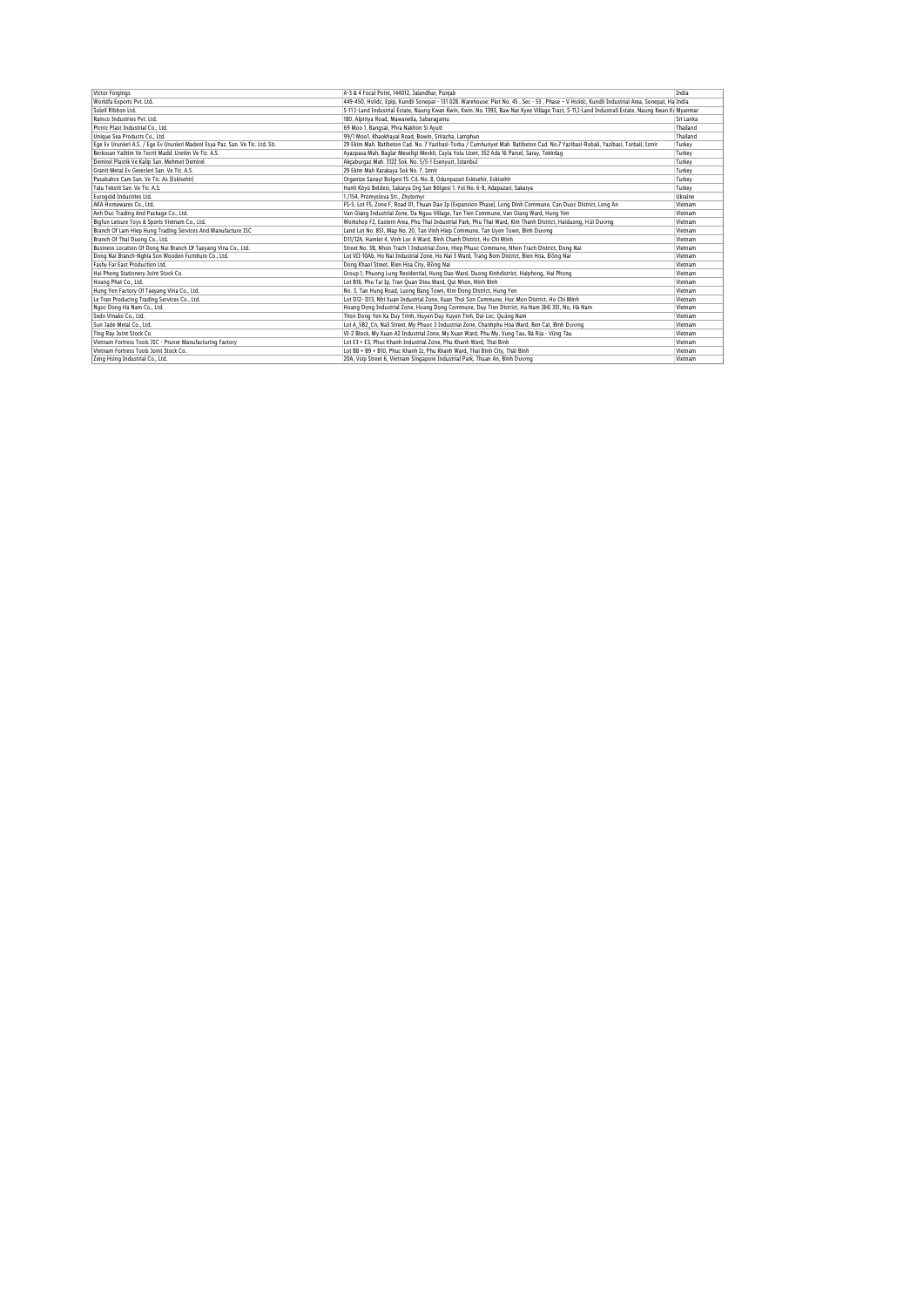| | | |
|---|---|---|
| Victor Forgings | A-3 & 4 Focal Point, 144012, Jalandhar, Punjab | India |
| Worldfa Exports Pvt. Ltd. | 449-450, Hsiidc, Epip, Kundli Sonepat - 131 028. Warehouse: Plot No. 45 , Sec - 53 , Phase – V Hsiidc, Kundli Industrial Area, Sonepat, Ha | India |
| Soleil Ribbon Ltd. | S-11.1-Land Industrial Estate, Naung Kwan Kwin, Kwin. No. 1393, Baw Nat Kyee Village Tract, S-11,1-Land Industrail Estate, Naung Kwan Ki | Myanmar |
| Rainco Industries Pvt. Ltd. | 180, Alpitiya Road, Mawanella, Sabaragamu | Sri Lanka |
| Picnic Plast Industrial Co., Ltd. | 69 Moo 1, Bangsai, Phra Nakhon Si Ayutt | Thailand |
| Unique Sea Products Co., Ltd. | 99/1 Moo1, Khaokhayai Road, Bowin, Sriracha, Lamphun | Thailand |
| Ege Ev Urunleri A.S. / Ege Ev Urunleri Madeni Esya Paz. San. Ve Tic. Ltd. Sti. | 29 Ekim Mah. Batibeton Cad. No. 7 Yazibasi-Torba / Cumhuriyet Mah. Batibeton Cad. No.7 Yazibasi-Robali, Yazibasi, Torbali, Izmir | Turkey |
| Berkosan Yalitim Ve Tecrit Madd. Uretim Ve Tic. A.S. | Ayazpasa Mah, Baglar Meseligi Mevkii, Cayla Yolu Uzeri, 352 Ada 16 Parsel, Saray, Tekirdag | Turkey |
| Demirel Plastik Ve Kalip San. Mehmet Demirel | Akçaburgaz Mah. 3122 Sok. No. 5/5-1 Esenyurt, Istanbul | Turkey |
| Granit Metal Ev Gerecleri San. Ve Tic. A.S. | 29 Ekim Mah Karakaya Sok No. 7, Izmir | Turkey |
| Pasabahce Cam San. Ve Tic. As (Eskisehir) | Organize Sanayi Bolgesi 15. Cd. No. 8, Odunpazari Eskisehir, Eskisehir | Turkey |
| Talu Tekstil San. Ve Tic. A.S. | Hanli Köyü Beldesi, Sakarya Org San Bölgesi 1. Yol No. 6-8, Adapazari, Sakarya | Turkey |
| Eurogold Industries Ltd. | 1 /154, Promyslova Str., Zhytomyr | Ukraine |
| AKA Homewares Co., Ltd. | F5-5, Lot F5, Zone F, Road 01, Thuan Dao Ip (Expansion Phase), Long Dinh Commune, Can Duoc District, Long An | Vietnam |
| Anh Duc Trading And Package Co., Ltd. | Van Giang Industrial Zone, Da Nguu Village, Tan Tien Commune, Van Giang Ward, Hung Yen | Vietnam |
| Bigfun Leisure Toys & Sports Vietnam Co., Ltd. | Workshop F2, Eastern Area, Phu Thai Industrial Park, Phu Thai Ward, Kim Thanh District, Haiduong, Hải Dương | Vietnam |
| Branch Of Lam Hiep Hung Trading Services And Manufacture JSC | Land Lot No. 851, Map No. 20, Tan Vinh Hiep Commune, Tan Uyen Town, Bình Dương | Vietnam |
| Branch Of Thai Duong Co., Ltd. | D11/12A, Hamlet 4, Vinh Loc A Ward, Binh Chanh District, Ho Chi Minh | Vietnam |
| Business Location Of Dong Nai Branch Of Taeyang Vina Co., Ltd. | Street No. 3B, Nhon Trach 1 Industrial Zone, Hiep Phuoc Commune, Nhon Trach District, Dong Nai | Vietnam |
| Dong Nai Branch-Nghia Son Wooden Furniture Co., Ltd. | Lot VII-10Ab, Ho Nai Industrial Zone, Ho Nai 3 Ward, Trang Bom District, Bien Hoa, Đồng Nai | Vietnam |
| Fashy Far East Production Ltd. | Dong Khaoi Street, Bien Hoa City, Đồng Nai | Vietnam |
| Hai Phong Stationery Joint Stock Co. | Group 1, Phuong Lung Residential, Hung Dao Ward, Duong Kinhdistrict, Halphong, Hai Phong | Vietnam |
| Hoang Phat Co., Ltd. | Lot B16, Phu Tai Ip, Tran Quan Dieu Ward, Qui Nhon, Ninh Binh | Vietnam |
| Hung Yen Factory Of Taeyang Vina Co., Ltd. | No. 3, Tan Hung Road, Luong Bang Town, Kim Dong District, Hung Yen | Vietnam |
| Le Tran Producing Trading Services Co., Ltd. | Lot D12- D13, Nhi Xuan Industrial Zone, Xuan Thoi Son Commune, Hoc Mon District, Ho Chi Minh | Vietnam |
| Ngoc Dong Ha Nam Co., Ltd. | Hoang Dong Industrial Zone, Hoang Dong Commune, Duy Tien District, Ha Nam (84) 351, No, Hà Nam | Vietnam |
| Sedo Vinako Co., Ltd. | Thon Dong Yen Xa Duy Trinh, Huyen Duy Xuyen Tinh, Dai Loc, Quảng Nam | Vietnam |
| Sun Jade Metal Co., Ltd. | Lot A_5B2_Cn, Na3 Street. My Phuoc 3 Industrial Zone, Chanhphu Hoa Ward, Ben Cat, Bình Dương | Vietnam |
| Ting Ray Joint Stock Co. | VI-2 Block, My Xuan A2 Industrial Zone, My Xuan Ward, Phu My, Vung Tau, Bà Rịa - Vũng Tàu | Vietnam |
| Vietnam Fortress Tools JSC - Pruner Manufacturing Factory | Lot E3 + E3, Phuc Khanh Industrial Zone, Phu Khanh Ward, Thai Binh | Vietnam |
| Vietnam Fortress Tools Joint Stock Co. | Lot B8 + B9 + B10, Phuc Khanh Iz, Phu Khanh Ward, Thai Binh City, Thái Bình | Vietnam |
| Zeng Hsing Industrial Co., Ltd. | 20A, Vsip Street 6, Vietnam Singapore Industrial Park, Thuan An, Bình Dương | Vietnam |